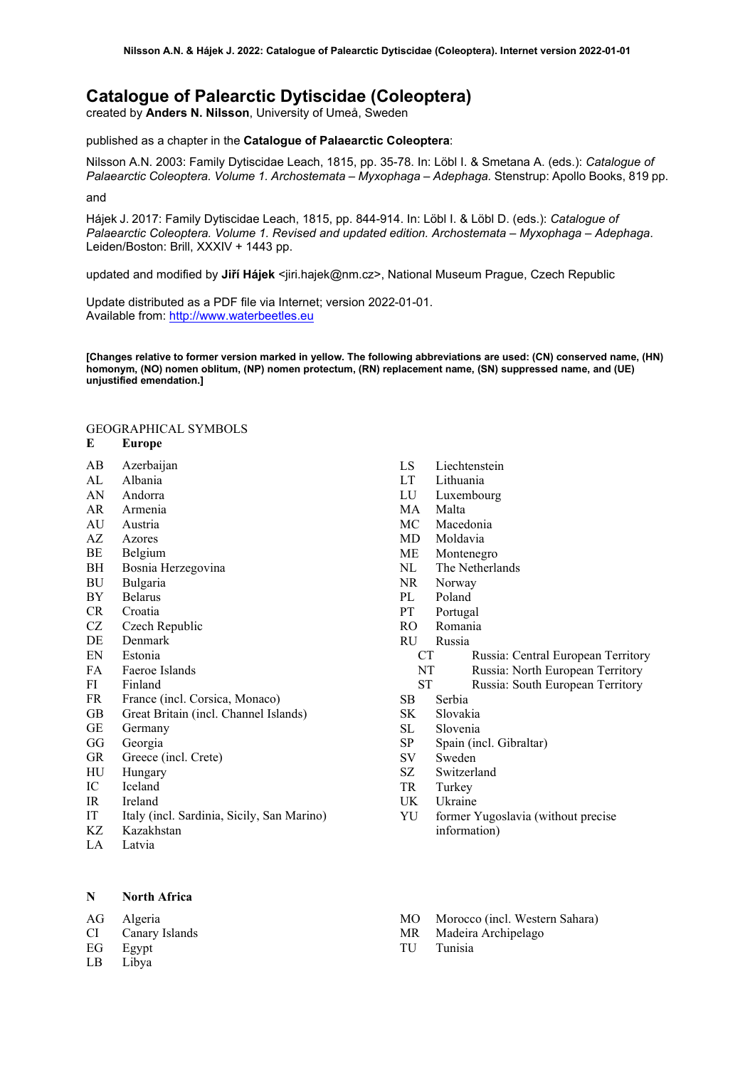# Catalogue of Palearctic Dytiscidae (Coleoptera)

created by **Anders N. Nilsson**, University of Umeå, Sweden

published as a chapter in the **Catalogue of Palaearctic Coleoptera**:

Nilsson A.N. 2003: Family Dytiscidae Leach, 1815, pp. 35-78. In: Löbl I. & Smetana A. (eds.): *Catalogue of Palaearctic Coleoptera. Volume 1. Archostemata – Myxophaga – Adephaga.* Stenstrup: Apollo Books, 819 pp.

and

Hájek J. 2017: Family Dytiscidae Leach, 1815, pp. 844-914. In: Löbl I. & Löbl D. (eds.): *Catalogue of Palaearctic Coleoptera. Volume 1. Revised and updated edition. Archostemata – Myxophaga – Adephaga*. Leiden/Boston: Brill, XXXIV + 1443 pp.

updated and modified by **Jiří Hájek** <jiri.hajek@nm.cz>, National Museum Prague, Czech Republic

Update distributed as a PDF file via Internet; version 2022-01-01.
Available from: http://www.waterbeetles.eu

**[Changes relative to former version marked in yellow. The following abbreviations are used: (CN) conserved name, (HN) homonym, (NO) nomen oblitum, (NP) nomen protectum, (RN) replacement name, (SN) suppressed name, and (UE) unjustified emendation.]**

GEOGRAPHICAL SYMBOLS

**E Europe**

AB Azerbaijan
AL Albania
AN Andorra
AR Armenia
AU Austria
AZ Azores
BE Belgium
BH Bosnia Herzegovina
BU Bulgaria
BY Belarus
CR Croatia
CZ Czech Republic
DE Denmark
EN Estonia
FA Faeroe Islands
FI Finland
FR France (incl. Corsica, Monaco)
GB Great Britain (incl. Channel Islands)
GE Germany
GG Georgia
GR Greece (incl. Crete)
HU Hungary
IC Iceland
IR Ireland
IT Italy (incl. Sardinia, Sicily, San Marino)
KZ Kazakhstan
LA Latvia
LS Liechtenstein
LT Lithuania
LU Luxembourg
MA Malta
MC Macedonia
MD Moldavia
ME Montenegro
NL The Netherlands
NR Norway
PL Poland
PT Portugal
RO Romania
RU Russia
  CT Russia: Central European Territory
  NT Russia: North European Territory
  ST Russia: South European Territory
SB Serbia
SK Slovakia
SL Slovenia
SP Spain (incl. Gibraltar)
SV Sweden
SZ Switzerland
TR Turkey
UK Ukraine
YU former Yugoslavia (without precise information)

**N North Africa**

AG Algeria
CI Canary Islands
EG Egypt
LB Libya
MO Morocco (incl. Western Sahara)
MR Madeira Archipelago
TU Tunisia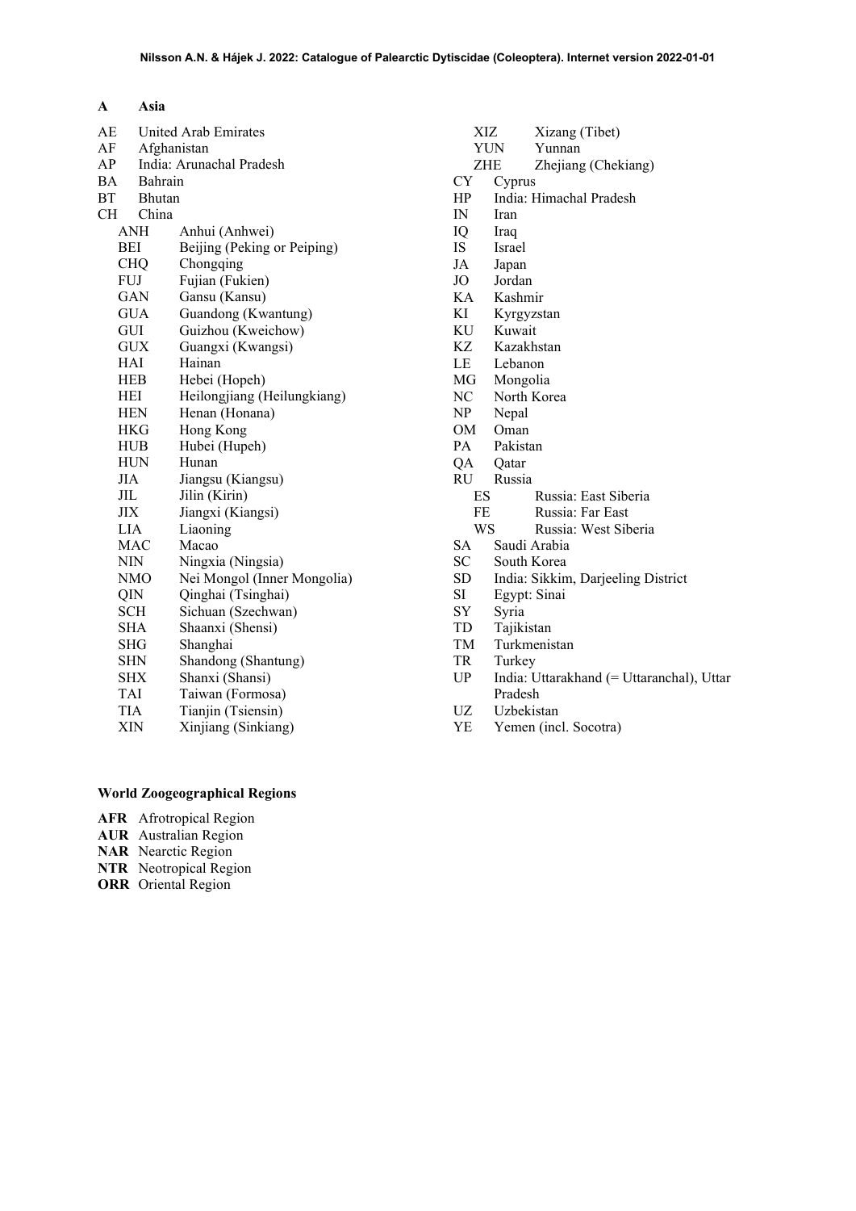**A Asia**

AE United Arab Emirates
AF Afghanistan
AP India: Arunachal Pradesh
BA Bahrain
BT Bhutan
CH China
- ANH Anhui (Anhwei)
- BEI Beijing (Peking or Peiping)
- CHQ Chongqing
- FUJ Fujian (Fukien)
- GAN Gansu (Kansu)
- GUA Guandong (Kwantung)
- GUI Guizhou (Kweichow)
- GUX Guangxi (Kwangsi)
- HAI Hainan
- HEB Hebei (Hopeh)
- HEI Heilongjiang (Heilungkiang)
- HEN Henan (Honana)
- HKG Hong Kong
- HUB Hubei (Hupeh)
- HUN Hunan
- JIA Jiangsu (Kiangsu)
- JIL Jilin (Kirin)
- JIX Jiangxi (Kiangsi)
- LIA Liaoning
- MAC Macao
- NIN Ningxia (Ningsia)
- NMO Nei Mongol (Inner Mongolia)
- QIN Qinghai (Tsinghai)
- SCH Sichuan (Szechwan)
- SHA Shaanxi (Shensi)
- SHG Shanghai
- SHN Shandong (Shantung)
- SHX Shanxi (Shansi)
- TAI Taiwan (Formosa)
- TIA Tianjin (Tsiensin)
- XIN Xinjiang (Sinkiang)
- XIZ Xizang (Tibet)
- YUN Yunnan
- ZHE Zhejiang (Chekiang)

CY Cyprus
HP India: Himachal Pradesh
IN Iran
IQ Iraq
IS Israel
JA Japan
JO Jordan
KA Kashmir
KI Kyrgyzstan
KU Kuwait
KZ Kazakhstan
LE Lebanon
MG Mongolia
NC North Korea
NP Nepal
OM Oman
PA Pakistan
QA Qatar
RU Russia
- ES Russia: East Siberia
- FE Russia: Far East
- WS Russia: West Siberia

SA Saudi Arabia
SC South Korea
SD India: Sikkim, Darjeeling District
SI Egypt: Sinai
SY Syria
TD Tajikistan
TM Turkmenistan
TR Turkey
UP India: Uttarakhand (= Uttaranchal), Uttar Pradesh
UZ Uzbekistan
YE Yemen (incl. Socotra)

**World Zoogeographical Regions**

**AFR** Afrotropical Region
**AUR** Australian Region
**NAR** Nearctic Region
**NTR** Neotropical Region
**ORR** Oriental Region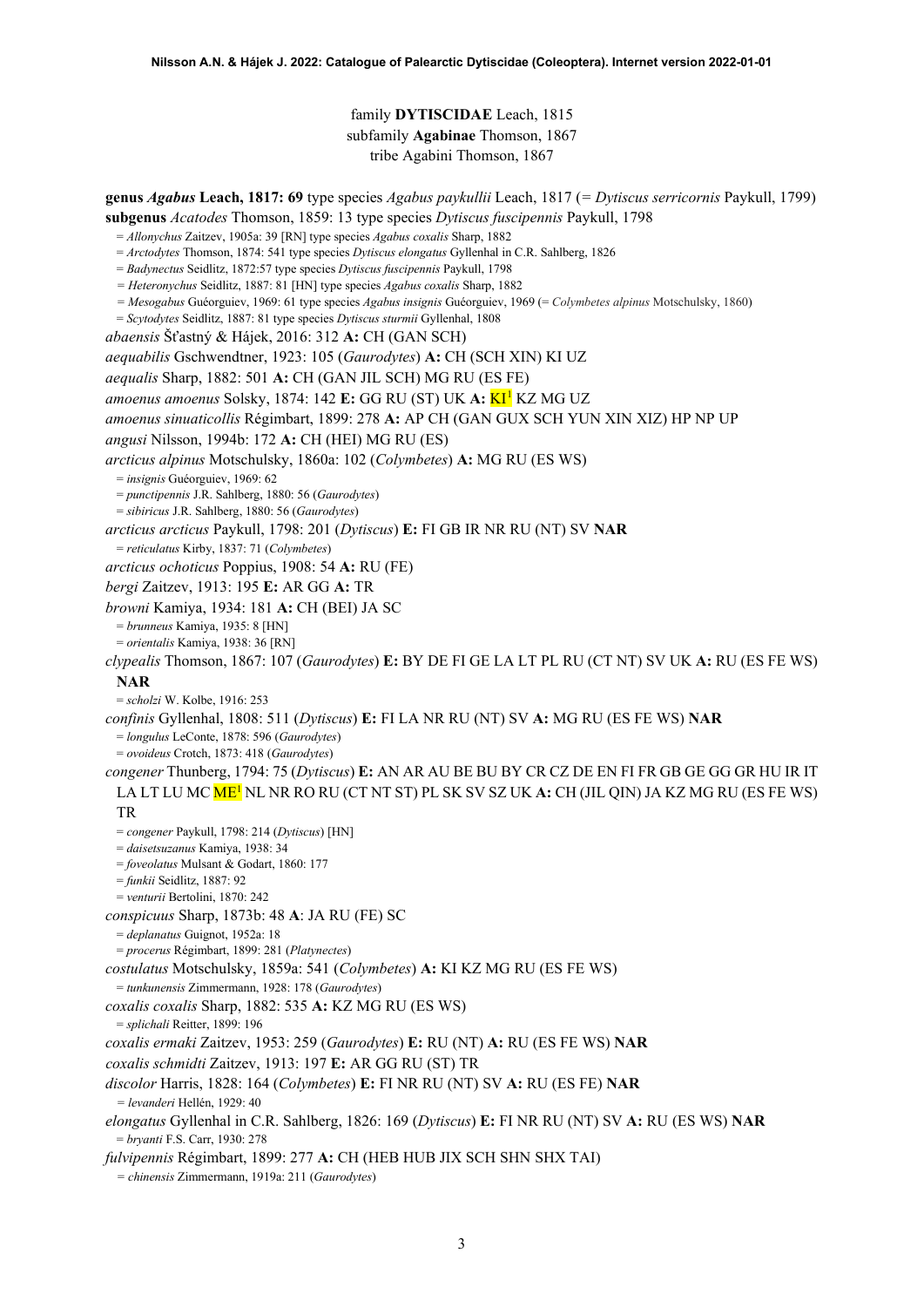family **DYTISCIDAE** Leach, 1815
subfamily **Agabinae** Thomson, 1867
tribe Agabini Thomson, 1867

**genus *Agabus* Leach, 1817: 69** type species *Agabus paykullii* Leach, 1817 (= *Dytiscus serricornis* Paykull, 1799)
**subgenus** *Acatodes* Thomson, 1859: 13 type species *Dytiscus fuscipennis* Paykull, 1798
= *Allonychus* Zaitzev, 1905a: 39 [RN] type species *Agabus coxalis* Sharp, 1882
= *Arctodytes* Thomson, 1874: 541 type species *Dytiscus elongatus* Gyllenhal in C.R. Sahlberg, 1826
= *Badynectus* Seidlitz, 1872:57 type species *Dytiscus fuscipennis* Paykull, 1798
= *Heteronychus* Seidlitz, 1887: 81 [HN] type species *Agabus coxalis* Sharp, 1882
= *Mesogabus* Guéorguiev, 1969: 61 type species *Agabus insignis* Guéorguiev, 1969 (= *Colymbetes alpinus* Motschulsky, 1860)
= *Scytodytes* Seidlitz, 1887: 81 type species *Dytiscus sturmii* Gyllenhal, 1808

*abaensis* Šťastný & Hájek, 2016: 312 **A:** CH (GAN SCH)
*aequabilis* Gschwendtner, 1923: 105 (*Gaurodytes*) **A:** CH (SCH XIN) KI UZ
*aequalis* Sharp, 1882: 501 **A:** CH (GAN JIL SCH) MG RU (ES FE)
*amoenus amoenus* Solsky, 1874: 142 **E:** GG RU (ST) UK **A:** KI[1] KZ MG UZ
*amoenus sinuaticollis* Régimbart, 1899: 278 **A:** AP CH (GAN GUX SCH YUN XIN XIZ) HP NP UP
*angusi* Nilsson, 1994b: 172 **A:** CH (HEI) MG RU (ES)
*arcticus alpinus* Motschulsky, 1860a: 102 (*Colymbetes*) **A:** MG RU (ES WS)
= *insignis* Guéorguiev, 1969: 62
= *punctipennis* J.R. Sahlberg, 1880: 56 (*Gaurodytes*)
= *sibiricus* J.R. Sahlberg, 1880: 56 (*Gaurodytes*)
*arcticus arcticus* Paykull, 1798: 201 (*Dytiscus*) **E:** FI GB IR NR RU (NT) SV **NAR**
= *reticulatus* Kirby, 1837: 71 (*Colymbetes*)
*arcticus ochoticus* Poppius, 1908: 54 **A:** RU (FE)
*bergi* Zaitzev, 1913: 195 **E:** AR GG **A:** TR
*browni* Kamiya, 1934: 181 **A:** CH (BEI) JA SC
= *brunneus* Kamiya, 1935: 8 [HN]
= *orientalis* Kamiya, 1938: 36 [RN]
*clypealis* Thomson, 1867: 107 (*Gaurodytes*) **E:** BY DE FI GE LA LT PL RU (CT NT) SV UK **A:** RU (ES FE WS) **NAR**
= *scholzi* W. Kolbe, 1916: 253
*confinis* Gyllenhal, 1808: 511 (*Dytiscus*) **E:** FI LA NR RU (NT) SV **A:** MG RU (ES FE WS) **NAR**
= *longulus* LeConte, 1878: 596 (*Gaurodytes*)
= *ovoideus* Crotch, 1873: 418 (*Gaurodytes*)
*congener* Thunberg, 1794: 75 (*Dytiscus*) **E:** AN AR AU BE BU BY CR CZ DE EN FI FR GB GE GG GR HU IR IT LA LT LU MC ME[1] NL NR RO RU (CT NT ST) PL SK SV SZ UK **A:** CH (JIL QIN) JA KZ MG RU (ES FE WS) TR
= *congener* Paykull, 1798: 214 (*Dytiscus*) [HN]
= *daisetsuzanus* Kamiya, 1938: 34
= *foveolatus* Mulsant & Godart, 1860: 177
= *funkii* Seidlitz, 1887: 92
= *venturii* Bertolini, 1870: 242
*conspicuus* Sharp, 1873b: 48 **A**: JA RU (FE) SC
= *deplanatus* Guignot, 1952a: 18
= *procerus* Régimbart, 1899: 281 (*Platynectes*)
*costulatus* Motschulsky, 1859a: 541 (*Colymbetes*) **A:** KI KZ MG RU (ES FE WS)
= *tunkunensis* Zimmermann, 1928: 178 (*Gaurodytes*)
*coxalis coxalis* Sharp, 1882: 535 **A:** KZ MG RU (ES WS)
= *splichali* Reitter, 1899: 196
*coxalis ermaki* Zaitzev, 1953: 259 (*Gaurodytes*) **E:** RU (NT) **A:** RU (ES FE WS) **NAR**
*coxalis schmidti* Zaitzev, 1913: 197 **E:** AR GG RU (ST) TR
*discolor* Harris, 1828: 164 (*Colymbetes*) **E:** FI NR RU (NT) SV **A:** RU (ES FE) **NAR**
= *levanderi* Hellén, 1929: 40
*elongatus* Gyllenhal in C.R. Sahlberg, 1826: 169 (*Dytiscus*) **E:** FI NR RU (NT) SV **A:** RU (ES WS) **NAR**
= *bryanti* F.S. Carr, 1930: 278
*fulvipennis* Régimbart, 1899: 277 **A:** CH (HEB HUB JIX SCH SHN SHX TAI)
= *chinensis* Zimmermann, 1919a: 211 (*Gaurodytes*)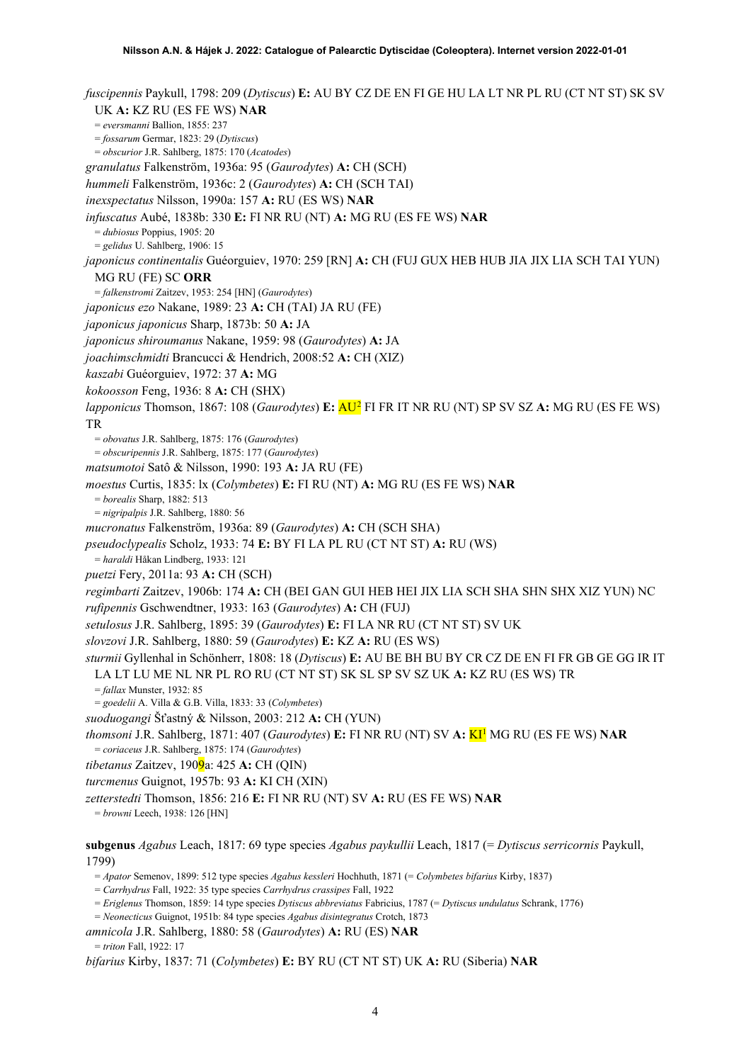*fuscipennis* Paykull, 1798: 209 (*Dytiscus*) **E:** AU BY CZ DE EN FI GE HU LA LT NR PL RU (CT NT ST) SK SV UK **A:** KZ RU (ES FE WS) **NAR**

= *eversmanni* Ballion, 1855: 237

= *fossarum* Germar, 1823: 29 (*Dytiscus*)

= *obscurior* J.R. Sahlberg, 1875: 170 (*Acatodes*)

*granulatus* Falkenström, 1936a: 95 (*Gaurodytes*) **A:** CH (SCH)

*hummeli* Falkenström, 1936c: 2 (*Gaurodytes*) **A:** CH (SCH TAI)

*inexspectatus* Nilsson, 1990a: 157 **A:** RU (ES WS) **NAR**

*infuscatus* Aubé, 1838b: 330 **E:** FI NR RU (NT) **A:** MG RU (ES FE WS) **NAR**

= *dubiosus* Poppius, 1905: 20

= *gelidus* U. Sahlberg, 1906: 15

*japonicus continentalis* Guéorguiev, 1970: 259 [RN] **A:** CH (FUJ GUX HEB HUB JIA JIX LIA SCH TAI YUN) MG RU (FE) SC **ORR**

= *falkenstromi* Zaitzev, 1953: 254 [HN] (*Gaurodytes*)

*japonicus ezo* Nakane, 1989: 23 **A:** CH (TAI) JA RU (FE)

*japonicus japonicus* Sharp, 1873b: 50 **A:** JA

*japonicus shiroumanus* Nakane, 1959: 98 (*Gaurodytes*) **A:** JA

*joachimschmidti* Brancucci & Hendrich, 2008:52 **A:** CH (XIZ)

*kaszabi* Guéorguiev, 1972: 37 **A:** MG

*kokoosson* Feng, 1936: 8 **A:** CH (SHX)

*lapponicus* Thomson, 1867: 108 (*Gaurodytes*) **E:** AU[2] FI FR IT NR RU (NT) SP SV SZ **A:** MG RU (ES FE WS) TR

= *obovatus* J.R. Sahlberg, 1875: 176 (*Gaurodytes*)

= *obscuripennis* J.R. Sahlberg, 1875: 177 (*Gaurodytes*)

*matsumotoi* Satô & Nilsson, 1990: 193 **A:** JA RU (FE)

*moestus* Curtis, 1835: lx (*Colymbetes*) **E:** FI RU (NT) **A:** MG RU (ES FE WS) **NAR**

= *borealis* Sharp, 1882: 513

= *nigripalpis* J.R. Sahlberg, 1880: 56

*mucronatus* Falkenström, 1936a: 89 (*Gaurodytes*) **A:** CH (SCH SHA)

*pseudoclypealis* Scholz, 1933: 74 **E:** BY FI LA PL RU (CT NT ST) **A:** RU (WS)

= *haraldi* Håkan Lindberg, 1933: 121

*puetzi* Fery, 2011a: 93 **A:** CH (SCH)

*regimbarti* Zaitzev, 1906b: 174 **A:** CH (BEI GAN GUI HEB HEI JIX LIA SCH SHA SHN SHX XIZ YUN) NC

*rufipennis* Gschwendtner, 1933: 163 (*Gaurodytes*) **A:** CH (FUJ)

*setulosus* J.R. Sahlberg, 1895: 39 (*Gaurodytes*) **E:** FI LA NR RU (CT NT ST) SV UK

*slovzovi* J.R. Sahlberg, 1880: 59 (*Gaurodytes*) **E:** KZ **A:** RU (ES WS)

*sturmii* Gyllenhal in Schönherr, 1808: 18 (*Dytiscus*) **E:** AU BE BH BU BY CR CZ DE EN FI FR GB GE GG IR IT LA LT LU ME NL NR PL RO RU (CT NT ST) SK SL SP SV SZ UK **A:** KZ RU (ES WS) TR

= *fallax* Munster, 1932: 85

= *goedelii* A. Villa & G.B. Villa, 1833: 33 (*Colymbetes*)

*suoduogangi* Šťastný & Nilsson, 2003: 212 **A:** CH (YUN)

*thomsoni* J.R. Sahlberg, 1871: 407 (*Gaurodytes*) **E:** FI NR RU (NT) SV **A:** KI[1] MG RU (ES FE WS) **NAR**

= *coriaceus* J.R. Sahlberg, 1875: 174 (*Gaurodytes*)

*tibetanus* Zaitzev, 1909a: 425 **A:** CH (QIN)

*turcmenus* Guignot, 1957b: 93 **A:** KI CH (XIN)

*zetterstedti* Thomson, 1856: 216 **E:** FI NR RU (NT) SV **A:** RU (ES FE WS) **NAR**

= *browni* Leech, 1938: 126 [HN]

**subgenus** *Agabus* Leach, 1817: 69 type species *Agabus paykullii* Leach, 1817 (= *Dytiscus serricornis* Paykull, 1799)

= *Apator* Semenov, 1899: 512 type species *Agabus kessleri* Hochhuth, 1871 (= *Colymbetes bifarius* Kirby, 1837)

= *Carrhydrus* Fall, 1922: 35 type species *Carrhydrus crassipes* Fall, 1922

= *Eriglenus* Thomson, 1859: 14 type species *Dytiscus abbreviatus* Fabricius, 1787 (= *Dytiscus undulatus* Schrank, 1776)

= *Neonecticus* Guignot, 1951b: 84 type species *Agabus disintegratus* Crotch, 1873

*amnicola* J.R. Sahlberg, 1880: 58 (*Gaurodytes*) **A:** RU (ES) **NAR**

= *triton* Fall, 1922: 17

*bifarius* Kirby, 1837: 71 (*Colymbetes*) **E:** BY RU (CT NT ST) UK **A:** RU (Siberia) **NAR**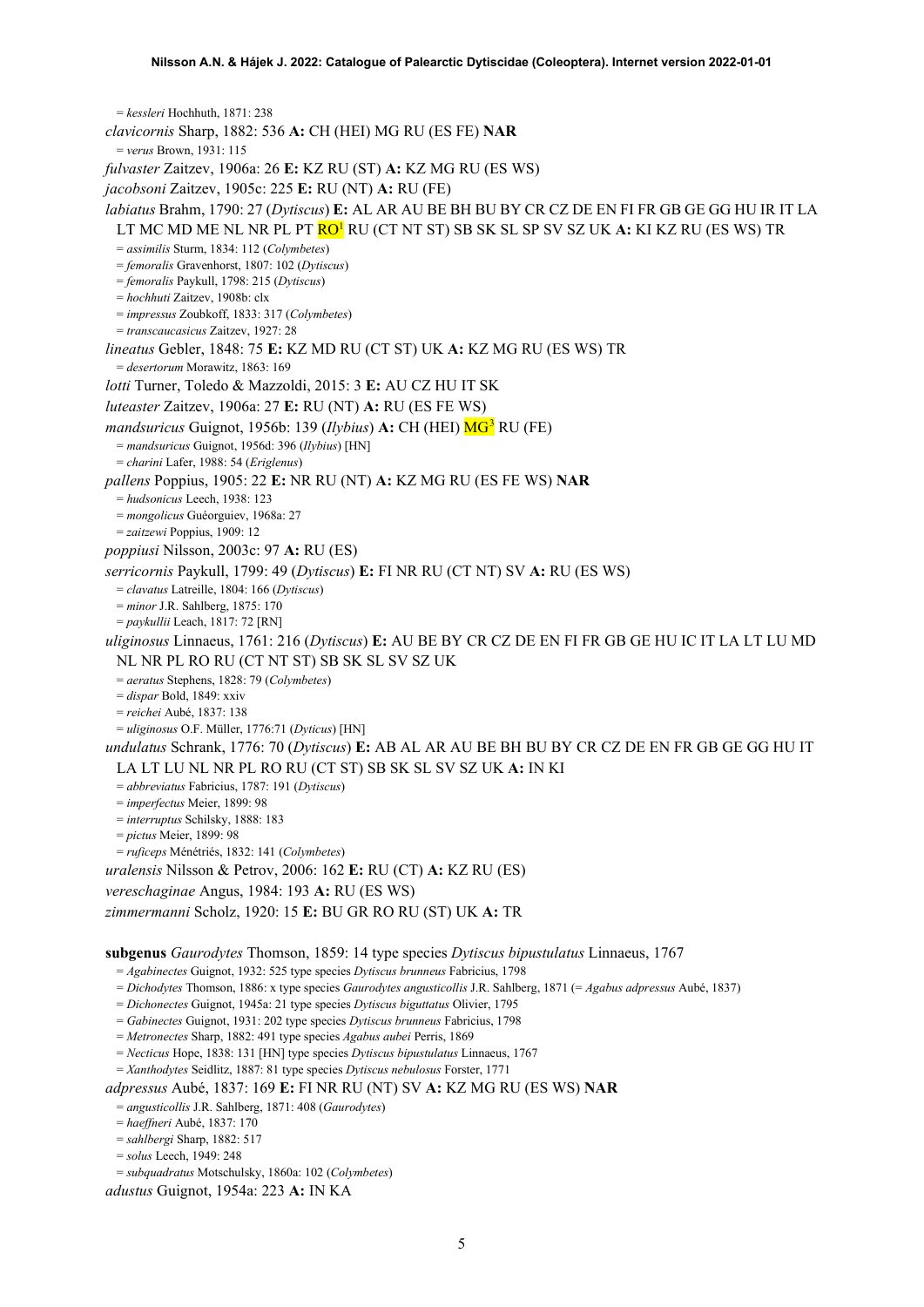= *kessleri* Hochhuth, 1871: 238

*clavicornis* Sharp, 1882: 536 **A:** CH (HEI) MG RU (ES FE) **NAR**

= *verus* Brown, 1931: 115

*fulvaster* Zaitzev, 1906a: 26 **E:** KZ RU (ST) **A:** KZ MG RU (ES WS)

*jacobsoni* Zaitzev, 1905c: 225 **E:** RU (NT) **A:** RU (FE)

*labiatus* Brahm, 1790: 27 (*Dytiscus*) **E:** AL AR AU BE BH BU BY CR CZ DE EN FI FR GB GE GG HU IR IT LA LT MC MD ME NL NR PL PT RO[1] RU (CT NT ST) SB SK SL SP SV SZ UK **A:** KI KZ RU (ES WS) TR

= *assimilis* Sturm, 1834: 112 (*Colymbetes*)
= *femoralis* Gravenhorst, 1807: 102 (*Dytiscus*)
= *femoralis* Paykull, 1798: 215 (*Dytiscus*)
= *hochhuti* Zaitzev, 1908b: clx
= *impressus* Zoubkoff, 1833: 317 (*Colymbetes*)
= *transcaucasicus* Zaitzev, 1927: 28

*lineatus* Gebler, 1848: 75 **E:** KZ MD RU (CT ST) UK **A:** KZ MG RU (ES WS) TR

= *desertorum* Morawitz, 1863: 169

*lotti* Turner, Toledo & Mazzoldi, 2015: 3 **E:** AU CZ HU IT SK

*luteaster* Zaitzev, 1906a: 27 **E:** RU (NT) **A:** RU (ES FE WS)

*mandsuricus* Guignot, 1956b: 139 (*Ilybius*) **A:** CH (HEI) MG[3] RU (FE)

= *mandsuricus* Guignot, 1956d: 396 (*Ilybius*) [HN]
= *charini* Lafer, 1988: 54 (*Eriglenus*)

*pallens* Poppius, 1905: 22 **E:** NR RU (NT) **A:** KZ MG RU (ES FE WS) **NAR**

= *hudsonicus* Leech, 1938: 123
= *mongolicus* Guéorguiev, 1968a: 27
= *zaitzewi* Poppius, 1909: 12

*poppiusi* Nilsson, 2003c: 97 **A:** RU (ES)

*serricornis* Paykull, 1799: 49 (*Dytiscus*) **E:** FI NR RU (CT NT) SV **A:** RU (ES WS)

= *clavatus* Latreille, 1804: 166 (*Dytiscus*)
= *minor* J.R. Sahlberg, 1875: 170
= *paykullii* Leach, 1817: 72 [RN]

*uliginosus* Linnaeus, 1761: 216 (*Dytiscus*) **E:** AU BE BY CR CZ DE EN FI FR GB GE HU IC IT LA LT LU MD NL NR PL RO RU (CT NT ST) SB SK SL SV SZ UK

= *aeratus* Stephens, 1828: 79 (*Colymbetes*)
= *dispar* Bold, 1849: xxiv
= *reichei* Aubé, 1837: 138
= *uliginosus* O.F. Müller, 1776:71 (*Dyticus*) [HN]

*undulatus* Schrank, 1776: 70 (*Dytiscus*) **E:** AB AL AR AU BE BH BU BY CR CZ DE EN FR GB GE GG HU IT LA LT LU NL NR PL RO RU (CT ST) SB SK SL SV SZ UK **A:** IN KI

= *abbreviatus* Fabricius, 1787: 191 (*Dytiscus*)
= *imperfectus* Meier, 1899: 98
= *interruptus* Schilsky, 1888: 183
= *pictus* Meier, 1899: 98
= *ruficeps* Ménétriés, 1832: 141 (*Colymbetes*)

*uralensis* Nilsson & Petrov, 2006: 162 **E:** RU (CT) **A:** KZ RU (ES)

*vereschaginae* Angus, 1984: 193 **A:** RU (ES WS)

*zimmermanni* Scholz, 1920: 15 **E:** BU GR RO RU (ST) UK **A:** TR

**subgenus** *Gaurodytes* Thomson, 1859: 14 type species *Dytiscus bipustulatus* Linnaeus, 1767

= *Agabinectes* Guignot, 1932: 525 type species *Dytiscus brunneus* Fabricius, 1798
= *Dichodytes* Thomson, 1886: x type species *Gaurodytes angusticollis* J.R. Sahlberg, 1871 (= *Agabus adpressus* Aubé, 1837)
= *Dichonectes* Guignot, 1945a: 21 type species *Dytiscus biguttatus* Olivier, 1795
= *Gabinectes* Guignot, 1931: 202 type species *Dytiscus brunneus* Fabricius, 1798
= *Metronectes* Sharp, 1882: 491 type species *Agabus aubei* Perris, 1869
= *Necticus* Hope, 1838: 131 [HN] type species *Dytiscus bipustulatus* Linnaeus, 1767
= *Xanthodytes* Seidlitz, 1887: 81 type species *Dytiscus nebulosus* Forster, 1771

*adpressus* Aubé, 1837: 169 **E:** FI NR RU (NT) SV **A:** KZ MG RU (ES WS) **NAR**

= *angusticollis* J.R. Sahlberg, 1871: 408 (*Gaurodytes*)
= *haeffneri* Aubé, 1837: 170
= *sahlbergi* Sharp, 1882: 517
= *solus* Leech, 1949: 248
= *subquadratus* Motschulsky, 1860a: 102 (*Colymbetes*)

*adustus* Guignot, 1954a: 223 **A:** IN KA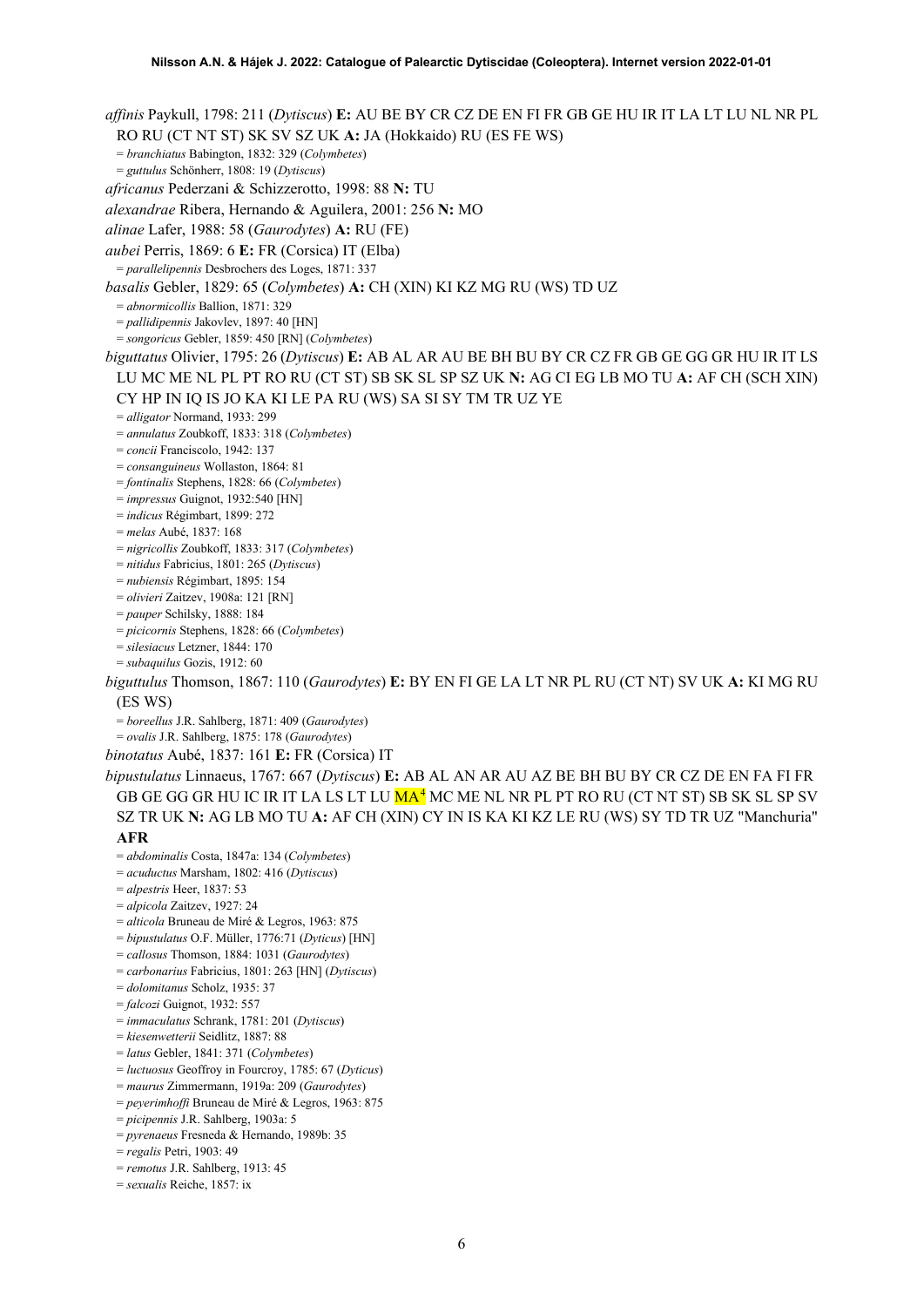*affinis* Paykull, 1798: 211 (*Dytiscus*) **E:** AU BE BY CR CZ DE EN FI FR GB GE HU IR IT LA LT LU NL NR PL RO RU (CT NT ST) SK SV SZ UK **A:** JA (Hokkaido) RU (ES FE WS)

= *branchiatus* Babington, 1832: 329 (*Colymbetes*)
= *guttulus* Schönherr, 1808: 19 (*Dytiscus*)

*africanus* Pederzani & Schizzerotto, 1998: 88 **N:** TU

*alexandrae* Ribera, Hernando & Aguilera, 2001: 256 **N:** MO

*alinae* Lafer, 1988: 58 (*Gaurodytes*) **A:** RU (FE)

*aubei* Perris, 1869: 6 **E:** FR (Corsica) IT (Elba)

= *parallelipennis* Desbrochers des Loges, 1871: 337

*basalis* Gebler, 1829: 65 (*Colymbetes*) **A:** CH (XIN) KI KZ MG RU (WS) TD UZ

= *abnormicollis* Ballion, 1871: 329
= *pallidipennis* Jakovlev, 1897: 40 [HN]
= *songoricus* Gebler, 1859: 450 [RN] (*Colymbetes*)

*biguttatus* Olivier, 1795: 26 (*Dytiscus*) **E:** AB AL AR AU BE BH BU BY CR CZ FR GB GE GG GR HU IR IT LS LU MC ME NL PL PT RO RU (CT ST) SB SK SL SP SZ UK **N:** AG CI EG LB MO TU **A:** AF CH (SCH XIN) CY HP IN IQ IS JO KA KI LE PA RU (WS) SA SI SY TM TR UZ YE

= *alligator* Normand, 1933: 299
= *annulatus* Zoubkoff, 1833: 318 (*Colymbetes*)
= *concii* Franciscolo, 1942: 137
= *consanguineus* Wollaston, 1864: 81
= *fontinalis* Stephens, 1828: 66 (*Colymbetes*)
= *impressus* Guignot, 1932:540 [HN]
= *indicus* Régimbart, 1899: 272
= *melas* Aubé, 1837: 168
= *nigricollis* Zoubkoff, 1833: 317 (*Colymbetes*)
= *nitidus* Fabricius, 1801: 265 (*Dytiscus*)
= *nubiensis* Régimbart, 1895: 154
= *olivieri* Zaitzev, 1908a: 121 [RN]
= *pauper* Schilsky, 1888: 184
= *picicornis* Stephens, 1828: 66 (*Colymbetes*)
= *silesiacus* Letzner, 1844: 170
= *subaquilus* Gozis, 1912: 60

*biguttulus* Thomson, 1867: 110 (*Gaurodytes*) **E:** BY EN FI GE LA LT NR PL RU (CT NT) SV UK **A:** KI MG RU (ES WS)

= *boreellus* J.R. Sahlberg, 1871: 409 (*Gaurodytes*)
= *ovalis* J.R. Sahlberg, 1875: 178 (*Gaurodytes*)

*binotatus* Aubé, 1837: 161 **E:** FR (Corsica) IT

*bipustulatus* Linnaeus, 1767: 667 (*Dytiscus*) **E:** AB AL AN AR AU AZ BE BH BU BY CR CZ DE EN FA FI FR GB GE GG GR HU IC IR IT LA LS LT LU MA[4] MC ME NL NR PL PT RO RU (CT NT ST) SB SK SL SP SV SZ TR UK **N:** AG LB MO TU **A:** AF CH (XIN) CY IN IS KA KI KZ LE RU (WS) SY TD TR UZ "Manchuria" **AFR**

= *abdominalis* Costa, 1847a: 134 (*Colymbetes*)
= *acuductus* Marsham, 1802: 416 (*Dytiscus*)
= *alpestris* Heer, 1837: 53
= *alpicola* Zaitzev, 1927: 24
= *alticola* Bruneau de Miré & Legros, 1963: 875
= *bipustulatus* O.F. Müller, 1776:71 (*Dyticus*) [HN]
= *callosus* Thomson, 1884: 1031 (*Gaurodytes*)
= *carbonarius* Fabricius, 1801: 263 [HN] (*Dytiscus*)
= *dolomitanus* Scholz, 1935: 37
= *falcozi* Guignot, 1932: 557
= *immaculatus* Schrank, 1781: 201 (*Dytiscus*)
= *kiesenwetterii* Seidlitz, 1887: 88
= *latus* Gebler, 1841: 371 (*Colymbetes*)
= *luctuosus* Geoffroy in Fourcroy, 1785: 67 (*Dyticus*)
= *maurus* Zimmermann, 1919a: 209 (*Gaurodytes*)
= *peyerimhoffi* Bruneau de Miré & Legros, 1963: 875
= *picipennis* J.R. Sahlberg, 1903a: 5
= *pyrenaeus* Fresneda & Hernando, 1989b: 35
= *regalis* Petri, 1903: 49
= *remotus* J.R. Sahlberg, 1913: 45
= *sexualis* Reiche, 1857: ix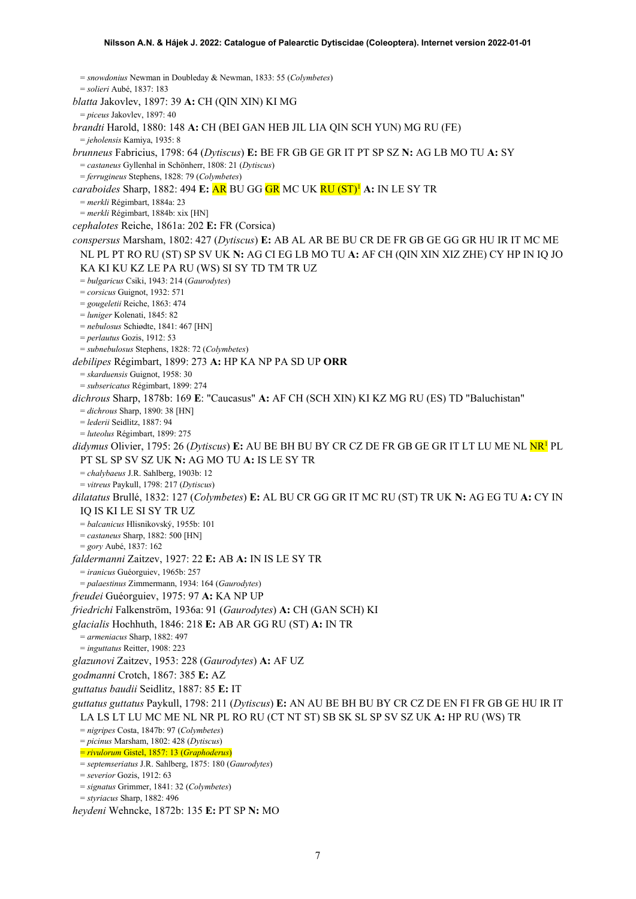= *snowdonius* Newman in Doubleday & Newman, 1833: 55 (*Colymbetes*)
= *solieri* Aubé, 1837: 183

*blatta* Jakovlev, 1897: 39 **A:** CH (QIN XIN) KI MG
= *piceus* Jakovlev, 1897: 40

*brandti* Harold, 1880: 148 **A:** CH (BEI GAN HEB JIL LIA QIN SCH YUN) MG RU (FE)
= *jeholensis* Kamiya, 1935: 8

*brunneus* Fabricius, 1798: 64 (*Dytiscus*) **E:** BE FR GB GE GR IT PT SP SZ **N:** AG LB MO TU **A:** SY
= *castaneus* Gyllenhal in Schönherr, 1808: 21 (*Dytiscus*)
= *ferrugineus* Stephens, 1828: 79 (*Colymbetes*)

*caraboides* Sharp, 1882: 494 **E:** AR BU GG GR MC UK RU (ST)[1] **A:** IN LE SY TR
= *merkli* Régimbart, 1884a: 23
= *merkli* Régimbart, 1884b: xix [HN]

*cephalotes* Reiche, 1861a: 202 **E:** FR (Corsica)

*conspersus* Marsham, 1802: 427 (*Dytiscus*) **E:** AB AL AR BE BU CR DE FR GB GE GG GR HU IR IT MC ME NL PL PT RO RU (ST) SP SV UK **N:** AG CI EG LB MO TU **A:** AF CH (QIN XIN XIZ ZHE) CY HP IN IQ JO KA KI KU KZ LE PA RU (WS) SI SY TD TM TR UZ
= *bulgaricus* Csiki, 1943: 214 (*Gaurodytes*)
= *corsicus* Guignot, 1932: 571
= *gougeletii* Reiche, 1863: 474
= *luniger* Kolenati, 1845: 82
= *nebulosus* Schiødte, 1841: 467 [HN]
= *perlautus* Gozis, 1912: 53
= *subnebulosus* Stephens, 1828: 72 (*Colymbetes*)

*debilipes* Régimbart, 1899: 273 **A:** HP KA NP PA SD UP **ORR**
= *skarduensis* Guignot, 1958: 30
= *subsericatus* Régimbart, 1899: 274

*dichrous* Sharp, 1878b: 169 **E**: "Caucasus" **A:** AF CH (SCH XIN) KI KZ MG RU (ES) TD "Baluchistan"
= *dichrous* Sharp, 1890: 38 [HN]
= *lederii* Seidlitz, 1887: 94
= *luteolus* Régimbart, 1899: 275

*didymus* Olivier, 1795: 26 (*Dytiscus*) **E:** AU BE BH BU BY CR CZ DE FR GB GE GR IT LT LU ME NL NR[1] PL PT SL SP SV SZ UK **N:** AG MO TU **A:** IS LE SY TR
= *chalybaeus* J.R. Sahlberg, 1903b: 12
= *vitreus* Paykull, 1798: 217 (*Dytiscus*)

*dilatatus* Brullé, 1832: 127 (*Colymbetes*) **E:** AL BU CR GG GR IT MC RU (ST) TR UK **N:** AG EG TU **A:** CY IN IQ IS KI LE SI SY TR UZ
= *balcanicus* Hlisnikovský, 1955b: 101
= *castaneus* Sharp, 1882: 500 [HN]
= *gory* Aubé, 1837: 162

*faldermanni* Zaitzev, 1927: 22 **E:** AB **A:** IN IS LE SY TR
= *iranicus* Guéorguiev, 1965b: 257
= *palaestinus* Zimmermann, 1934: 164 (*Gaurodytes*)

*freudei* Guéorguiev, 1975: 97 **A:** KA NP UP

*friedrichi* Falkenström, 1936a: 91 (*Gaurodytes*) **A:** CH (GAN SCH) KI

*glacialis* Hochhuth, 1846: 218 **E:** AB AR GG RU (ST) **A:** IN TR
= *armeniacus* Sharp, 1882: 497
= *inguttatus* Reitter, 1908: 223

*glazunovi* Zaitzev, 1953: 228 (*Gaurodytes*) **A:** AF UZ

*godmanni* Crotch, 1867: 385 **E:** AZ

*guttatus baudii* Seidlitz, 1887: 85 **E:** IT

*guttatus guttatus* Paykull, 1798: 211 (*Dytiscus*) **E:** AN AU BE BH BU BY CR CZ DE EN FI FR GB GE HU IR IT LA LS LT LU MC ME NL NR PL RO RU (CT NT ST) SB SK SL SP SV SZ UK **A:** HP RU (WS) TR
= *nigripes* Costa, 1847b: 97 (*Colymbetes*)
= *picinus* Marsham, 1802: 428 (*Dytiscus*)
= *rivulorum* Gistel, 1857: 13 (*Graphoderus*)
= *septemseriatus* J.R. Sahlberg, 1875: 180 (*Gaurodytes*)
= *severior* Gozis, 1912: 63
= *signatus* Grimmer, 1841: 32 (*Colymbetes*)
= *styriacus* Sharp, 1882: 496

*heydeni* Wehncke, 1872b: 135 **E:** PT SP **N:** MO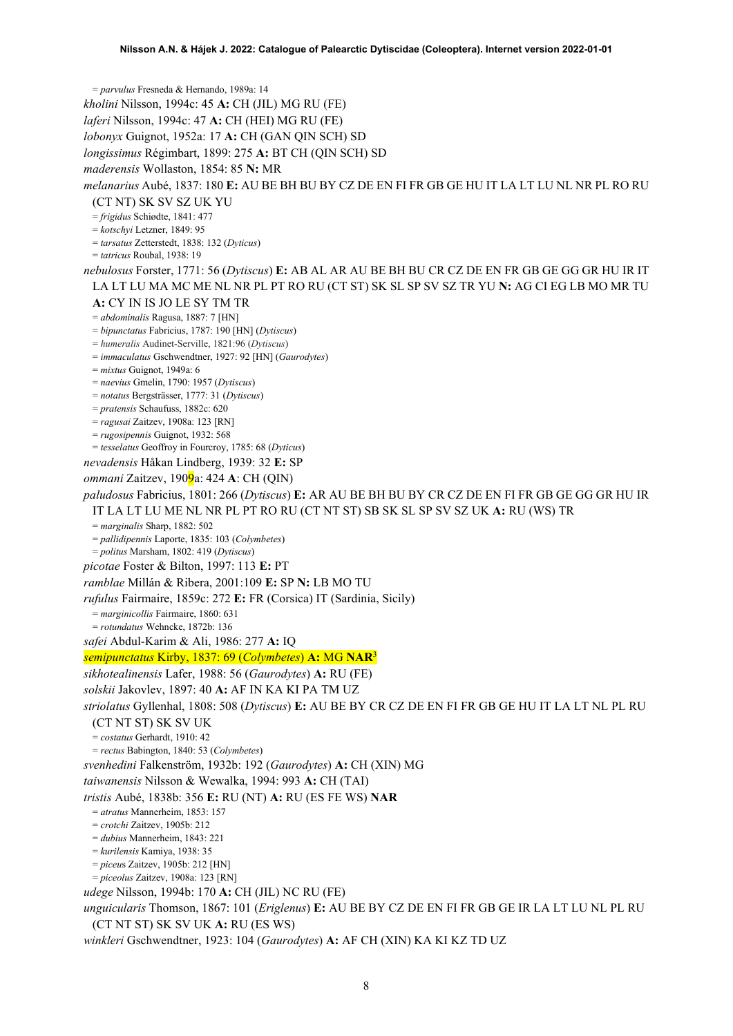= *parvulus* Fresneda & Hernando, 1989a: 14

*kholini* Nilsson, 1994c: 45 **A:** CH (JIL) MG RU (FE)

*laferi* Nilsson, 1994c: 47 **A:** CH (HEI) MG RU (FE)

*lobonyx* Guignot, 1952a: 17 **A:** CH (GAN QIN SCH) SD

*longissimus* Régimbart, 1899: 275 **A:** BT CH (QIN SCH) SD

*maderensis* Wollaston, 1854: 85 **N:** MR

*melanarius* Aubé, 1837: 180 **E:** AU BE BH BU BY CZ DE EN FI FR GB GE HU IT LA LT LU NL NR PL RO RU (CT NT) SK SV SZ UK YU

= *frigidus* Schiødte, 1841: 477

= *kotschyi* Letzner, 1849: 95

= *tarsatus* Zetterstedt, 1838: 132 (*Dyticus*)

= *tatricus* Roubal, 1938: 19

*nebulosus* Forster, 1771: 56 (*Dytiscus*) **E:** AB AL AR AU BE BH BU CR CZ DE EN FR GB GE GG GR HU IR IT LA LT LU MA MC ME NL NR PL PT RO RU (CT ST) SK SL SP SV SZ TR YU **N:** AG CI EG LB MO MR TU **A:** CY IN IS JO LE SY TM TR

= *abdominalis* Ragusa, 1887: 7 [HN]

= *bipunctatus* Fabricius, 1787: 190 [HN] (*Dytiscus*)

= *humeralis* Audinet-Serville, 1821:96 (*Dytiscus*)

= *immaculatus* Gschwendtner, 1927: 92 [HN] (*Gaurodytes*)

= *mixtus* Guignot, 1949a: 6

= *naevius* Gmelin, 1790: 1957 (*Dytiscus*)

= *notatus* Bergsträsser, 1777: 31 (*Dytiscus*)

= *pratensis* Schaufuss, 1882c: 620

= *ragusai* Zaitzev, 1908a: 123 [RN]

= *rugosipennis* Guignot, 1932: 568

= *tesselatus* Geoffroy in Fourcroy, 1785: 68 (*Dyticus*)

*nevadensis* Håkan Lindberg, 1939: 32 **E:** SP

*ommani* Zaitzev, 1909a: 424 **A**: CH (QIN)

*paludosus* Fabricius, 1801: 266 (*Dytiscus*) **E:** AR AU BE BH BU BY CR CZ DE EN FI FR GB GE GG GR HU IR IT LA LT LU ME NL NR PL PT RO RU (CT NT ST) SB SK SL SP SV SZ UK **A:** RU (WS) TR

= *marginalis* Sharp, 1882: 502

= *pallidipennis* Laporte, 1835: 103 (*Colymbetes*)

= *politus* Marsham, 1802: 419 (*Dytiscus*)

*picotae* Foster & Bilton, 1997: 113 **E:** PT

*ramblae* Millán & Ribera, 2001:109 **E:** SP **N:** LB MO TU

*rufulus* Fairmaire, 1859c: 272 **E:** FR (Corsica) IT (Sardinia, Sicily)

= *marginicollis* Fairmaire, 1860: 631

= *rotundatus* Wehncke, 1872b: 136

*safei* Abdul-Karim & Ali, 1986: 277 **A:** IQ

*semipunctatus* Kirby, 1837: 69 (*Colymbetes*) **A:** MG **NAR**[3]

*sikhotealinensis* Lafer, 1988: 56 (*Gaurodytes*) **A:** RU (FE)

*solskii* Jakovlev, 1897: 40 **A:** AF IN KA KI PA TM UZ

*striolatus* Gyllenhal, 1808: 508 (*Dytiscus*) **E:** AU BE BY CR CZ DE EN FI FR GB GE HU IT LA LT NL PL RU (CT NT ST) SK SV UK

= *costatus* Gerhardt, 1910: 42

= *rectus* Babington, 1840: 53 (*Colymbetes*)

*svenhedini* Falkenström, 1932b: 192 (*Gaurodytes*) **A:** CH (XIN) MG

*taiwanensis* Nilsson & Wewalka, 1994: 993 **A:** CH (TAI)

*tristis* Aubé, 1838b: 356 **E:** RU (NT) **A:** RU (ES FE WS) **NAR**

= *atratus* Mannerheim, 1853: 157

= *crotchi* Zaitzev, 1905b: 212

= *dubius* Mannerheim, 1843: 221

= *kurilensis* Kamiya, 1938: 35

= *piceus* Zaitzev, 1905b: 212 [HN]

= *piceolus* Zaitzev, 1908a: 123 [RN]

*udege* Nilsson, 1994b: 170 **A:** CH (JIL) NC RU (FE)

*unguicularis* Thomson, 1867: 101 (*Eriglenus*) **E:** AU BE BY CZ DE EN FI FR GB GE IR LA LT LU NL PL RU (CT NT ST) SK SV UK **A:** RU (ES WS)

*winkleri* Gschwendtner, 1923: 104 (*Gaurodytes*) **A:** AF CH (XIN) KA KI KZ TD UZ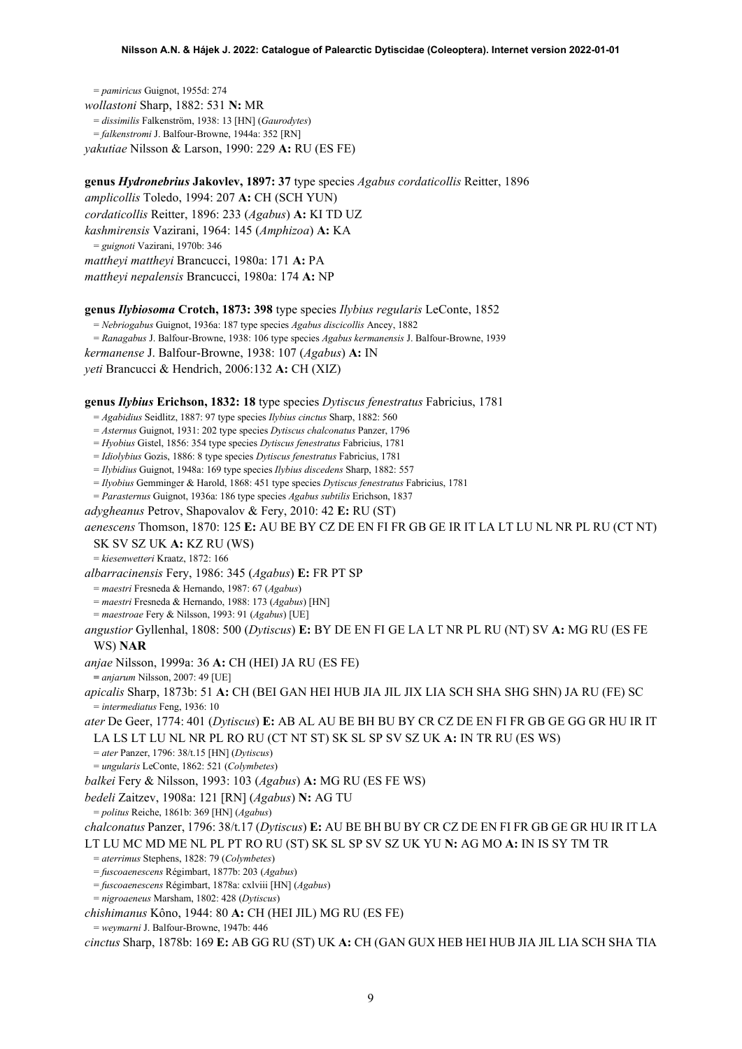= *pamiricus* Guignot, 1955d: 274

*wollastoni* Sharp, 1882: 531 **N:** MR

= *dissimilis* Falkenström, 1938: 13 [HN] (*Gaurodytes*)

= *falkenstromi* J. Balfour-Browne, 1944a: 352 [RN]

*yakutiae* Nilsson & Larson, 1990: 229 **A:** RU (ES FE)

**genus *Hydronebrius* Jakovlev, 1897: 37** type species *Agabus cordaticollis* Reitter, 1896

*amplicollis* Toledo, 1994: 207 **A:** CH (SCH YUN)

*cordaticollis* Reitter, 1896: 233 (*Agabus*) **A:** KI TD UZ

*kashmirensis* Vazirani, 1964: 145 (*Amphizoa*) **A:** KA

= *guignoti* Vazirani, 1970b: 346

*mattheyi mattheyi* Brancucci, 1980a: 171 **A:** PA

*mattheyi nepalensis* Brancucci, 1980a: 174 **A:** NP

**genus *Ilybiosoma* Crotch, 1873: 398** type species *Ilybius regularis* LeConte, 1852

= *Nebriogabus* Guignot, 1936a: 187 type species *Agabus discicollis* Ancey, 1882

= *Ranagabus* J. Balfour-Browne, 1938: 106 type species *Agabus kermanensis* J. Balfour-Browne, 1939

*kermanense* J. Balfour-Browne, 1938: 107 (*Agabus*) **A:** IN

*yeti* Brancucci & Hendrich, 2006:132 **A:** CH (XIZ)

**genus *Ilybius* Erichson, 1832: 18** type species *Dytiscus fenestratus* Fabricius, 1781

= *Agabidius* Seidlitz, 1887: 97 type species *Ilybius cinctus* Sharp, 1882: 560

= *Asternus* Guignot, 1931: 202 type species *Dytiscus chalconatus* Panzer, 1796

= *Hyobius* Gistel, 1856: 354 type species *Dytiscus fenestratus* Fabricius, 1781

= *Idiolybius* Gozis, 1886: 8 type species *Dytiscus fenestratus* Fabricius, 1781

= *Ilybidius* Guignot, 1948a: 169 type species *Ilybius discedens* Sharp, 1882: 557

= *Ilyobius* Gemminger & Harold, 1868: 451 type species *Dytiscus fenestratus* Fabricius, 1781

= *Parasternus* Guignot, 1936a: 186 type species *Agabus subtilis* Erichson, 1837

*adygheanus* Petrov, Shapovalov & Fery, 2010: 42 **E:** RU (ST)

*aenescens* Thomson, 1870: 125 **E:** AU BE BY CZ DE EN FI FR GB GE IR IT LA LT LU NL NR PL RU (CT NT) SK SV SZ UK **A:** KZ RU (WS)

= *kiesenwetteri* Kraatz, 1872: 166

*albarracinensis* Fery, 1986: 345 (*Agabus*) **E:** FR PT SP

= *maestri* Fresneda & Hernando, 1987: 67 (*Agabus*)

= *maestri* Fresneda & Hernando, 1988: 173 (*Agabus*) [HN]

= *maestroae* Fery & Nilsson, 1993: 91 (*Agabus*) [UE]

*angustior* Gyllenhal, 1808: 500 (*Dytiscus*) **E:** BY DE EN FI GE LA LT NR PL RU (NT) SV **A:** MG RU (ES FE WS) **NAR**

*anjae* Nilsson, 1999a: 36 **A:** CH (HEI) JA RU (ES FE)

= *anjarum* Nilsson, 2007: 49 [UE]

*apicalis* Sharp, 1873b: 51 **A:** CH (BEI GAN HEI HUB JIA JIL JIX LIA SCH SHA SHG SHN) JA RU (FE) SC

= *intermediatus* Feng, 1936: 10

*ater* De Geer, 1774: 401 (*Dytiscus*) **E:** AB AL AU BE BH BU BY CR CZ DE EN FI FR GB GE GG GR HU IR IT LA LS LT LU NL NR PL RO RU (CT NT ST) SK SL SP SV SZ UK **A:** IN TR RU (ES WS)

= *ater* Panzer, 1796: 38/t.15 [HN] (*Dytiscus*)

= *ungularis* LeConte, 1862: 521 (*Colymbetes*)

*balkei* Fery & Nilsson, 1993: 103 (*Agabus*) **A:** MG RU (ES FE WS)

*bedeli* Zaitzev, 1908a: 121 [RN] (*Agabus*) **N:** AG TU

= *politus* Reiche, 1861b: 369 [HN] (*Agabus*)

*chalconatus* Panzer, 1796: 38/t.17 (*Dytiscus*) **E:** AU BE BH BU BY CR CZ DE EN FI FR GB GE GR HU IR IT LA LT LU MC MD ME NL PL PT RO RU (ST) SK SL SP SV SZ UK YU **N:** AG MO **A:** IN IS SY TM TR

= *aterrimus* Stephens, 1828: 79 (*Colymbetes*)

= *fuscoaenescens* Régimbart, 1877b: 203 (*Agabus*)

= *fuscoaenescens* Régimbart, 1878a: cxlviii [HN] (*Agabus*)

= *nigroaeneus* Marsham, 1802: 428 (*Dytiscus*)

*chishimanus* Kôno, 1944: 80 **A:** CH (HEI JIL) MG RU (ES FE)

= *weymarni* J. Balfour-Browne, 1947b: 446

*cinctus* Sharp, 1878b: 169 **E:** AB GG RU (ST) UK **A:** CH (GAN GUX HEB HEI HUB JIA JIL LIA SCH SHA TIA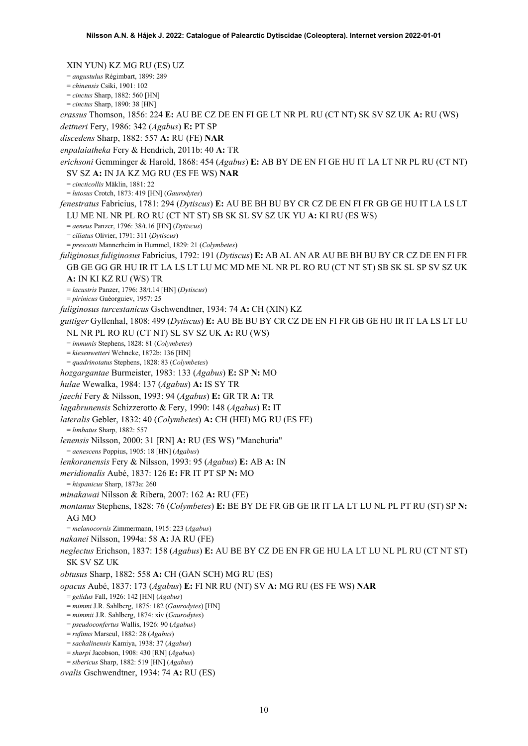XIN YUN) KZ MG RU (ES) UZ

= *angustulus* Régimbart, 1899: 289

= *chinensis* Csiki, 1901: 102

= *cinctus* Sharp, 1882: 560 [HN]

= *cinctus* Sharp, 1890: 38 [HN]

*crassus* Thomson, 1856: 224 **E:** AU BE CZ DE EN FI GE LT NR PL RU (CT NT) SK SV SZ UK **A:** RU (WS)

*dettneri* Fery, 1986: 342 (*Agabus*) **E:** PT SP

*discedens* Sharp, 1882: 557 **A:** RU (FE) **NAR**

*enpalaiatheka* Fery & Hendrich, 2011b: 40 **A:** TR

*erichsoni* Gemminger & Harold, 1868: 454 (*Agabus*) **E:** AB BY DE EN FI GE HU IT LA LT NR PL RU (CT NT) SV SZ **A:** IN JA KZ MG RU (ES FE WS) **NAR**

= *cincticollis* Mäklin, 1881: 22

= *lutosus* Crotch, 1873: 419 [HN] (*Gaurodytes*)

*fenestratus* Fabricius, 1781: 294 (*Dytiscus*) **E:** AU BE BH BU BY CR CZ DE EN FI FR GB GE HU IT LA LS LT LU ME NL NR PL RO RU (CT NT ST) SB SK SL SV SZ UK YU **A:** KI RU (ES WS)

= *aeneus* Panzer, 1796: 38/t.16 [HN] (*Dytiscus*)

= *ciliatus* Olivier, 1791: 311 (*Dytiscus*)

= *prescotti* Mannerheim in Hummel, 1829: 21 (*Colymbetes*)

*fuliginosus fuliginosus* Fabricius, 1792: 191 (*Dytiscus*) **E:** AB AL AN AR AU BE BH BU BY CR CZ DE EN FI FR GB GE GG GR HU IR IT LA LS LT LU MC MD ME NL NR PL RO RU (CT NT ST) SB SK SL SP SV SZ UK **A:** IN KI KZ RU (WS) TR

= *lacustris* Panzer, 1796: 38/t.14 [HN] (*Dytiscus*)

= *pirinicus* Guéorguiev, 1957: 25

*fuliginosus turcestanicus* Gschwendtner, 1934: 74 **A:** CH (XIN) KZ

*guttiger* Gyllenhal, 1808: 499 (*Dytiscus*) **E:** AU BE BU BY CR CZ DE EN FI FR GB GE HU IR IT LA LS LT LU NL NR PL RO RU (CT NT) SL SV SZ UK **A:** RU (WS)

= *immunis* Stephens, 1828: 81 (*Colymbetes*)

= *kiesenwetteri* Wehncke, 1872b: 136 [HN]

= *quadrinotatus* Stephens, 1828: 83 (*Colymbetes*)

*hozgargantae* Burmeister, 1983: 133 (*Agabus*) **E:** SP **N:** MO

*hulae* Wewalka, 1984: 137 (*Agabus*) **A:** IS SY TR

*jaechi* Fery & Nilsson, 1993: 94 (*Agabus*) **E:** GR TR **A:** TR

*lagabrunensis* Schizzerotto & Fery, 1990: 148 (*Agabus*) **E:** IT

*lateralis* Gebler, 1832: 40 (*Colymbetes*) **A:** CH (HEI) MG RU (ES FE)

= *limbatus* Sharp, 1882: 557

*lenensis* Nilsson, 2000: 31 [RN] **A:** RU (ES WS) "Manchuria"

= *aenescens* Poppius, 1905: 18 [HN] (*Agabus*)

*lenkoranensis* Fery & Nilsson, 1993: 95 (*Agabus*) **E:** AB **A:** IN

*meridionalis* Aubé, 1837: 126 **E:** FR IT PT SP **N:** MO

= *hispanicus* Sharp, 1873a: 260

*minakawai* Nilsson & Ribera, 2007: 162 **A:** RU (FE)

*montanus* Stephens, 1828: 76 (*Colymbetes*) **E:** BE BY DE FR GB GE IR IT LA LT LU NL PL PT RU (ST) SP **N:** AG MO

= *melanocornis* Zimmermann, 1915: 223 (*Agabus*)

*nakanei* Nilsson, 1994a: 58 **A:** JA RU (FE)

*neglectus* Erichson, 1837: 158 (*Agabus*) **E:** AU BE BY CZ DE EN FR GE HU LA LT LU NL PL RU (CT NT ST) SK SV SZ UK

*obtusus* Sharp, 1882: 558 **A:** CH (GAN SCH) MG RU (ES)

*opacus* Aubé, 1837: 173 (*Agabus*) **E:** FI NR RU (NT) SV **A:** MG RU (ES FE WS) **NAR**

= *gelidus* Fall, 1926: 142 [HN] (*Agabus*)

= *mimmi* J.R. Sahlberg, 1875: 182 (*Gaurodytes*) [HN]

= *mimmii* J.R. Sahlberg, 1874: xiv (*Gaurodytes*)

= *pseudoconfertus* Wallis, 1926: 90 (*Agabus*)

= *rufinus* Marseul, 1882: 28 (*Agabus*)

= *sachalinensis* Kamiya, 1938: 37 (*Agabus*)

= *sharpi* Jacobson, 1908: 430 [RN] (*Agabus*)

= *sibericus* Sharp, 1882: 519 [HN] (*Agabus*)

*ovalis* Gschwendtner, 1934: 74 **A:** RU (ES)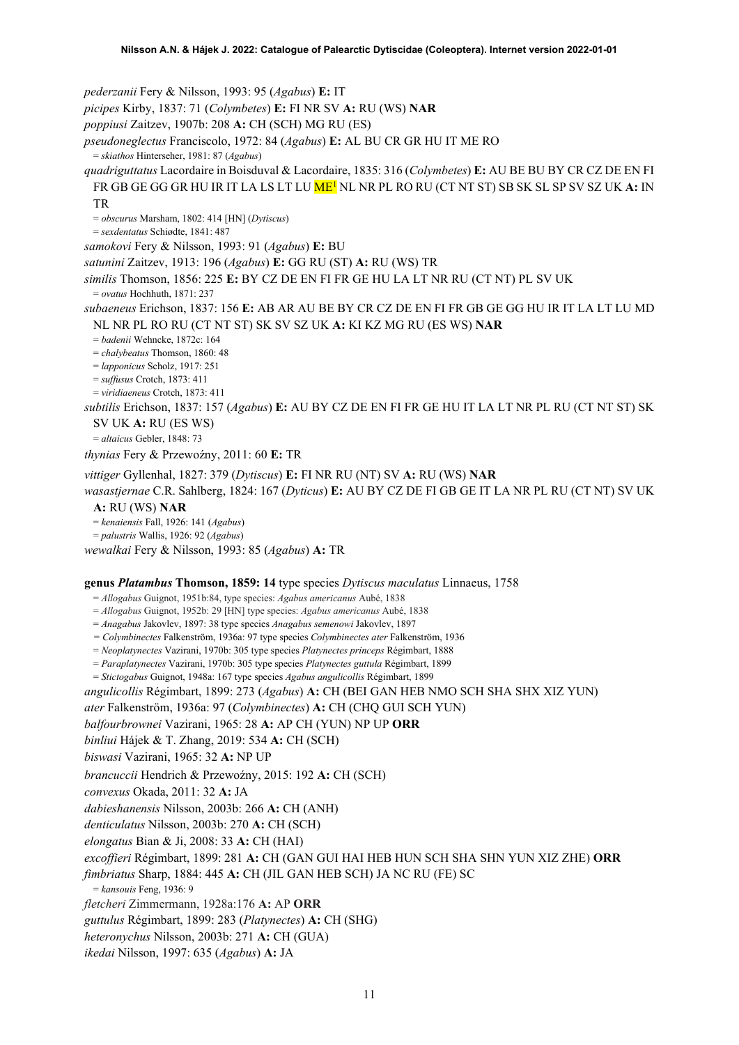*pederzanii* Fery & Nilsson, 1993: 95 (*Agabus*) **E:** IT

*picipes* Kirby, 1837: 71 (*Colymbetes*) **E:** FI NR SV **A:** RU (WS) **NAR**

*poppiusi* Zaitzev, 1907b: 208 **A:** CH (SCH) MG RU (ES)

*pseudoneglectus* Franciscolo, 1972: 84 (*Agabus*) **E:** AL BU CR GR HU IT ME RO
 = *skiathos* Hinterseher, 1981: 87 (*Agabus*)

*quadriguttatus* Lacordaire in Boisduval & Lacordaire, 1835: 316 (*Colymbetes*) **E:** AU BE BU BY CR CZ DE EN FI FR GB GE GG GR HU IR IT LA LS LT LU ME[1] NL NR PL RO RU (CT NT ST) SB SK SL SP SV SZ UK **A:** IN TR
 = *obscurus* Marsham, 1802: 414 [HN] (*Dytiscus*)
 = *sexdentatus* Schiødte, 1841: 487

*samokovi* Fery & Nilsson, 1993: 91 (*Agabus*) **E:** BU

*satunini* Zaitzev, 1913: 196 (*Agabus*) **E:** GG RU (ST) **A:** RU (WS) TR

*similis* Thomson, 1856: 225 **E:** BY CZ DE EN FI FR GE HU LA LT NR RU (CT NT) PL SV UK
 = *ovatus* Hochhuth, 1871: 237

*subaeneus* Erichson, 1837: 156 **E:** AB AR AU BE BY CR CZ DE EN FI FR GB GE GG HU IR IT LA LT LU MD NL NR PL RO RU (CT NT ST) SK SV SZ UK **A:** KI KZ MG RU (ES WS) **NAR**
 = *badenii* Wehncke, 1872c: 164
 = *chalybeatus* Thomson, 1860: 48
 = *lapponicus* Scholz, 1917: 251
 = *suffusus* Crotch, 1873: 411
 = *viridiaeneus* Crotch, 1873: 411

*subtilis* Erichson, 1837: 157 (*Agabus*) **E:** AU BY CZ DE EN FI FR GE HU IT LA LT NR PL RU (CT NT ST) SK SV UK **A:** RU (ES WS)
 = *altaicus* Gebler, 1848: 73

*thynias* Fery & Przewoźny, 2011: 60 **E:** TR

*vittiger* Gyllenhal, 1827: 379 (*Dytiscus*) **E:** FI NR RU (NT) SV **A:** RU (WS) **NAR**

*wasastjernae* C.R. Sahlberg, 1824: 167 (*Dyticus*) **E:** AU BY CZ DE FI GB GE IT LA NR PL RU (CT NT) SV UK **A:** RU (WS) **NAR**
 = *kenaiensis* Fall, 1926: 141 (*Agabus*)
 = *palustris* Wallis, 1926: 92 (*Agabus*)

*wewalkai* Fery & Nilsson, 1993: 85 (*Agabus*) **A:** TR

**genus *Platambus* Thomson, 1859: 14** type species *Dytiscus maculatus* Linnaeus, 1758
 = *Allogabus* Guignot, 1951b:84, type species: *Agabus americanus* Aubé, 1838
 = *Allogabus* Guignot, 1952b: 29 [HN] type species: *Agabus americanus* Aubé, 1838
 = *Anagabus* Jakovlev, 1897: 38 type species *Anagabus semenowi* Jakovlev, 1897
 = *Colymbinectes* Falkenström, 1936a: 97 type species *Colymbinectes ater* Falkenström, 1936
 = *Neoplatynectes* Vazirani, 1970b: 305 type species *Platynectes princeps* Régimbart, 1888
 = *Paraplatynectes* Vazirani, 1970b: 305 type species *Platynectes guttula* Régimbart, 1899
 = *Stictogabus* Guignot, 1948a: 167 type species *Agabus angulicollis* Régimbart, 1899

*angulicollis* Régimbart, 1899: 273 (*Agabus*) **A:** CH (BEI GAN HEB NMO SCH SHA SHX XIZ YUN)

*ater* Falkenström, 1936a: 97 (*Colymbinectes*) **A:** CH (CHQ GUI SCH YUN)

*balfourbrownei* Vazirani, 1965: 28 **A:** AP CH (YUN) NP UP **ORR**

*binliui* Hájek & T. Zhang, 2019: 534 **A:** CH (SCH)

*biswasi* Vazirani, 1965: 32 **A:** NP UP

*brancuccii* Hendrich & Przewoźny, 2015: 192 **A:** CH (SCH)

*convexus* Okada, 2011: 32 **A:** JA

*dabieshanensis* Nilsson, 2003b: 266 **A:** CH (ANH)

*denticulatus* Nilsson, 2003b: 270 **A:** CH (SCH)

*elongatus* Bian & Ji, 2008: 33 **A:** CH (HAI)

*excoffieri* Régimbart, 1899: 281 **A:** CH (GAN GUI HAI HEB HUN SCH SHA SHN YUN XIZ ZHE) **ORR**

*fimbriatus* Sharp, 1884: 445 **A:** CH (JIL GAN HEB SCH) JA NC RU (FE) SC
 = *kansouis* Feng, 1936: 9

*fletcheri* Zimmermann, 1928a:176 **A:** AP **ORR**

*guttulus* Régimbart, 1899: 283 (*Platynectes*) **A:** CH (SHG)

*heteronychus* Nilsson, 2003b: 271 **A:** CH (GUA)

*ikedai* Nilsson, 1997: 635 (*Agabus*) **A:** JA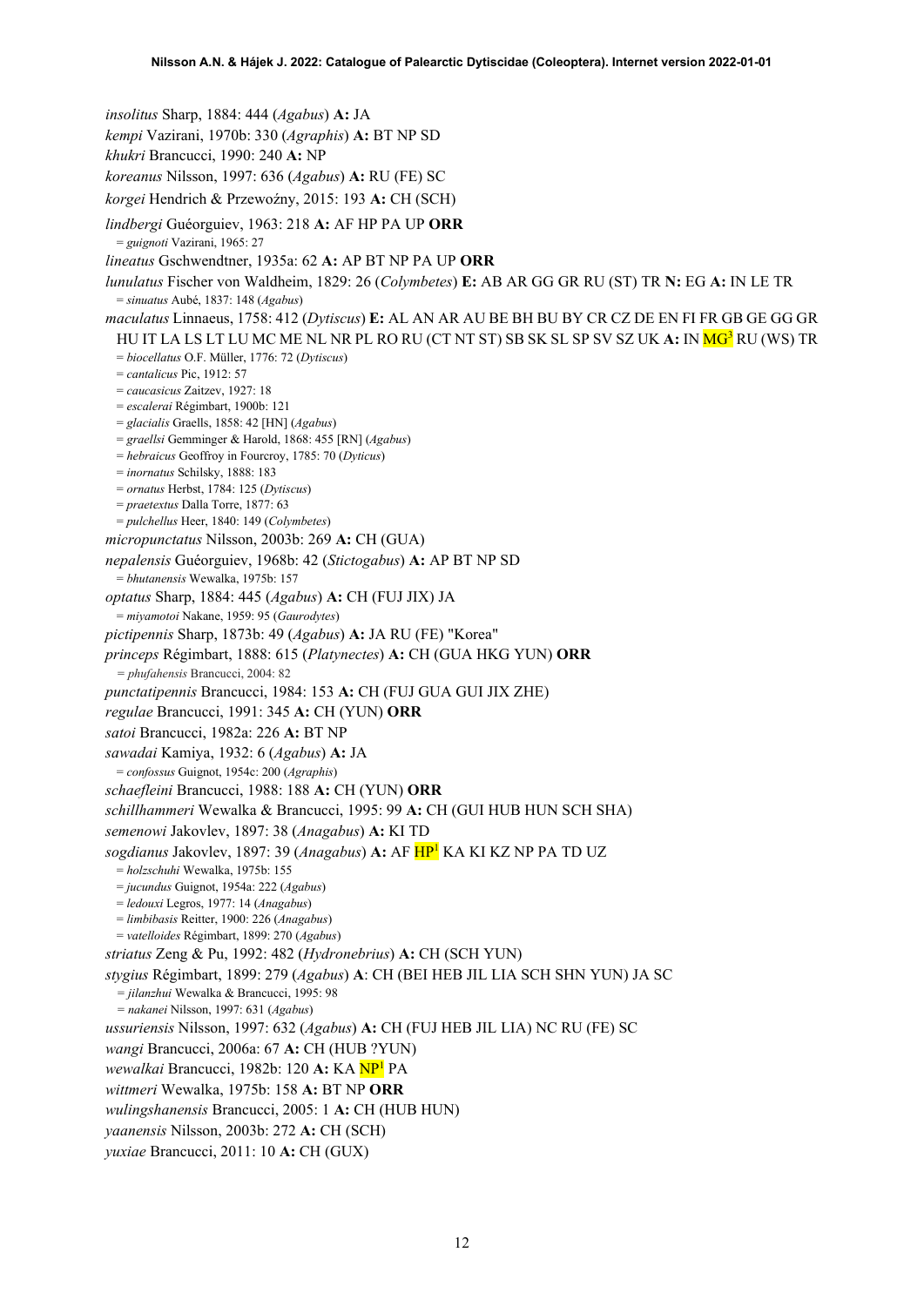*insolitus* Sharp, 1884: 444 (*Agabus*) **A:** JA

*kempi* Vazirani, 1970b: 330 (*Agraphis*) **A:** BT NP SD

*khukri* Brancucci, 1990: 240 **A:** NP

*koreanus* Nilsson, 1997: 636 (*Agabus*) **A:** RU (FE) SC

*korgei* Hendrich & Przewoźny, 2015: 193 **A:** CH (SCH)

*lindbergi* Guéorguiev, 1963: 218 **A:** AF HP PA UP **ORR**
 = *guignoti* Vazirani, 1965: 27

*lineatus* Gschwendtner, 1935a: 62 **A:** AP BT NP PA UP **ORR**

*lunulatus* Fischer von Waldheim, 1829: 26 (*Colymbetes*) **E:** AB AR GG GR RU (ST) TR **N:** EG **A:** IN LE TR
 = *sinuatus* Aubé, 1837: 148 (*Agabus*)

*maculatus* Linnaeus, 1758: 412 (*Dytiscus*) **E:** AL AN AR AU BE BH BU BY CR CZ DE EN FI FR GB GE GG GR HU IT LA LS LT LU MC ME NL NR PL RO RU (CT NT ST) SB SK SL SP SV SZ UK **A:** IN MG[3] RU (WS) TR
 = *biocellatus* O.F. Müller, 1776: 72 (*Dytiscus*)
 = *cantalicus* Pic, 1912: 57
 = *caucasicus* Zaitzev, 1927: 18
 = *escalerai* Régimbart, 1900b: 121
 = *glacialis* Graells, 1858: 42 [HN] (*Agabus*)
 = *graellsi* Gemminger & Harold, 1868: 455 [RN] (*Agabus*)
 = *hebraicus* Geoffroy in Fourcroy, 1785: 70 (*Dyticus*)
 = *inornatus* Schilsky, 1888: 183
 = *ornatus* Herbst, 1784: 125 (*Dytiscus*)
 = *praetextus* Dalla Torre, 1877: 63
 = *pulchellus* Heer, 1840: 149 (*Colymbetes*)

*micropunctatus* Nilsson, 2003b: 269 **A:** CH (GUA)

*nepalensis* Guéorguiev, 1968b: 42 (*Stictogabus*) **A:** AP BT NP SD
 = *bhutanensis* Wewalka, 1975b: 157

*optatus* Sharp, 1884: 445 (*Agabus*) **A:** CH (FUJ JIX) JA
 = *miyamotoi* Nakane, 1959: 95 (*Gaurodytes*)

*pictipennis* Sharp, 1873b: 49 (*Agabus*) **A:** JA RU (FE) "Korea"

*princeps* Régimbart, 1888: 615 (*Platynectes*) **A:** CH (GUA HKG YUN) **ORR**
 = *phufahensis* Brancucci, 2004: 82

*punctatipennis* Brancucci, 1984: 153 **A:** CH (FUJ GUA GUI JIX ZHE)

*regulae* Brancucci, 1991: 345 **A:** CH (YUN) **ORR**

*satoi* Brancucci, 1982a: 226 **A:** BT NP

*sawadai* Kamiya, 1932: 6 (*Agabus*) **A:** JA
 = *confossus* Guignot, 1954c: 200 (*Agraphis*)

*schaefleini* Brancucci, 1988: 188 **A:** CH (YUN) **ORR**

*schillhammeri* Wewalka & Brancucci, 1995: 99 **A:** CH (GUI HUB HUN SCH SHA)

*semenowi* Jakovlev, 1897: 38 (*Anagabus*) **A:** KI TD

*sogdianus* Jakovlev, 1897: 39 (*Anagabus*) **A:** AF HP[1] KA KI KZ NP PA TD UZ
 = *holzschuhi* Wewalka, 1975b: 155
 = *jucundus* Guignot, 1954a: 222 (*Agabus*)
 = *ledouxi* Legros, 1977: 14 (*Anagabus*)
 = *limbibasis* Reitter, 1900: 226 (*Anagabus*)
 = *vatelloides* Régimbart, 1899: 270 (*Agabus*)

*striatus* Zeng & Pu, 1992: 482 (*Hydronebrius*) **A:** CH (SCH YUN)

*stygius* Régimbart, 1899: 279 (*Agabus*) **A**: CH (BEI HEB JIL LIA SCH SHN YUN) JA SC
 = *jilanzhui* Wewalka & Brancucci, 1995: 98
 = *nakanei* Nilsson, 1997: 631 (*Agabus*)

*ussuriensis* Nilsson, 1997: 632 (*Agabus*) **A:** CH (FUJ HEB JIL LIA) NC RU (FE) SC

*wangi* Brancucci, 2006a: 67 **A:** CH (HUB ?YUN)

*wewalkai* Brancucci, 1982b: 120 **A:** KA NP[1] PA

*wittmeri* Wewalka, 1975b: 158 **A:** BT NP **ORR**

*wulingshanensis* Brancucci, 2005: 1 **A:** CH (HUB HUN)

*yaanensis* Nilsson, 2003b: 272 **A:** CH (SCH)

*yuxiae* Brancucci, 2011: 10 **A:** CH (GUX)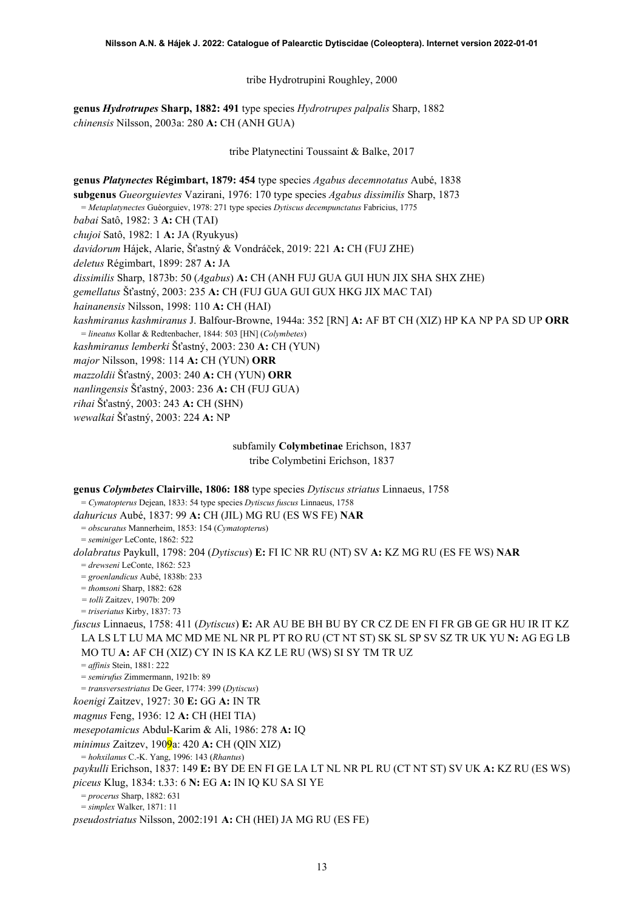tribe Hydrotrupini Roughley, 2000

**genus *Hydrotrupes* Sharp, 1882: 491** type species *Hydrotrupes palpalis* Sharp, 1882
*chinensis* Nilsson, 2003a: 280 **A:** CH (ANH GUA)

tribe Platynectini Toussaint & Balke, 2017

**genus *Platynectes* Régimbart, 1879: 454** type species *Agabus decemnotatus* Aubé, 1838
**subgenus** *Gueorguievtes* Vazirani, 1976: 170 type species *Agabus dissimilis* Sharp, 1873
= *Metaplatynectes* Guéorguiev, 1978: 271 type species *Dytiscus decempunctatus* Fabricius, 1775
*babai* Satô, 1982: 3 **A:** CH (TAI)
*chujoi* Satô, 1982: 1 **A:** JA (Ryukyus)
*davidorum* Hájek, Alarie, Šťastný & Vondráček, 2019: 221 **A:** CH (FUJ ZHE)
*deletus* Régimbart, 1899: 287 **A:** JA
*dissimilis* Sharp, 1873b: 50 (*Agabus*) **A:** CH (ANH FUJ GUA GUI HUN JIX SHA SHX ZHE)
*gemellatus* Šťastný, 2003: 235 **A:** CH (FUJ GUA GUI GUX HKG JIX MAC TAI)
*hainanensis* Nilsson, 1998: 110 **A:** CH (HAI)
*kashmiranus kashmiranus* J. Balfour-Browne, 1944a: 352 [RN] **A:** AF BT CH (XIZ) HP KA NP PA SD UP **ORR**
= *lineatus* Kollar & Redtenbacher, 1844: 503 [HN] (*Colymbetes*)
*kashmiranus lemberki* Šťastný, 2003: 230 **A:** CH (YUN)
*major* Nilsson, 1998: 114 **A:** CH (YUN) **ORR**
*mazzoldii* Šťastný, 2003: 240 **A:** CH (YUN) **ORR**
*nanlingensis* Šťastný, 2003: 236 **A:** CH (FUJ GUA)
*rihai* Šťastný, 2003: 243 **A:** CH (SHN)
*wewalkai* Šťastný, 2003: 224 **A:** NP

subfamily **Colymbetinae** Erichson, 1837
tribe Colymbetini Erichson, 1837

**genus *Colymbetes* Clairville, 1806: 188** type species *Dytiscus striatus* Linnaeus, 1758
= *Cymatopterus* Dejean, 1833: 54 type species *Dytiscus fuscus* Linnaeus, 1758
*dahuricus* Aubé, 1837: 99 **A:** CH (JIL) MG RU (ES WS FE) **NAR**
= *obscuratus* Mannerheim, 1853: 154 (*Cymatopterus*)
= *seminiger* LeConte, 1862: 522
*dolabratus* Paykull, 1798: 204 (*Dytiscus*) **E:** FI IC NR RU (NT) SV **A:** KZ MG RU (ES FE WS) **NAR**
= *drewseni* LeConte, 1862: 523
= *groenlandicus* Aubé, 1838b: 233
= *thomsoni* Sharp, 1882: 628
= *tolli* Zaitzev, 1907b: 209
= *triseriatus* Kirby, 1837: 73
*fuscus* Linnaeus, 1758: 411 (*Dytiscus*) **E:** AR AU BE BH BU BY CR CZ DE EN FI FR GB GE GR HU IR IT KZ LA LS LT LU MA MC MD ME NL NR PL PT RO RU (CT NT ST) SK SL SP SV SZ TR UK YU **N:** AG EG LB MO TU **A:** AF CH (XIZ) CY IN IS KA KZ LE RU (WS) SI SY TM TR UZ
= *affinis* Stein, 1881: 222
= *semirufus* Zimmermann, 1921b: 89
= *transversestriatus* De Geer, 1774: 399 (*Dytiscus*)
*koenigi* Zaitzev, 1927: 30 **E:** GG **A:** IN TR
*magnus* Feng, 1936: 12 **A:** CH (HEI TIA)
*mesepotamicus* Abdul-Karim & Ali, 1986: 278 **A:** IQ
*minimus* Zaitzev, 1909a: 420 **A:** CH (QIN XIZ)
= *hohxilanus* C.-K. Yang, 1996: 143 (*Rhantus*)
*paykulli* Erichson, 1837: 149 **E:** BY DE EN FI GE LA LT NL NR PL RU (CT NT ST) SV UK **A:** KZ RU (ES WS)
*piceus* Klug, 1834: t.33: 6 **N:** EG **A:** IN IQ KU SA SI YE
= *procerus* Sharp, 1882: 631
= *simplex* Walker, 1871: 11
*pseudostriatus* Nilsson, 2002:191 **A:** CH (HEI) JA MG RU (ES FE)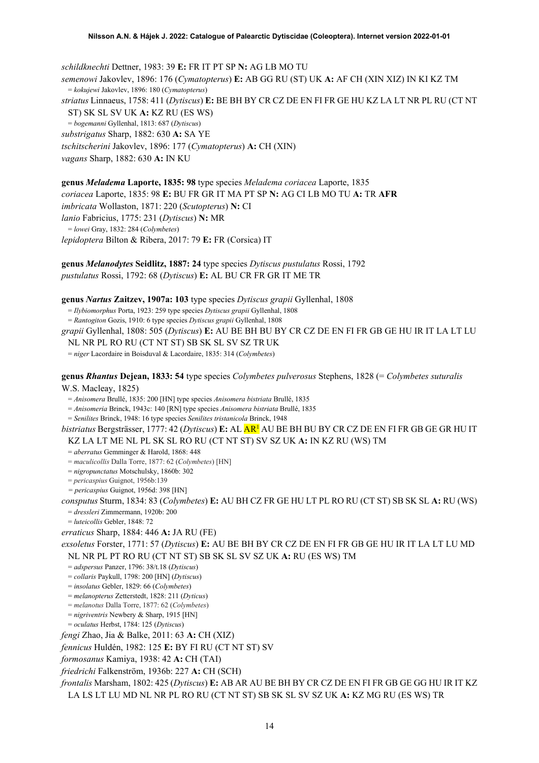*schildknechti* Dettner, 1983: 39 **E:** FR IT PT SP **N:** AG LB MO TU

*semenowi* Jakovlev, 1896: 176 (*Cymatopterus*) **E:** AB GG RU (ST) UK **A:** AF CH (XIN XIZ) IN KI KZ TM

= *kokujewi* Jakovlev, 1896: 180 (*Cymatopterus*)

*striatus* Linnaeus, 1758: 411 (*Dytiscus*) **E:** BE BH BY CR CZ DE EN FI FR GE HU KZ LA LT NR PL RU (CT NT ST) SK SL SV UK **A:** KZ RU (ES WS)

= *bogemanni* Gyllenhal, 1813: 687 (*Dytiscus*)

*substrigatus* Sharp, 1882: 630 **A:** SA YE

*tschitscherini* Jakovlev, 1896: 177 (*Cymatopterus*) **A:** CH (XIN)

*vagans* Sharp, 1882: 630 **A:** IN KU

**genus *Meladema* Laporte, 1835: 98** type species *Meladema coriacea* Laporte, 1835

*coriacea* Laporte, 1835: 98 **E:** BU FR GR IT MA PT SP **N:** AG CI LB MO TU **A:** TR **AFR**

*imbricata* Wollaston, 1871: 220 (*Scutopterus*) **N:** CI

*lanio* Fabricius, 1775: 231 (*Dytiscus*) **N:** MR

= *lowei* Gray, 1832: 284 (*Colymbetes*)

*lepidoptera* Bilton & Ribera, 2017: 79 **E:** FR (Corsica) IT

**genus *Melanodytes* Seidlitz, 1887: 24** type species *Dytiscus pustulatus* Rossi, 1792

*pustulatus* Rossi, 1792: 68 (*Dytiscus*) **E:** AL BU CR FR GR IT ME TR

**genus *Nartus* Zaitzev, 1907a: 103** type species *Dytiscus grapii* Gyllenhal, 1808

= *Ilybiomorphus* Porta, 1923: 259 type species *Dytiscus grapii* Gyllenhal, 1808

= *Rantogiton* Gozis, 1910: 6 type species *Dytiscus grapii* Gyllenhal, 1808

*grapii* Gyllenhal, 1808: 505 (*Dytiscus*) **E:** AU BE BH BY CR CZ DE EN FI FR GB GE HU IR IT LA LT LU NL NR PL RO RU (CT NT ST) SB SK SL SV SZ TR UK

= *niger* Lacordaire in Boisduval & Lacordaire, 1835: 314 (*Colymbetes*)

**genus *Rhantus* Dejean, 1833: 54** type species *Colymbetes pulverosus* Stephens, 1828 (= *Colymbetes suturalis* W.S. Macleay, 1825)

= *Anisomera* Brullé, 1835: 200 [HN] type species *Anisomera bistriata* Brullé, 1835

= *Anisomeria* Brinck, 1943c: 140 [RN] type species *Anisomera bistriata* Brullé, 1835

= *Senilites* Brinck, 1948: 16 type species *Senilites tristanicola* Brinck, 1948

*bistriatus* Bergsträsser, 1777: 42 (*Dytiscus*) **E:** AL AR[1] AU BE BH BU BY CR CZ DE EN FI FR GB GE GR HU IT KZ LA LT ME NL PL SK SL RO RU (CT NT ST) SV SZ UK **A:** IN KZ RU (WS) TM

= *aberratus* Gemminger & Harold, 1868: 448

= *maculicollis* Dalla Torre, 1877: 62 (*Colymbetes*) [HN]

= *nigropunctatus* Motschulsky, 1860b: 302

= *pericaspius* Guignot, 1956b:139

= *pericaspius* Guignot, 1956d: 398 [HN]

*consputus* Sturm, 1834: 83 (*Colymbetes*) **E:** AU BH CZ FR GE HU LT PL RO RU (CT ST) SB SK SL **A:** RU (WS)

= *dressleri* Zimmermann, 1920b: 200

= *luteicollis* Gebler, 1848: 72

*erraticus* Sharp, 1884: 446 **A:** JA RU (FE)

*exsoletus* Forster, 1771: 57 (*Dytiscus*) **E:** AU BE BH BY CR CZ DE EN FI FR GB GE HU IR IT LA LT LU MD NL NR PL PT RO RU (CT NT ST) SB SK SL SV SZ UK **A:** RU (ES WS) TM

= *adspersus* Panzer, 1796: 38/t.18 (*Dytiscus*)

= *collaris* Paykull, 1798: 200 [HN] (*Dytiscus*)

= *insolatus* Gebler, 1829: 66 (*Colymbetes*)

= *melanopterus* Zetterstedt, 1828: 211 (*Dyticus*)

= *melanotus* Dalla Torre, 1877: 62 (*Colymbetes*)

= *nigriventris* Newbery & Sharp, 1915 [HN]

= *oculatus* Herbst, 1784: 125 (*Dytiscus*)

*fengi* Zhao, Jia & Balke, 2011: 63 **A:** CH (XIZ)

*fennicus* Huldén, 1982: 125 **E:** BY FI RU (CT NT ST) SV

*formosanus* Kamiya, 1938: 42 **A:** CH (TAI)

*friedrichi* Falkenström, 1936b: 227 **A:** CH (SCH)

*frontalis* Marsham, 1802: 425 (*Dytiscus*) **E:** AB AR AU BE BH BY CR CZ DE EN FI FR GB GE GG HU IR IT KZ LA LS LT LU MD NL NR PL RO RU (CT NT ST) SB SK SL SV SZ UK **A:** KZ MG RU (ES WS) TR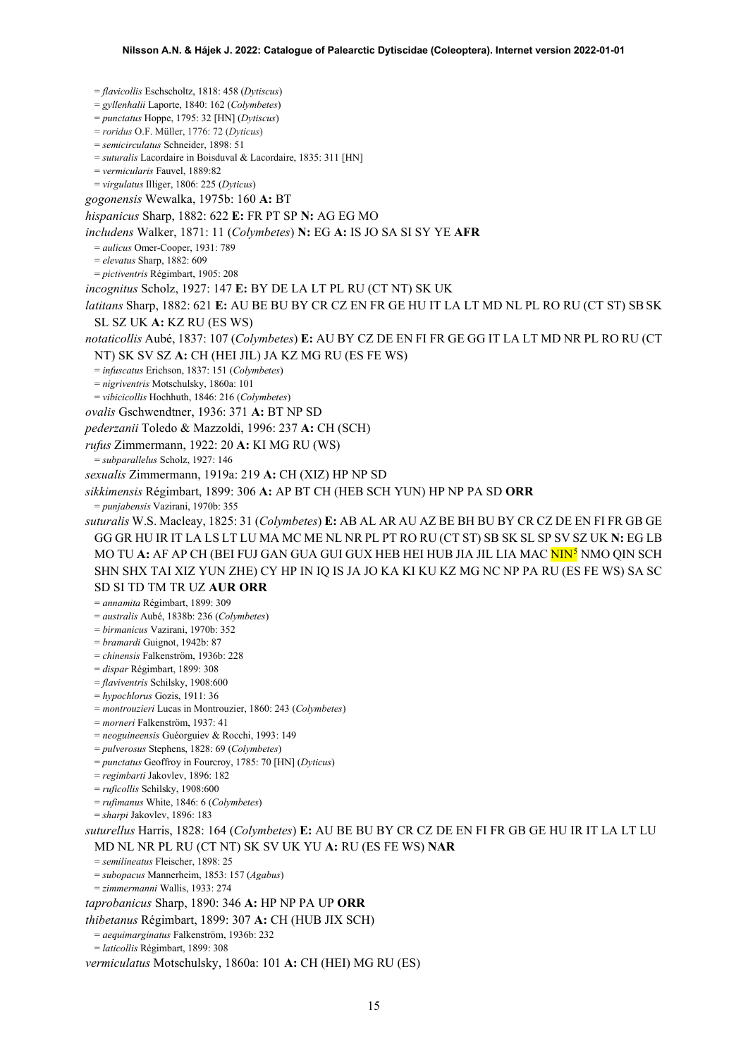= *flavicollis* Eschscholtz, 1818: 458 (*Dytiscus*)
= *gyllenhalii* Laporte, 1840: 162 (*Colymbetes*)
= *punctatus* Hoppe, 1795: 32 [HN] (*Dytiscus*)
= *roridus* O.F. Müller, 1776: 72 (*Dyticus*)
= *semicirculatus* Schneider, 1898: 51
= *suturalis* Lacordaire in Boisduval & Lacordaire, 1835: 311 [HN]
= *vermicularis* Fauvel, 1889:82
= *virgulatus* Illiger, 1806: 225 (*Dyticus*)

*gogonensis* Wewalka, 1975b: 160 **A:** BT

*hispanicus* Sharp, 1882: 622 **E:** FR PT SP **N:** AG EG MO

*includens* Walker, 1871: 11 (*Colymbetes*) **N:** EG **A:** IS JO SA SI SY YE **AFR**
= *aulicus* Omer-Cooper, 1931: 789
= *elevatus* Sharp, 1882: 609
= *pictiventris* Régimbart, 1905: 208

*incognitus* Scholz, 1927: 147 **E:** BY DE LA LT PL RU (CT NT) SK UK

*latitans* Sharp, 1882: 621 **E:** AU BE BU BY CR CZ EN FR GE HU IT LA LT MD NL PL RO RU (CT ST) SB SK SL SZ UK **A:** KZ RU (ES WS)

*notaticollis* Aubé, 1837: 107 (*Colymbetes*) **E:** AU BY CZ DE EN FI FR GE GG IT LA LT MD NR PL RO RU (CT NT) SK SV SZ **A:** CH (HEI JIL) JA KZ MG RU (ES FE WS)
= *infuscatus* Erichson, 1837: 151 (*Colymbetes*)
= *nigriventris* Motschulsky, 1860a: 101
= *vibicicollis* Hochhuth, 1846: 216 (*Colymbetes*)

*ovalis* Gschwendtner, 1936: 371 **A:** BT NP SD

*pederzanii* Toledo & Mazzoldi, 1996: 237 **A:** CH (SCH)

*rufus* Zimmermann, 1922: 20 **A:** KI MG RU (WS)
= *subparallelus* Scholz, 1927: 146

*sexualis* Zimmermann, 1919a: 219 **A:** CH (XIZ) HP NP SD

*sikkimensis* Régimbart, 1899: 306 **A:** AP BT CH (HEB SCH YUN) HP NP PA SD **ORR**
= *punjabensis* Vazirani, 1970b: 355

*suturalis* W.S. Macleay, 1825: 31 (*Colymbetes*) **E:** AB AL AR AU AZ BE BH BU BY CR CZ DE EN FI FR GB GE GG GR HU IR IT LA LS LT LU MA MC ME NL NR PL PT RO RU (CT ST) SB SK SL SP SV SZ UK **N:** EG LB MO TU **A:** AF AP CH (BEI FUJ GAN GUA GUI GUX HEB HEI HUB JIA JIL LIA MAC NIN[5] NMO QIN SCH SHN SHX TAI XIZ YUN ZHE) CY HP IN IQ IS JA JO KA KI KU KZ MG NC NP PA RU (ES FE WS) SA SC SD SI TD TM TR UZ **AUR ORR**
= *annamita* Régimbart, 1899: 309
= *australis* Aubé, 1838b: 236 (*Colymbetes*)
= *birmanicus* Vazirani, 1970b: 352
= *bramardi* Guignot, 1942b: 87
= *chinensis* Falkenström, 1936b: 228
= *dispar* Régimbart, 1899: 308
= *flaviventris* Schilsky, 1908:600
= *hypochlorus* Gozis, 1911: 36
= *montrouzieri* Lucas in Montrouzier, 1860: 243 (*Colymbetes*)
= *morneri* Falkenström, 1937: 41
= *neoguineensis* Guéorguiev & Rocchi, 1993: 149
= *pulverosus* Stephens, 1828: 69 (*Colymbetes*)
= *punctatus* Geoffroy in Fourcroy, 1785: 70 [HN] (*Dyticus*)
= *regimbarti* Jakovlev, 1896: 182
= *ruficollis* Schilsky, 1908:600
= *rufimanus* White, 1846: 6 (*Colymbetes*)
= *sharpi* Jakovlev, 1896: 183

*suturellus* Harris, 1828: 164 (*Colymbetes*) **E:** AU BE BU BY CR CZ DE EN FI FR GB GE HU IR IT LA LT LU MD NL NR PL RU (CT NT) SK SV UK YU **A:** RU (ES FE WS) **NAR**
= *semilineatus* Fleischer, 1898: 25
= *subopacus* Mannerheim, 1853: 157 (*Agabus*)
= *zimmermanni* Wallis, 1933: 274

*taprobanicus* Sharp, 1890: 346 **A:** HP NP PA UP **ORR**

*thibetanus* Régimbart, 1899: 307 **A:** CH (HUB JIX SCH)
= *aequimarginatus* Falkenström, 1936b: 232
= *laticollis* Régimbart, 1899: 308

*vermiculatus* Motschulsky, 1860a: 101 **A:** CH (HEI) MG RU (ES)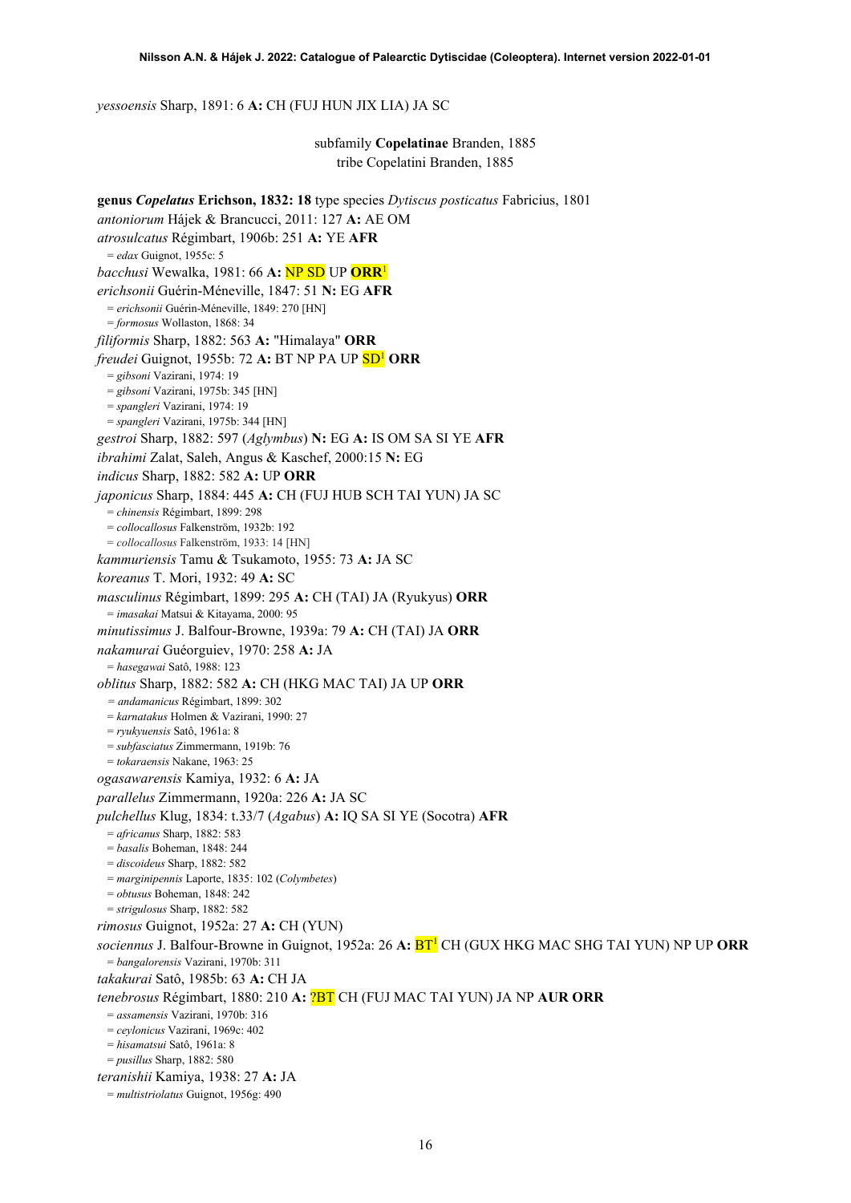*yessoensis* Sharp, 1891: 6 **A:** CH (FUJ HUN JIX LIA) JA SC

subfamily **Copelatinae** Branden, 1885

tribe Copelatini Branden, 1885

**genus *Copelatus* Erichson, 1832: 18** type species *Dytiscus posticatus* Fabricius, 1801

*antoniorum* Hájek & Brancucci, 2011: 127 **A:** AE OM

*atrosulcatus* Régimbart, 1906b: 251 **A:** YE **AFR**

= *edax* Guignot, 1955c: 5

*bacchusi* Wewalka, 1981: 66 **A:** NP SD UP **ORR**[1]

*erichsonii* Guérin-Méneville, 1847: 51 **N:** EG **AFR**

= *erichsonii* Guérin-Méneville, 1849: 270 [HN]

= *formosus* Wollaston, 1868: 34

*filiformis* Sharp, 1882: 563 **A:** "Himalaya" **ORR**

*freudei* Guignot, 1955b: 72 **A:** BT NP PA UP SD[1] **ORR**

= *gibsoni* Vazirani, 1974: 19

= *gibsoni* Vazirani, 1975b: 345 [HN]

= *spangleri* Vazirani, 1974: 19

= *spangleri* Vazirani, 1975b: 344 [HN]

*gestroi* Sharp, 1882: 597 (*Aglymbus*) **N:** EG **A:** IS OM SA SI YE **AFR**

*ibrahimi* Zalat, Saleh, Angus & Kaschef, 2000:15 **N:** EG

*indicus* Sharp, 1882: 582 **A:** UP **ORR**

*japonicus* Sharp, 1884: 445 **A:** CH (FUJ HUB SCH TAI YUN) JA SC

= *chinensis* Régimbart, 1899: 298

= *collocallosus* Falkenström, 1932b: 192

= *collocallosus* Falkenström, 1933: 14 [HN]

*kammuriensis* Tamu & Tsukamoto, 1955: 73 **A:** JA SC

*koreanus* T. Mori, 1932: 49 **A:** SC

*masculinus* Régimbart, 1899: 295 **A:** CH (TAI) JA (Ryukyus) **ORR**

= *imasakai* Matsui & Kitayama, 2000: 95

*minutissimus* J. Balfour-Browne, 1939a: 79 **A:** CH (TAI) JA **ORR**

*nakamurai* Guéorguiev, 1970: 258 **A:** JA

= *hasegawai* Satô, 1988: 123

*oblitus* Sharp, 1882: 582 **A:** CH (HKG MAC TAI) JA UP **ORR**

= *andamanicus* Régimbart, 1899: 302

= *karnatakus* Holmen & Vazirani, 1990: 27

= *ryukyuensis* Satô, 1961a: 8

= *subfasciatus* Zimmermann, 1919b: 76

= *tokaraensis* Nakane, 1963: 25

*ogasawarensis* Kamiya, 1932: 6 **A:** JA

*parallelus* Zimmermann, 1920a: 226 **A:** JA SC

*pulchellus* Klug, 1834: t.33/7 (*Agabus*) **A:** IQ SA SI YE (Socotra) **AFR**

= *africanus* Sharp, 1882: 583

= *basalis* Boheman, 1848: 244

= *discoideus* Sharp, 1882: 582

= *marginipennis* Laporte, 1835: 102 (*Colymbetes*)

= *obtusus* Boheman, 1848: 242

= *strigulosus* Sharp, 1882: 582

*rimosus* Guignot, 1952a: 27 **A:** CH (YUN)

*sociennus* J. Balfour-Browne in Guignot, 1952a: 26 **A:** BT[1] CH (GUX HKG MAC SHG TAI YUN) NP UP **ORR**

= *bangalorensis* Vazirani, 1970b: 311

*takakurai* Satô, 1985b: 63 **A:** CH JA

*tenebrosus* Régimbart, 1880: 210 **A:** ?BT CH (FUJ MAC TAI YUN) JA NP **AUR ORR**

= *assamensis* Vazirani, 1970b: 316

= *ceylonicus* Vazirani, 1969c: 402

= *hisamatsui* Satô, 1961a: 8

= *pusillus* Sharp, 1882: 580

*teranishii* Kamiya, 1938: 27 **A:** JA

= *multistriolatus* Guignot, 1956g: 490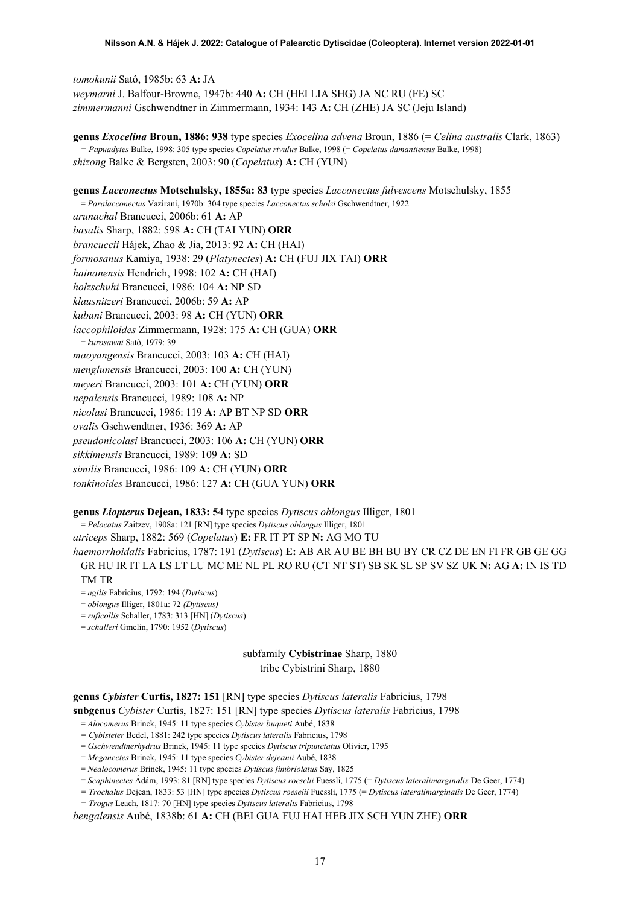*tomokunii* Satô, 1985b: 63 **A:** JA
*weymarni* J. Balfour-Browne, 1947b: 440 **A:** CH (HEI LIA SHG) JA NC RU (FE) SC
*zimmermanni* Gschwendtner in Zimmermann, 1934: 143 **A:** CH (ZHE) JA SC (Jeju Island)

**genus *Exocelina* Broun, 1886: 938** type species *Exocelina advena* Broun, 1886 (= *Celina australis* Clark, 1863)
= *Papuadytes* Balke, 1998: 305 type species *Copelatus rivulus* Balke, 1998 (= *Copelatus damantiensis* Balke, 1998)
*shizong* Balke & Bergsten, 2003: 90 (*Copelatus*) **A:** CH (YUN)

**genus *Lacconectus* Motschulsky, 1855a: 83** type species *Lacconectus fulvescens* Motschulsky, 1855
= *Paralacconectus* Vazirani, 1970b: 304 type species *Lacconectus scholzi* Gschwendtner, 1922
*arunachal* Brancucci, 2006b: 61 **A:** AP
*basalis* Sharp, 1882: 598 **A:** CH (TAI YUN) **ORR**
*brancuccii* Hájek, Zhao & Jia, 2013: 92 **A:** CH (HAI)
*formosanus* Kamiya, 1938: 29 (*Platynectes*) **A:** CH (FUJ JIX TAI) **ORR**
*hainanensis* Hendrich, 1998: 102 **A:** CH (HAI)
*holzschuhi* Brancucci, 1986: 104 **A:** NP SD
*klausnitzeri* Brancucci, 2006b: 59 **A:** AP
*kubani* Brancucci, 2003: 98 **A:** CH (YUN) **ORR**
*laccophiloides* Zimmermann, 1928: 175 **A:** CH (GUA) **ORR**
= *kurosawai* Satô, 1979: 39
*maoyangensis* Brancucci, 2003: 103 **A:** CH (HAI)
*menglunensis* Brancucci, 2003: 100 **A:** CH (YUN)
*meyeri* Brancucci, 2003: 101 **A:** CH (YUN) **ORR**
*nepalensis* Brancucci, 1989: 108 **A:** NP
*nicolasi* Brancucci, 1986: 119 **A:** AP BT NP SD **ORR**
*ovalis* Gschwendtner, 1936: 369 **A:** AP
*pseudonicolasi* Brancucci, 2003: 106 **A:** CH (YUN) **ORR**
*sikkimensis* Brancucci, 1989: 109 **A:** SD
*similis* Brancucci, 1986: 109 **A:** CH (YUN) **ORR**
*tonkinoides* Brancucci, 1986: 127 **A:** CH (GUA YUN) **ORR**

**genus *Liopterus* Dejean, 1833: 54** type species *Dytiscus oblongus* Illiger, 1801
= *Pelocatus* Zaitzev, 1908a: 121 [RN] type species *Dytiscus oblongus* Illiger, 1801
*atriceps* Sharp, 1882: 569 (*Copelatus*) **E:** FR IT PT SP **N:** AG MO TU
*haemorrhoidalis* Fabricius, 1787: 191 (*Dytiscus*) **E:** AB AR AU BE BH BU BY CR CZ DE EN FI FR GB GE GG GR HU IR IT LA LS LT LU MC ME NL PL RO RU (CT NT ST) SB SK SL SP SV SZ UK **N:** AG **A:** IN IS TD TM TR
= *agilis* Fabricius, 1792: 194 (*Dytiscus*)
= *oblongus* Illiger, 1801a: 72 *(Dytiscus)*
= *ruficollis* Schaller, 1783: 313 [HN] (*Dytiscus*)
= *schalleri* Gmelin, 1790: 1952 (*Dytiscus*)

subfamily **Cybistrinae** Sharp, 1880
tribe Cybistrini Sharp, 1880

**genus *Cybister* Curtis, 1827: 151** [RN] type species *Dytiscus lateralis* Fabricius, 1798
**subgenus** *Cybister* Curtis, 1827: 151 [RN] type species *Dytiscus lateralis* Fabricius, 1798
= *Alocomerus* Brinck, 1945: 11 type species *Cybister buqueti* Aubé, 1838
= *Cybisteter* Bedel, 1881: 242 type species *Dytiscus lateralis* Fabricius, 1798
= *Gschwendtnerhydrus* Brinck, 1945: 11 type species *Dytiscus tripunctatus* Olivier, 1795
= *Meganectes* Brinck, 1945: 11 type species *Cybister dejeanii* Aubé, 1838
= *Nealocomerus* Brinck, 1945: 11 type species *Dytiscus fimbriolatus* Say, 1825
= *Scaphinectes* Ádám, 1993: 81 [RN] type species *Dytiscus roeselii* Fuessli, 1775 (= *Dytiscus lateralimarginalis* De Geer, 1774)
= *Trochalus* Dejean, 1833: 53 [HN] type species *Dytiscus roeselii* Fuessli, 1775 (= *Dytiscus lateralimarginalis* De Geer, 1774)
= *Trogus* Leach, 1817: 70 [HN] type species *Dytiscus lateralis* Fabricius, 1798
*bengalensis* Aubé, 1838b: 61 **A:** CH (BEI GUA FUJ HAI HEB JIX SCH YUN ZHE) **ORR**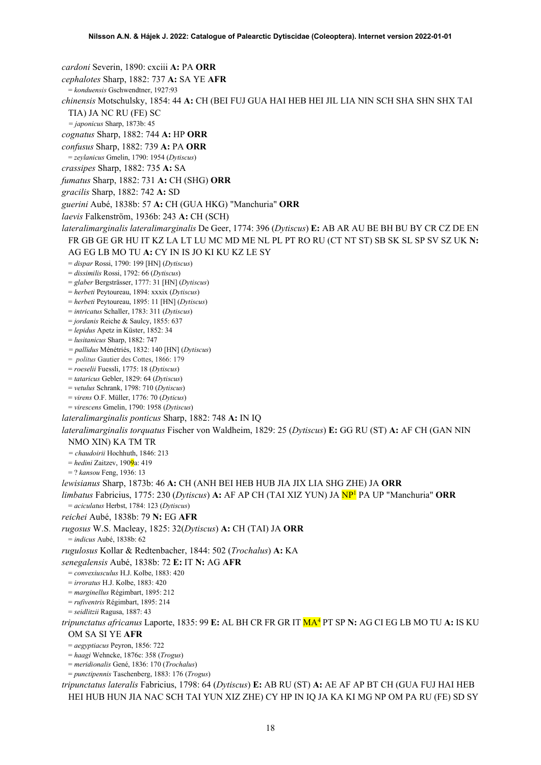*cardoni* Severin, 1890: cxciii **A:** PA **ORR**

*cephalotes* Sharp, 1882: 737 **A:** SA YE **AFR**

= *konduensis* Gschwendtner, 1927:93

*chinensis* Motschulsky, 1854: 44 **A:** CH (BEI FUJ GUA HAI HEB HEI JIL LIA NIN SCH SHA SHN SHX TAI TIA) JA NC RU (FE) SC

= *japonicus* Sharp, 1873b: 45

*cognatus* Sharp, 1882: 744 **A:** HP **ORR**

*confusus* Sharp, 1882: 739 **A:** PA **ORR**

= *zeylanicus* Gmelin, 1790: 1954 (*Dytiscus*)

*crassipes* Sharp, 1882: 735 **A:** SA

*fumatus* Sharp, 1882: 731 **A:** CH (SHG) **ORR**

*gracilis* Sharp, 1882: 742 **A:** SD

*guerini* Aubé, 1838b: 57 **A:** CH (GUA HKG) "Manchuria" **ORR**

*laevis* Falkenström, 1936b: 243 **A:** CH (SCH)

*lateralimarginalis lateralimarginalis* De Geer, 1774: 396 (*Dytiscus*) **E:** AB AR AU BE BH BU BY CR CZ DE EN FR GB GE GR HU IT KZ LA LT LU MC MD ME NL PL PT RO RU (CT NT ST) SB SK SL SP SV SZ UK **N:** AG EG LB MO TU **A:** CY IN IS JO KI KU KZ LE SY

= *dispar* Rossi, 1790: 199 [HN] (*Dytiscus*)
= *dissimilis* Rossi, 1792: 66 (*Dytiscus*)
= *glaber* Bergsträsser, 1777: 31 [HN] (*Dytiscus*)
= *herbeti* Peytoureau, 1894: xxxix (*Dytiscus*)
= *herbeti* Peytoureau, 1895: 11 [HN] (*Dytiscus*)
= *intricatus* Schaller, 1783: 311 (*Dytiscus*)
= *jordanis* Reiche & Saulcy, 1855: 637
= *lepidus* Apetz in Küster, 1852: 34
= *lusitanicus* Sharp, 1882: 747
= *pallidus* Ménétriés, 1832: 140 [HN] (*Dytiscus*)
= *politus* Gautier des Cottes, 1866: 179
= *roeselii* Fuessli, 1775: 18 (*Dytiscus*)
= *tataricus* Gebler, 1829: 64 (*Dytiscus*)
= *vetulus* Schrank, 1798: 710 (*Dytiscus*)
= *virens* O.F. Müller, 1776: 70 (*Dyticus*)
= *virescens* Gmelin, 1790: 1958 (*Dytiscus*)

*lateralimarginalis ponticus* Sharp, 1882: 748 **A:** IN IQ

*lateralimarginalis torquatus* Fischer von Waldheim, 1829: 25 (*Dytiscus*) **E:** GG RU (ST) **A:** AF CH (GAN NIN NMO XIN) KA TM TR

= *chaudoirii* Hochhuth, 1846: 213
= *hedini* Zaitzev, 1909a: 419
= ? *kansou* Feng, 1936: 13

*lewisianus* Sharp, 1873b: 46 **A:** CH (ANH BEI HEB HUB JIA JIX LIA SHG ZHE) JA **ORR**

*limbatus* Fabricius, 1775: 230 (*Dytiscus*) **A:** AF AP CH (TAI XIZ YUN) JA NP[1] PA UP "Manchuria" **ORR**

= *aciculatus* Herbst, 1784: 123 (*Dytiscus*)

*reichei* Aubé, 1838b: 79 **N:** EG **AFR**

*rugosus* W.S. Macleay, 1825: 32(*Dytiscus*) **A:** CH (TAI) JA **ORR**

= *indicus* Aubé, 1838b: 62

*rugulosus* Kollar & Redtenbacher, 1844: 502 (*Trochalus*) **A:** KA

*senegalensis* Aubé, 1838b: 72 **E:** IT **N:** AG **AFR**

= *convexiusculus* H.J. Kolbe, 1883: 420
= *irroratus* H.J. Kolbe, 1883: 420
= *marginellus* Régimbart, 1895: 212
= *rufiventris* Régimbart, 1895: 214
= *seidlitzii* Ragusa, 1887: 43

*tripunctatus africanus* Laporte, 1835: 99 **E:** AL BH CR FR GR IT MA[4] PT SP **N:** AG CI EG LB MO TU **A:** IS KU OM SA SI YE **AFR**

= *aegyptiacus* Peyron, 1856: 722
= *haagi* Wehncke, 1876c: 358 (*Trogus*)
= *meridionalis* Gené, 1836: 170 (*Trochalus*)
= *punctipennis* Taschenberg, 1883: 176 (*Trogus*)

*tripunctatus lateralis* Fabricius, 1798: 64 (*Dytiscus*) **E:** AB RU (ST) **A:** AE AF AP BT CH (GUA FUJ HAI HEB HEI HUB HUN JIA NAC SCH TAI YUN XIZ ZHE) CY HP IN IQ JA KA KI MG NP OM PA RU (FE) SD SY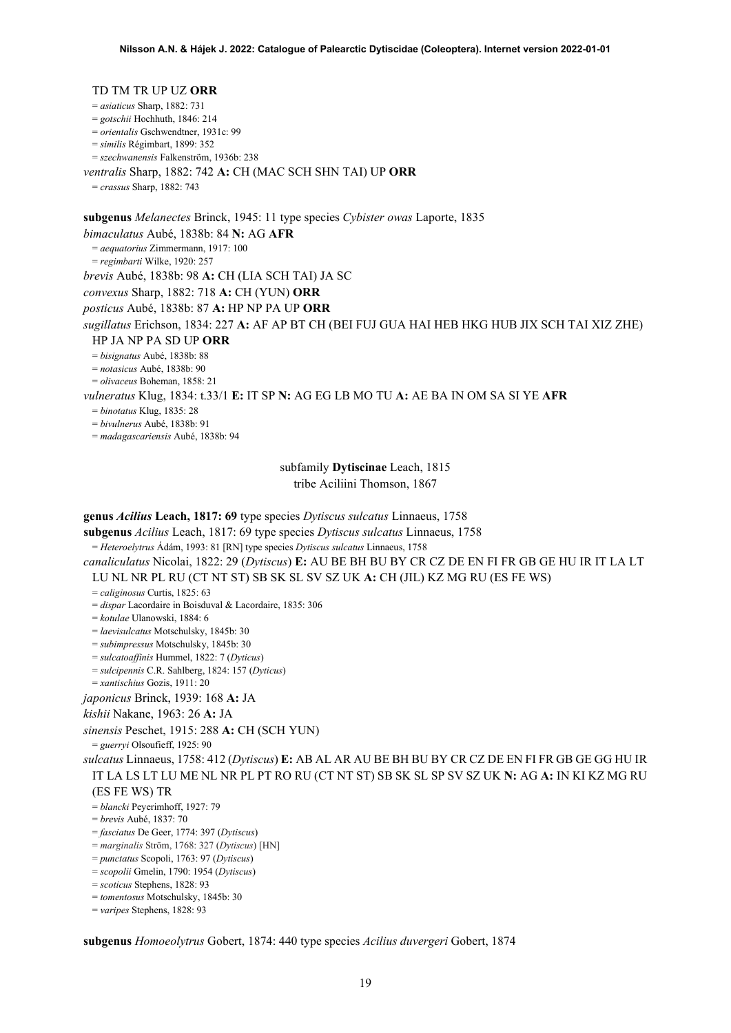TD TM TR UP UZ **ORR**

= *asiaticus* Sharp, 1882: 731
= *gotschii* Hochhuth, 1846: 214
= *orientalis* Gschwendtner, 1931c: 99
= *similis* Régimbart, 1899: 352
= *szechwanensis* Falkenström, 1936b: 238

*ventralis* Sharp, 1882: 742 **A:** CH (MAC SCH SHN TAI) UP **ORR**

= *crassus* Sharp, 1882: 743

**subgenus** *Melanectes* Brinck, 1945: 11 type species *Cybister owas* Laporte, 1835

*bimaculatus* Aubé, 1838b: 84 **N:** AG **AFR**

= *aequatorius* Zimmermann, 1917: 100
= *regimbarti* Wilke, 1920: 257

*brevis* Aubé, 1838b: 98 **A:** CH (LIA SCH TAI) JA SC

*convexus* Sharp, 1882: 718 **A:** CH (YUN) **ORR**

*posticus* Aubé, 1838b: 87 **A:** HP NP PA UP **ORR**

*sugillatus* Erichson, 1834: 227 **A:** AF AP BT CH (BEI FUJ GUA HAI HEB HKG HUB JIX SCH TAI XIZ ZHE) HP JA NP PA SD UP **ORR**

= *bisignatus* Aubé, 1838b: 88
= *notasicus* Aubé, 1838b: 90
= *olivaceus* Boheman, 1858: 21

*vulneratus* Klug, 1834: t.33/1 **E:** IT SP **N:** AG EG LB MO TU **A:** AE BA IN OM SA SI YE **AFR**

= *binotatus* Klug, 1835: 28
= *bivulnerus* Aubé, 1838b: 91
= *madagascariensis* Aubé, 1838b: 94

subfamily **Dytiscinae** Leach, 1815
tribe Aciliini Thomson, 1867

**genus *Acilius* Leach, 1817: 69** type species *Dytiscus sulcatus* Linnaeus, 1758

**subgenus** *Acilius* Leach, 1817: 69 type species *Dytiscus sulcatus* Linnaeus, 1758

= *Heteroelytrus* Ádám, 1993: 81 [RN] type species *Dytiscus sulcatus* Linnaeus, 1758

*canaliculatus* Nicolai, 1822: 29 (*Dytiscus*) **E:** AU BE BH BU BY CR CZ DE EN FI FR GB GE HU IR IT LA LT LU NL NR PL RU (CT NT ST) SB SK SL SV SZ UK **A:** CH (JIL) KZ MG RU (ES FE WS)

= *caliginosus* Curtis, 1825: 63
= *dispar* Lacordaire in Boisduval & Lacordaire, 1835: 306
= *kotulae* Ulanowski, 1884: 6
= *laevisulcatus* Motschulsky, 1845b: 30
= *subimpressus* Motschulsky, 1845b: 30
= *sulcatoaffinis* Hummel, 1822: 7 (*Dyticus*)
= *sulcipennis* C.R. Sahlberg, 1824: 157 (*Dyticus*)
= *xantischius* Gozis, 1911: 20

*japonicus* Brinck, 1939: 168 **A:** JA

*kishii* Nakane, 1963: 26 **A:** JA

*sinensis* Peschet, 1915: 288 **A:** CH (SCH YUN)

= *guerryi* Olsoufieff, 1925: 90

*sulcatus* Linnaeus, 1758: 412 (*Dytiscus*) **E:** AB AL AR AU BE BH BU BY CR CZ DE EN FI FR GB GE GG HU IR IT LA LS LT LU ME NL NR PL PT RO RU (CT NT ST) SB SK SL SP SV SZ UK **N:** AG **A:** IN KI KZ MG RU (ES FE WS) TR

= *blancki* Peyerimhoff, 1927: 79
= *brevis* Aubé, 1837: 70
= *fasciatus* De Geer, 1774: 397 (*Dytiscus*)
= *marginalis* Ström, 1768: 327 (*Dytiscus*) [HN]
= *punctatus* Scopoli, 1763: 97 (*Dytiscus*)
= *scopolii* Gmelin, 1790: 1954 (*Dytiscus*)
= *scoticus* Stephens, 1828: 93
= *tomentosus* Motschulsky, 1845b: 30
= *varipes* Stephens, 1828: 93

**subgenus** *Homoeolytrus* Gobert, 1874: 440 type species *Acilius duvergeri* Gobert, 1874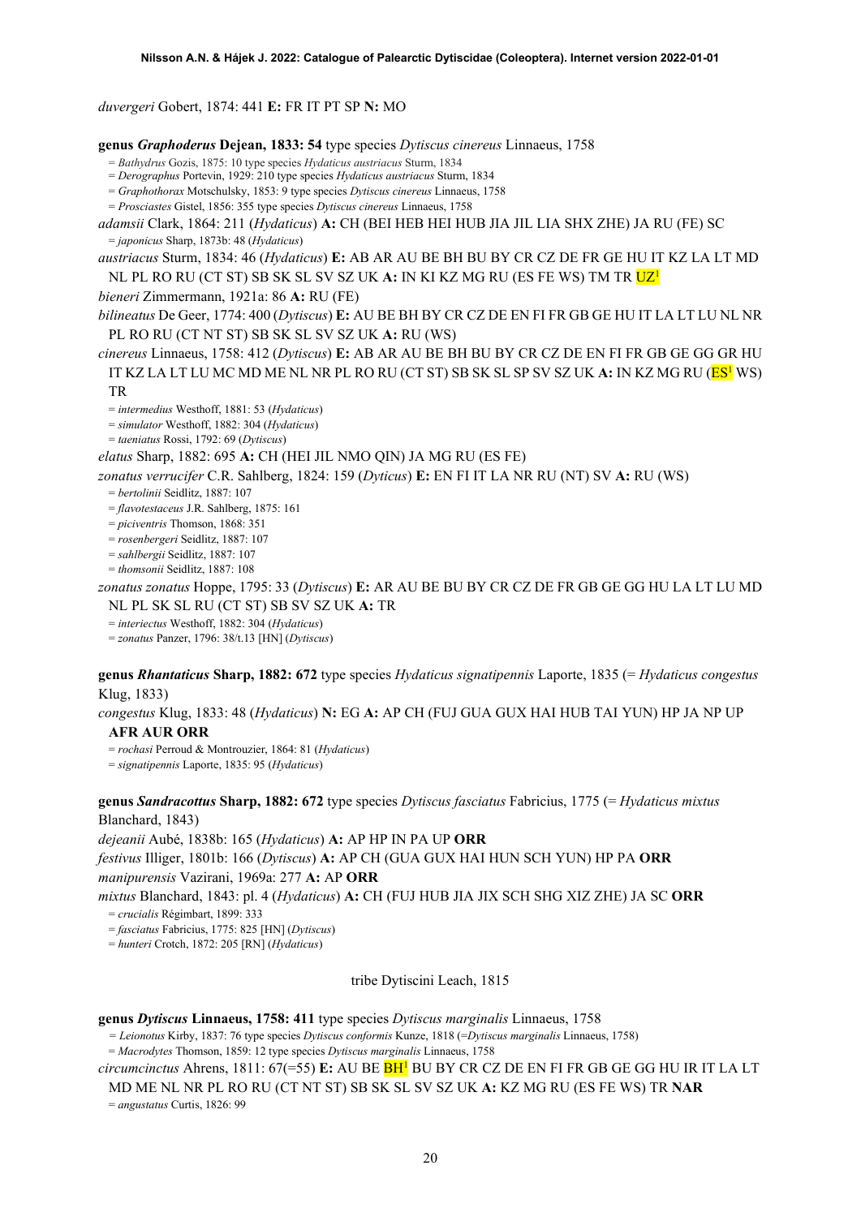*duvergeri* Gobert, 1874: 441 **E:** FR IT PT SP **N:** MO

**genus *Graphoderus* Dejean, 1833: 54** type species *Dytiscus cinereus* Linnaeus, 1758

= *Bathydrus* Gozis, 1875: 10 type species *Hydaticus austriacus* Sturm, 1834
= *Derographus* Portevin, 1929: 210 type species *Hydaticus austriacus* Sturm, 1834
= *Graphothorax* Motschulsky, 1853: 9 type species *Dytiscus cinereus* Linnaeus, 1758
= *Prosciastes* Gistel, 1856: 355 type species *Dytiscus cinereus* Linnaeus, 1758

*adamsii* Clark, 1864: 211 (*Hydaticus*) **A:** CH (BEI HEB HEI HUB JIA JIL LIA SHX ZHE) JA RU (FE) SC
= *japonicus* Sharp, 1873b: 48 (*Hydaticus*)

*austriacus* Sturm, 1834: 46 (*Hydaticus*) **E:** AB AR AU BE BH BU BY CR CZ DE FR GE HU IT KZ LA LT MD NL PL RO RU (CT ST) SB SK SL SV SZ UK **A:** IN KI KZ MG RU (ES FE WS) TM TR UZ[1]

*bieneri* Zimmermann, 1921a: 86 **A:** RU (FE)

*bilineatus* De Geer, 1774: 400 (*Dyticus*) **E:** AU BE BH BY CR CZ DE EN FI FR GB GE HU IT LA LT LU NL NR PL RO RU (CT NT ST) SB SK SL SV SZ UK **A:** RU (WS)

*cinereus* Linnaeus, 1758: 412 (*Dytiscus*) **E:** AB AR AU BE BH BU BY CR CZ DE EN FI FR GB GE GG GR HU IT KZ LA LT LU MC MD ME NL NR PL RO RU (CT ST) SB SK SL SP SV SZ UK **A:** IN KZ MG RU (ES[1] WS) TR
= *intermedius* Westhoff, 1881: 53 (*Hydaticus*)
= *simulator* Westhoff, 1882: 304 (*Hydaticus*)
= *taeniatus* Rossi, 1792: 69 (*Dytiscus*)

*elatus* Sharp, 1882: 695 **A:** CH (HEI JIL NMO QIN) JA MG RU (ES FE)

*zonatus verrucifer* C.R. Sahlberg, 1824: 159 (*Dyticus*) **E:** EN FI IT LA NR RU (NT) SV **A:** RU (WS)
= *bertolinii* Seidlitz, 1887: 107
= *flavotestaceus* J.R. Sahlberg, 1875: 161
= *piciventris* Thomson, 1868: 351
= *rosenbergeri* Seidlitz, 1887: 107
= *sahlbergii* Seidlitz, 1887: 107
= *thomsonii* Seidlitz, 1887: 108

*zonatus zonatus* Hoppe, 1795: 33 (*Dytiscus*) **E:** AR AU BE BU BY CR CZ DE FR GB GE GG HU LA LT LU MD NL PL SK SL RU (CT ST) SB SV SZ UK **A:** TR
= *interiectus* Westhoff, 1882: 304 (*Hydaticus*)
= *zonatus* Panzer, 1796: 38/t.13 [HN] (*Dytiscus*)

**genus *Rhantaticus* Sharp, 1882: 672** type species *Hydaticus signatipennis* Laporte, 1835 (= *Hydaticus congestus* Klug, 1833)

*congestus* Klug, 1833: 48 (*Hydaticus*) **N:** EG **A:** AP CH (FUJ GUA GUX HAI HUB TAI YUN) HP JA NP UP **AFR AUR ORR**
= *rochasi* Perroud & Montrouzier, 1864: 81 (*Hydaticus*)
= *signatipennis* Laporte, 1835: 95 (*Hydaticus*)

**genus *Sandracottus* Sharp, 1882: 672** type species *Dytiscus fasciatus* Fabricius, 1775 (= *Hydaticus mixtus* Blanchard, 1843)

*dejeanii* Aubé, 1838b: 165 (*Hydaticus*) **A:** AP HP IN PA UP **ORR**

*festivus* Illiger, 1801b: 166 (*Dytiscus*) **A:** AP CH (GUA GUX HAI HUN SCH YUN) HP PA **ORR**

*manipurensis* Vazirani, 1969a: 277 **A:** AP **ORR**

*mixtus* Blanchard, 1843: pl. 4 (*Hydaticus*) **A:** CH (FUJ HUB JIA JIX SCH SHG XIZ ZHE) JA SC **ORR**
= *crucialis* Régimbart, 1899: 333
= *fasciatus* Fabricius, 1775: 825 [HN] (*Dytiscus*)
= *hunteri* Crotch, 1872: 205 [RN] (*Hydaticus*)

tribe Dytiscini Leach, 1815

**genus *Dytiscus* Linnaeus, 1758: 411** type species *Dytiscus marginalis* Linnaeus, 1758

= *Leionotus* Kirby, 1837: 76 type species *Dytiscus conformis* Kunze, 1818 (=*Dytiscus marginalis* Linnaeus, 1758)
= *Macrodytes* Thomson, 1859: 12 type species *Dytiscus marginalis* Linnaeus, 1758

*circumcinctus* Ahrens, 1811: 67(=55) **E:** AU BE BH[1] BU BY CR CZ DE EN FI FR GB GE GG HU IR IT LA LT MD ME NL NR PL RO RU (CT NT ST) SB SK SL SV SZ UK **A:** KZ MG RU (ES FE WS) TR **NAR**
= *angustatus* Curtis, 1826: 99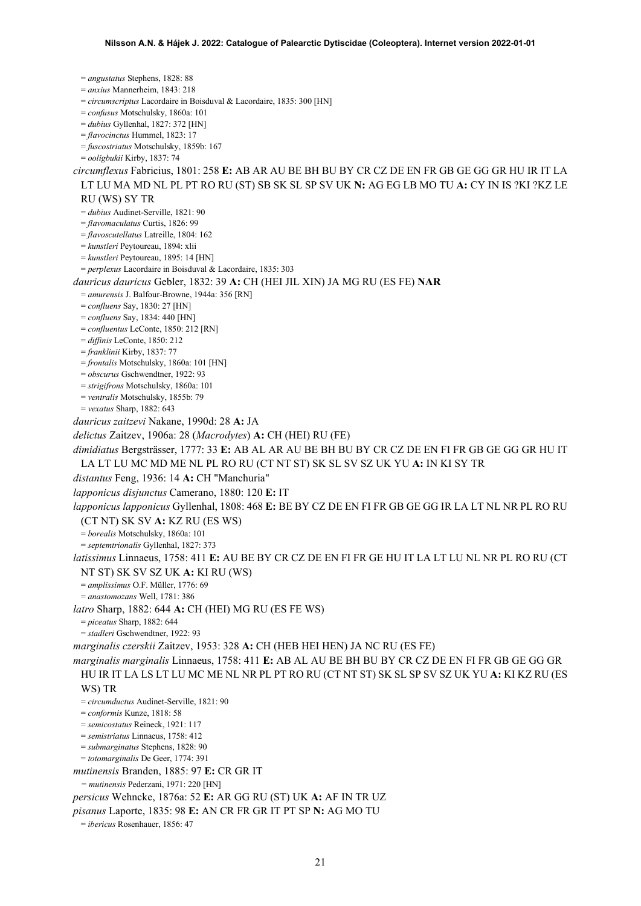= *angustatus* Stephens, 1828: 88
= *anxius* Mannerheim, 1843: 218
= *circumscriptus* Lacordaire in Boisduval & Lacordaire, 1835: 300 [HN]
= *confusus* Motschulsky, 1860a: 101
= *dubius* Gyllenhal, 1827: 372 [HN]
= *flavocinctus* Hummel, 1823: 17
= *fuscostriatus* Motschulsky, 1859b: 167
= *ooligbukii* Kirby, 1837: 74

*circumflexus* Fabricius, 1801: 258 **E:** AB AR AU BE BH BU BY CR CZ DE EN FR GB GE GG GR HU IR IT LA LT LU MA MD NL PL PT RO RU (ST) SB SK SL SP SV UK **N:** AG EG LB MO TU **A:** CY IN IS ?KI ?KZ LE RU (WS) SY TR
= *dubius* Audinet-Serville, 1821: 90
= *flavomaculatus* Curtis, 1826: 99
= *flavoscutellatus* Latreille, 1804: 162
= *kunstleri* Peytoureau, 1894: xlii
= *kunstleri* Peytoureau, 1895: 14 [HN]
= *perplexus* Lacordaire in Boisduval & Lacordaire, 1835: 303

*dauricus dauricus* Gebler, 1832: 39 **A:** CH (HEI JIL XIN) JA MG RU (ES FE) **NAR**
= *amurensis* J. Balfour-Browne, 1944a: 356 [RN]
= *confluens* Say, 1830: 27 [HN]
= *confluens* Say, 1834: 440 [HN]
= *confluentus* LeConte, 1850: 212 [RN]
= *diffinis* LeConte, 1850: 212
= *franklinii* Kirby, 1837: 77
= *frontalis* Motschulsky, 1860a: 101 [HN]
= *obscurus* Gschwendtner, 1922: 93
= *strigifrons* Motschulsky, 1860a: 101
= *ventralis* Motschulsky, 1855b: 79
= *vexatus* Sharp, 1882: 643

*dauricus zaitzevi* Nakane, 1990d: 28 **A:** JA

*delictus* Zaitzev, 1906a: 28 (*Macrodytes*) **A:** CH (HEI) RU (FE)

*dimidiatus* Bergsträsser, 1777: 33 **E:** AB AL AR AU BE BH BU BY CR CZ DE EN FI FR GB GE GG GR HU IT LA LT LU MC MD ME NL PL RO RU (CT NT ST) SK SL SV SZ UK YU **A:** IN KI SY TR

*distantus* Feng, 1936: 14 **A:** CH "Manchuria"

*lapponicus disjunctus* Camerano, 1880: 120 **E:** IT

*lapponicus lapponicus* Gyllenhal, 1808: 468 **E:** BE BY CZ DE EN FI FR GB GE GG IR LA LT NL NR PL RO RU (CT NT) SK SV **A:** KZ RU (ES WS)
= *borealis* Motschulsky, 1860a: 101
= *septemtrionalis* Gyllenhal, 1827: 373

*latissimus* Linnaeus, 1758: 411 **E:** AU BE BY CR CZ DE EN FI FR GE HU IT LA LT LU NL NR PL RO RU (CT NT ST) SK SV SZ UK **A:** KI RU (WS)
= *amplissimus* O.F. Müller, 1776: 69
= *anastomozans* Well, 1781: 386

*latro* Sharp, 1882: 644 **A:** CH (HEI) MG RU (ES FE WS)
= *piceatus* Sharp, 1882: 644
= *stadleri* Gschwendtner, 1922: 93

*marginalis czerskii* Zaitzev, 1953: 328 **A:** CH (HEB HEI HEN) JA NC RU (ES FE)

*marginalis marginalis* Linnaeus, 1758: 411 **E:** AB AL AU BE BH BU BY CR CZ DE EN FI FR GB GE GG GR HU IR IT LA LS LT LU MC ME NL NR PL PT RO RU (CT NT ST) SK SL SP SV SZ UK YU **A:** KI KZ RU (ES WS) TR
= *circumductus* Audinet-Serville, 1821: 90
= *conformis* Kunze, 1818: 58
= *semicostatus* Reineck, 1921: 117
= *semistriatus* Linnaeus, 1758: 412
= *submarginatus* Stephens, 1828: 90
= *totomarginalis* De Geer, 1774: 391

*mutinensis* Branden, 1885: 97 **E:** CR GR IT
= *mutinensis* Pederzani, 1971: 220 [HN]

*persicus* Wehncke, 1876a: 52 **E:** AR GG RU (ST) UK **A:** AF IN TR UZ

*pisanus* Laporte, 1835: 98 **E:** AN CR FR GR IT PT SP **N:** AG MO TU
= *ibericus* Rosenhauer, 1856: 47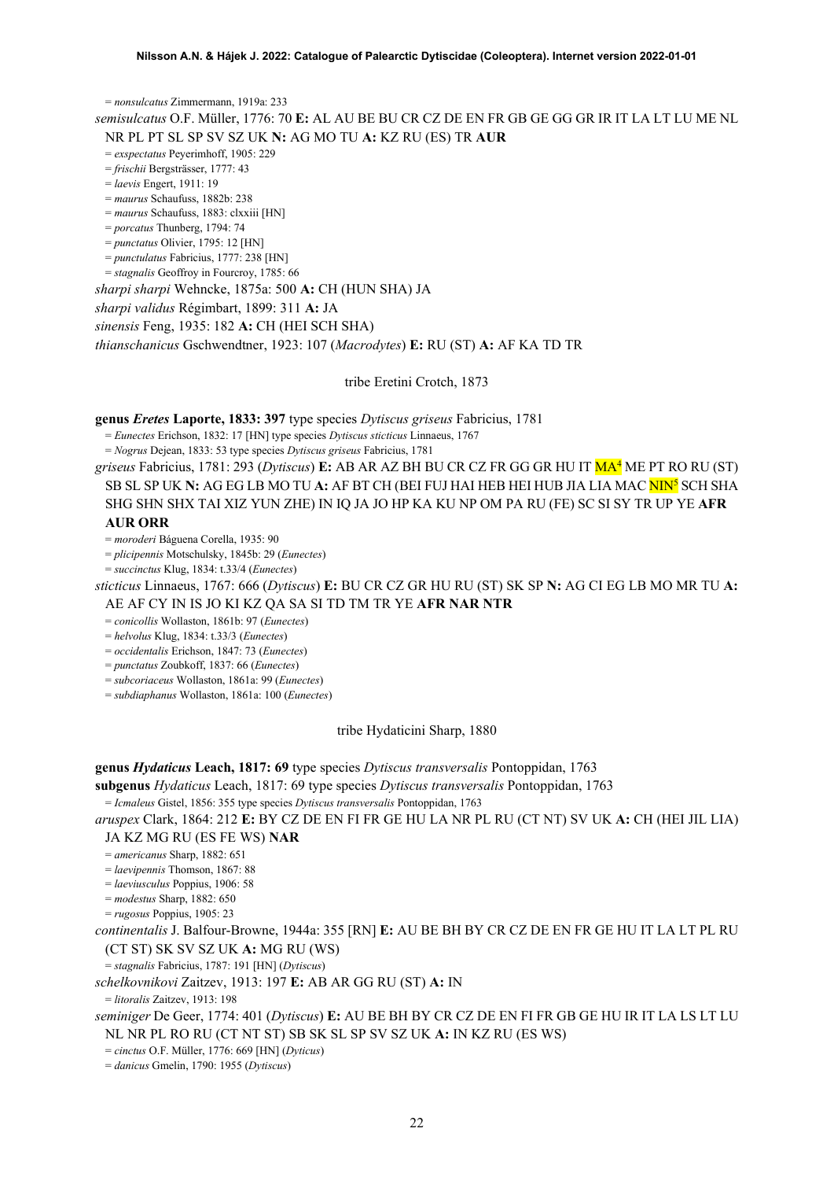= *nonsulcatus* Zimmermann, 1919a: 233

*semisulcatus* O.F. Müller, 1776: 70 **E:** AL AU BE BU CR CZ DE EN FR GB GE GG GR IR IT LA LT LU ME NL NR PL PT SL SP SV SZ UK **N:** AG MO TU **A:** KZ RU (ES) TR **AUR**

= *exspectatus* Peyerimhoff, 1905: 229
= *frischii* Bergsträsser, 1777: 43
= *laevis* Engert, 1911: 19
= *maurus* Schaufuss, 1882b: 238
= *maurus* Schaufuss, 1883: clxxiii [HN]
= *porcatus* Thunberg, 1794: 74
= *punctatus* Olivier, 1795: 12 [HN]
= *punctulatus* Fabricius, 1777: 238 [HN]
= *stagnalis* Geoffroy in Fourcroy, 1785: 66

*sharpi sharpi* Wehncke, 1875a: 500 **A:** CH (HUN SHA) JA

*sharpi validus* Régimbart, 1899: 311 **A:** JA

*sinensis* Feng, 1935: 182 **A:** CH (HEI SCH SHA)

*thianschanicus* Gschwendtner, 1923: 107 (*Macrodytes*) **E:** RU (ST) **A:** AF KA TD TR

tribe Eretini Crotch, 1873

**genus *Eretes* Laporte, 1833: 397** type species *Dytiscus griseus* Fabricius, 1781

= *Eunectes* Erichson, 1832: 17 [HN] type species *Dytiscus sticticus* Linnaeus, 1767
= *Nogrus* Dejean, 1833: 53 type species *Dytiscus griseus* Fabricius, 1781

*griseus* Fabricius, 1781: 293 (*Dytiscus*) **E:** AB AR AZ BH BU CR CZ FR GG GR HU IT MA[4] ME PT RO RU (ST) SB SL SP UK **N:** AG EG LB MO TU **A:** AF BT CH (BEI FUJ HAI HEB HEI HUB JIA LIA MAC NIN[5] SCH SHA SHG SHN SHX TAI XIZ YUN ZHE) IN IQ JA JO HP KA KU NP OM PA RU (FE) SC SI SY TR UP YE **AFR AUR ORR**

= *moroderi* Báguena Corella, 1935: 90
= *plicipennis* Motschulsky, 1845b: 29 (*Eunectes*)
= *succinctus* Klug, 1834: t.33/4 (*Eunectes*)

*sticticus* Linnaeus, 1767: 666 (*Dytiscus*) **E:** BU CR CZ GR HU RU (ST) SK SP **N:** AG CI EG LB MO MR TU **A:** AE AF CY IN IS JO KI KZ QA SA SI TD TM TR YE **AFR NAR NTR**

= *conicollis* Wollaston, 1861b: 97 (*Eunectes*)
= *helvolus* Klug, 1834: t.33/3 (*Eunectes*)
= *occidentalis* Erichson, 1847: 73 (*Eunectes*)
= *punctatus* Zoubkoff, 1837: 66 (*Eunectes*)
= *subcoriaceus* Wollaston, 1861a: 99 (*Eunectes*)
= *subdiaphanus* Wollaston, 1861a: 100 (*Eunectes*)

tribe Hydaticini Sharp, 1880

**genus *Hydaticus* Leach, 1817: 69** type species *Dytiscus transversalis* Pontoppidan, 1763

**subgenus *Hydaticus* Leach, 1817: 69** type species *Dytiscus transversalis* Pontoppidan, 1763

= *Icmaleus* Gistel, 1856: 355 type species *Dytiscus transversalis* Pontoppidan, 1763

*aruspex* Clark, 1864: 212 **E:** BY CZ DE EN FI FR GE HU LA NR PL RU (CT NT) SV UK **A:** CH (HEI JIL LIA) JA KZ MG RU (ES FE WS) **NAR**

= *americanus* Sharp, 1882: 651
= *laevipennis* Thomson, 1867: 88
= *laeviusculus* Poppius, 1906: 58
= *modestus* Sharp, 1882: 650
= *rugosus* Poppius, 1905: 23

*continentalis* J. Balfour-Browne, 1944a: 355 [RN] **E:** AU BE BH BY CR CZ DE EN FR GE HU IT LA LT PL RU (CT ST) SK SV SZ UK **A:** MG RU (WS)

= *stagnalis* Fabricius, 1787: 191 [HN] (*Dytiscus*)

*schelkovnikovi* Zaitzev, 1913: 197 **E:** AB AR GG RU (ST) **A:** IN

= *litoralis* Zaitzev, 1913: 198

*seminiger* De Geer, 1774: 401 (*Dytiscus*) **E:** AU BE BH BY CR CZ DE EN FI FR GB GE HU IR IT LA LS LT LU NL NR PL RO RU (CT NT ST) SB SK SL SP SV SZ UK **A:** IN KZ RU (ES WS)

= *cinctus* O.F. Müller, 1776: 669 [HN] (*Dyticus*)
= *danicus* Gmelin, 1790: 1955 (*Dytiscus*)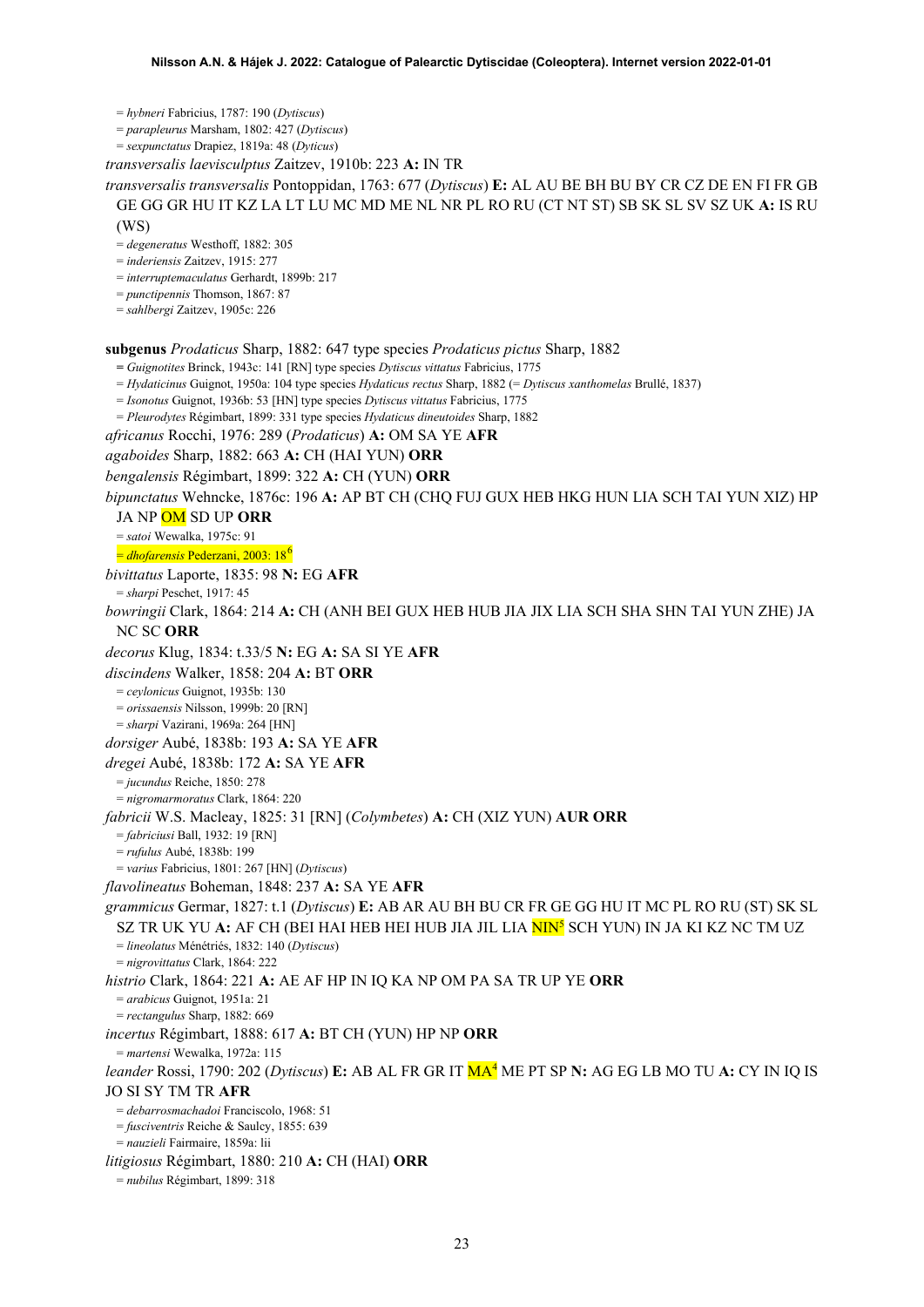= *hybneri* Fabricius, 1787: 190 (*Dytiscus*)

= *parapleurus* Marsham, 1802: 427 (*Dytiscus*)

= *sexpunctatus* Drapiez, 1819a: 48 (*Dyticus*)

*transversalis laevisculptus* Zaitzev, 1910b: 223 **A:** IN TR

*transversalis transversalis* Pontoppidan, 1763: 677 (*Dytiscus*) **E:** AL AU BE BH BU BY CR CZ DE EN FI FR GB GE GG GR HU IT KZ LA LT LU MC MD ME NL NR PL RO RU (CT NT ST) SB SK SL SV SZ UK **A:** IS RU (WS)

= *degeneratus* Westhoff, 1882: 305

= *inderiensis* Zaitzev, 1915: 277

= *interruptemaculatus* Gerhardt, 1899b: 217

= *punctipennis* Thomson, 1867: 87

= *sahlbergi* Zaitzev, 1905c: 226

**subgenus** *Prodaticus* Sharp, 1882: 647 type species *Prodaticus pictus* Sharp, 1882

= *Guignotites* Brinck, 1943c: 141 [RN] type species *Dytiscus vittatus* Fabricius, 1775

= *Hydaticinus* Guignot, 1950a: 104 type species *Hydaticus rectus* Sharp, 1882 (= *Dytiscus xanthomelas* Brullé, 1837)

= *Isonotus* Guignot, 1936b: 53 [HN] type species *Dytiscus vittatus* Fabricius, 1775

= *Pleurodytes* Régimbart, 1899: 331 type species *Hydaticus dineutoides* Sharp, 1882

*africanus* Rocchi, 1976: 289 (*Prodaticus*) **A:** OM SA YE **AFR**

*agaboides* Sharp, 1882: 663 **A:** CH (HAI YUN) **ORR**

*bengalensis* Régimbart, 1899: 322 **A:** CH (YUN) **ORR**

*bipunctatus* Wehncke, 1876c: 196 **A:** AP BT CH (CHQ FUJ GUX HEB HKG HUN LIA SCH TAI YUN XIZ) HP JA NP OM SD UP **ORR**

= *satoi* Wewalka, 1975c: 91

= *dhofarensis* Pederzani, 2003: 18[6]

*bivittatus* Laporte, 1835: 98 **N:** EG **AFR**

= *sharpi* Peschet, 1917: 45

*bowringii* Clark, 1864: 214 **A:** CH (ANH BEI GUX HEB HUB JIA JIX LIA SCH SHA SHN TAI YUN ZHE) JA NC SC **ORR**

*decorus* Klug, 1834: t.33/5 **N:** EG **A:** SA SI YE **AFR**

*discindens* Walker, 1858: 204 **A:** BT **ORR**

= *ceylonicus* Guignot, 1935b: 130

= *orissaensis* Nilsson, 1999b: 20 [RN]

= *sharpi* Vazirani, 1969a: 264 [HN]

*dorsiger* Aubé, 1838b: 193 **A:** SA YE **AFR**

*dregei* Aubé, 1838b: 172 **A:** SA YE **AFR**

= *jucundus* Reiche, 1850: 278

= *nigromarmoratus* Clark, 1864: 220

*fabricii* W.S. Macleay, 1825: 31 [RN] (*Colymbetes*) **A:** CH (XIZ YUN) **AUR ORR**

= *fabriciusi* Ball, 1932: 19 [RN]

= *rufulus* Aubé, 1838b: 199

= *varius* Fabricius, 1801: 267 [HN] (*Dytiscus*)

*flavolineatus* Boheman, 1848: 237 **A:** SA YE **AFR**

*grammicus* Germar, 1827: t.1 (*Dytiscus*) **E:** AB AR AU BH BU CR FR GE GG HU IT MC PL RO RU (ST) SK SL SZ TR UK YU **A:** AF CH (BEI HAI HEB HEI HUB JIA JIL LIA NIN[5] SCH YUN) IN JA KI KZ NC TM UZ

= *lineolatus* Ménétriés, 1832: 140 (*Dytiscus*)

= *nigrovittatus* Clark, 1864: 222

*histrio* Clark, 1864: 221 **A:** AE AF HP IN IQ KA NP OM PA SA TR UP YE **ORR**

= *arabicus* Guignot, 1951a: 21

= *rectangulus* Sharp, 1882: 669

*incertus* Régimbart, 1888: 617 **A:** BT CH (YUN) HP NP **ORR**

= *martensi* Wewalka, 1972a: 115

*leander* Rossi, 1790: 202 (*Dytiscus*) **E:** AB AL FR GR IT MA[4] ME PT SP **N:** AG EG LB MO TU **A:** CY IN IQ IS JO SI SY TM TR **AFR**

= *debarrosmachadoi* Franciscolo, 1968: 51

= *fusciventris* Reiche & Saulcy, 1855: 639

= *nauzieli* Fairmaire, 1859a: lii

*litigiosus* Régimbart, 1880: 210 **A:** CH (HAI) **ORR**

= *nubilus* Régimbart, 1899: 318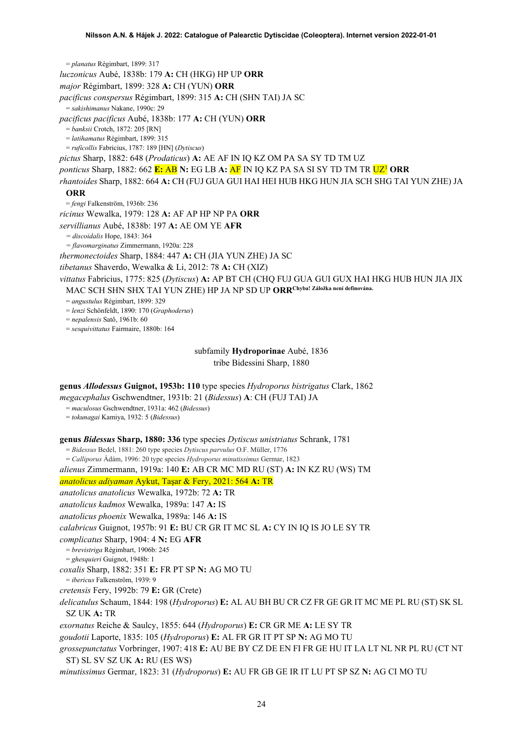= *planatus* Régimbart, 1899: 317

*luczonicus* Aubé, 1838b: 179 **A:** CH (HKG) HP UP **ORR**

*major* Régimbart, 1899: 328 **A:** CH (YUN) **ORR**

*pacificus conspersus* Régimbart, 1899: 315 **A:** CH (SHN TAI) JA SC

= *sakishimanus* Nakane, 1990c: 29

*pacificus pacificus* Aubé, 1838b: 177 **A:** CH (YUN) **ORR**

= *banksii* Crotch, 1872: 205 [RN]

= *latihamatus* Régimbart, 1899: 315

= *ruficollis* Fabricius, 1787: 189 [HN] (*Dytiscus*)

*pictus* Sharp, 1882: 648 (*Prodaticus*) **A:** AE AF IN IQ KZ OM PA SA SY TD TM UZ

*ponticus* Sharp, 1882: 662 **E:** AB **N:** EG LB **A:** AF IN IQ KZ PA SA SI SY TD TM TR UZ[!] **ORR**

*rhantoides* Sharp, 1882: 664 **A:** CH (FUJ GUA GUI HAI HEI HUB HKG HUN JIA SCH SHG TAI YUN ZHE) JA **ORR**

= *fengi* Falkenström, 1936b: 236

*ricinus* Wewalka, 1979: 128 **A:** AF AP HP NP PA **ORR**

*servillianus* Aubé, 1838b: 197 **A:** AE OM YE **AFR**

= *discoidalis* Hope, 1843: 364

= *flavomarginatus* Zimmermann, 1920a: 228

*thermonectoides* Sharp, 1884: 447 **A:** CH (JIA YUN ZHE) JA SC

*tibetanus* Shaverdo, Wewalka & Li, 2012: 78 **A:** CH (XIZ)

*vittatus* Fabricius, 1775: 825 (*Dytiscus*) **A:** AP BT CH (CHQ FUJ GUA GUI GUX HAI HKG HUB HUN JIA JIX MAC SCH SHN SHX TAI YUN ZHE) HP JA NP SD UP **ORR**[Chyba! Záložka není definována.]

= *angustulus* Régimbart, 1899: 329

= *lenzi* Schönfeldt, 1890: 170 (*Graphoderus*)

= *nepalensis* Satô, 1961b: 60

= *sesquivittatus* Fairmaire, 1880b: 164

subfamily **Hydroporinae** Aubé, 1836

tribe Bidessini Sharp, 1880

**genus *Allodessus* Guignot, 1953b: 110** type species *Hydroporus bistrigatus* Clark, 1862

*megacephalus* Gschwendtner, 1931b: 21 (*Bidessus*) **A**: CH (FUJ TAI) JA

= *maculosus* Gschwendtner, 1931a: 462 (*Bidessus*)

= *tokunagai* Kamiya, 1932: 5 (*Bidessus*)

**genus *Bidessus* Sharp, 1880: 336** type species *Dytiscus unistriatus* Schrank, 1781

= *Bidessus* Bedel, 1881: 260 type species *Dytiscus parvulus* O.F. Müller, 1776

= *Calliporus* Ádám, 1996: 20 type species *Hydroporus minutissimus* Germar, 1823

*alienus* Zimmermann, 1919a: 140 **E:** AB CR MC MD RU (ST) **A:** IN KZ RU (WS) TM

*anatolicus adiyaman* Aykut, Taşar & Fery, 2021: 564 **A:** TR

*anatolicus anatolicus* Wewalka, 1972b: 72 **A:** TR

*anatolicus kadmos* Wewalka, 1989a: 147 **A:** IS

*anatolicus phoenix* Wewalka, 1989a: 146 **A:** IS

*calabricus* Guignot, 1957b: 91 **E:** BU CR GR IT MC SL **A:** CY IN IQ IS JO LE SY TR

*complicatus* Sharp, 1904: 4 **N:** EG **AFR**

= *brevistriga* Régimbart, 1906b: 245

= *ghesquieri* Guignot, 1948b: 1

*coxalis* Sharp, 1882: 351 **E:** FR PT SP **N:** AG MO TU

= *ibericus* Falkenström, 1939: 9

*cretensis* Fery, 1992b: 79 **E:** GR (Crete)

*delicatulus* Schaum, 1844: 198 (*Hydroporus*) **E:** AL AU BH BU CR CZ FR GE GR IT MC ME PL RU (ST) SK SL SZ UK **A:** TR

*exornatus* Reiche & Saulcy, 1855: 644 (*Hydroporus*) **E:** CR GR ME **A:** LE SY TR

*goudotii* Laporte, 1835: 105 (*Hydroporus*) **E:** AL FR GR IT PT SP **N:** AG MO TU

*grossepunctatus* Vorbringer, 1907: 418 **E:** AU BE BY CZ DE EN FI FR GE HU IT LA LT NL NR PL RU (CT NT ST) SL SV SZ UK **A:** RU (ES WS)

*minutissimus* Germar, 1823: 31 (*Hydroporus*) **E:** AU FR GB GE IR IT LU PT SP SZ **N:** AG CI MO TU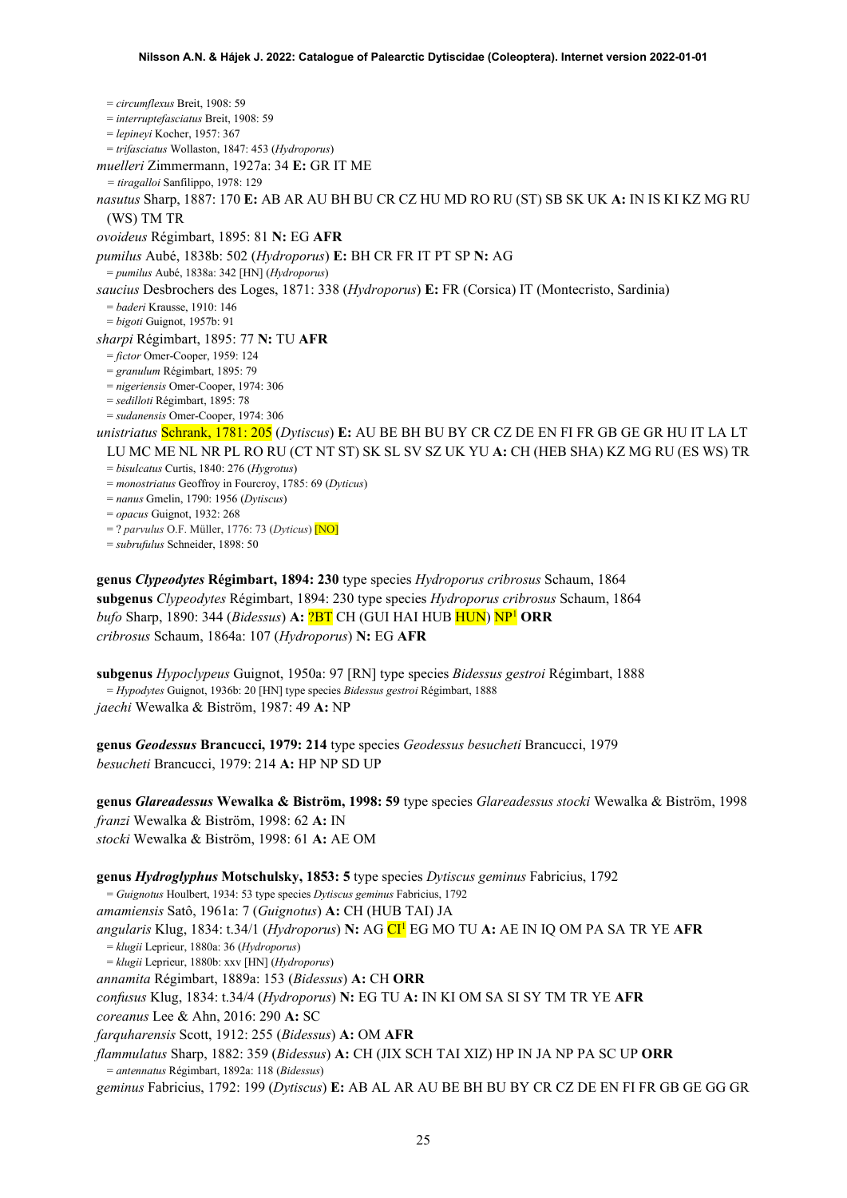= *circumflexus* Breit, 1908: 59
= *interruptefasciatus* Breit, 1908: 59
= *lepineyi* Kocher, 1957: 367
= *trifasciatus* Wollaston, 1847: 453 (*Hydroporus*)

*muelleri* Zimmermann, 1927a: 34 **E:** GR IT ME
= *tiragalloi* Sanfilippo, 1978: 129

*nasutus* Sharp, 1887: 170 **E:** AB AR AU BH BU CR CZ HU MD RO RU (ST) SB SK UK **A:** IN IS KI KZ MG RU (WS) TM TR

*ovoideus* Régimbart, 1895: 81 **N:** EG **AFR**

*pumilus* Aubé, 1838b: 502 (*Hydroporus*) **E:** BH CR FR IT PT SP **N:** AG
= *pumilus* Aubé, 1838a: 342 [HN] (*Hydroporus*)

*saucius* Desbrochers des Loges, 1871: 338 (*Hydroporus*) **E:** FR (Corsica) IT (Montecristo, Sardinia)
= *baderi* Krausse, 1910: 146
= *bigoti* Guignot, 1957b: 91

*sharpi* Régimbart, 1895: 77 **N:** TU **AFR**
= *fictor* Omer-Cooper, 1959: 124
= *granulum* Régimbart, 1895: 79
= *nigeriensis* Omer-Cooper, 1974: 306
= *sedilloti* Régimbart, 1895: 78
= *sudanensis* Omer-Cooper, 1974: 306

*unistriatus* Schrank, 1781: 205 (*Dytiscus*) **E:** AU BE BH BU BY CR CZ DE EN FI FR GB GE GR HU IT LA LT LU MC ME NL NR PL RO RU (CT NT ST) SK SL SV SZ UK YU **A:** CH (HEB SHA) KZ MG RU (ES WS) TR
= *bisulcatus* Curtis, 1840: 276 (*Hygrotus*)
= *monostriatus* Geoffroy in Fourcroy, 1785: 69 (*Dyticus*)
= *nanus* Gmelin, 1790: 1956 (*Dytiscus*)
= *opacus* Guignot, 1932: 268
= ? *parvulus* O.F. Müller, 1776: 73 (*Dyticus*) [NO]
= *subrufulus* Schneider, 1898: 50

**genus *Clypeodytes* Régimbart, 1894: 230** type species *Hydroporus cribrosus* Schaum, 1864
**subgenus *Clypeodytes*** Régimbart, 1894: 230 type species *Hydroporus cribrosus* Schaum, 1864

*bufo* Sharp, 1890: 344 (*Bidessus*) **A:** ?BT CH (GUI HAI HUB HUN) NP[1] **ORR**

*cribrosus* Schaum, 1864a: 107 (*Hydroporus*) **N:** EG **AFR**

**subgenus *Hypoclypeus*** Guignot, 1950a: 97 [RN] type species *Bidessus gestroi* Régimbart, 1888
= *Hypodytes* Guignot, 1936b: 20 [HN] type species *Bidessus gestroi* Régimbart, 1888

*jaechi* Wewalka & Biström, 1987: 49 **A:** NP

**genus *Geodessus* Brancucci, 1979: 214** type species *Geodessus besucheti* Brancucci, 1979

*besucheti* Brancucci, 1979: 214 **A:** HP NP SD UP

**genus *Glareadessus* Wewalka & Biström, 1998: 59** type species *Glareadessus stocki* Wewalka & Biström, 1998

*franzi* Wewalka & Biström, 1998: 62 **A:** IN

*stocki* Wewalka & Biström, 1998: 61 **A:** AE OM

**genus *Hydroglyphus* Motschulsky, 1853: 5** type species *Dytiscus geminus* Fabricius, 1792
= *Guignotus* Houlbert, 1934: 53 type species *Dytiscus geminus* Fabricius, 1792

*amamiensis* Satô, 1961a: 7 (*Guignotus*) **A:** CH (HUB TAI) JA

*angularis* Klug, 1834: t.34/1 (*Hydroporus*) **N:** AG CI[1] EG MO TU **A:** AE IN IQ OM PA SA TR YE **AFR**
= *klugii* Leprieur, 1880a: 36 (*Hydroporus*)
= *klugii* Leprieur, 1880b: xxv [HN] (*Hydroporus*)

*annamita* Régimbart, 1889a: 153 (*Bidessus*) **A:** CH **ORR**

*confusus* Klug, 1834: t.34/4 (*Hydroporus*) **N:** EG TU **A:** IN KI OM SA SI SY TM TR YE **AFR**

*coreanus* Lee & Ahn, 2016: 290 **A:** SC

*farquharensis* Scott, 1912: 255 (*Bidessus*) **A:** OM **AFR**

*flammulatus* Sharp, 1882: 359 (*Bidessus*) **A:** CH (JIX SCH TAI XIZ) HP IN JA NP PA SC UP **ORR**
= *antennatus* Régimbart, 1892a: 118 (*Bidessus*)

*geminus* Fabricius, 1792: 199 (*Dytiscus*) **E:** AB AL AR AU BE BH BU BY CR CZ DE EN FI FR GB GE GG GR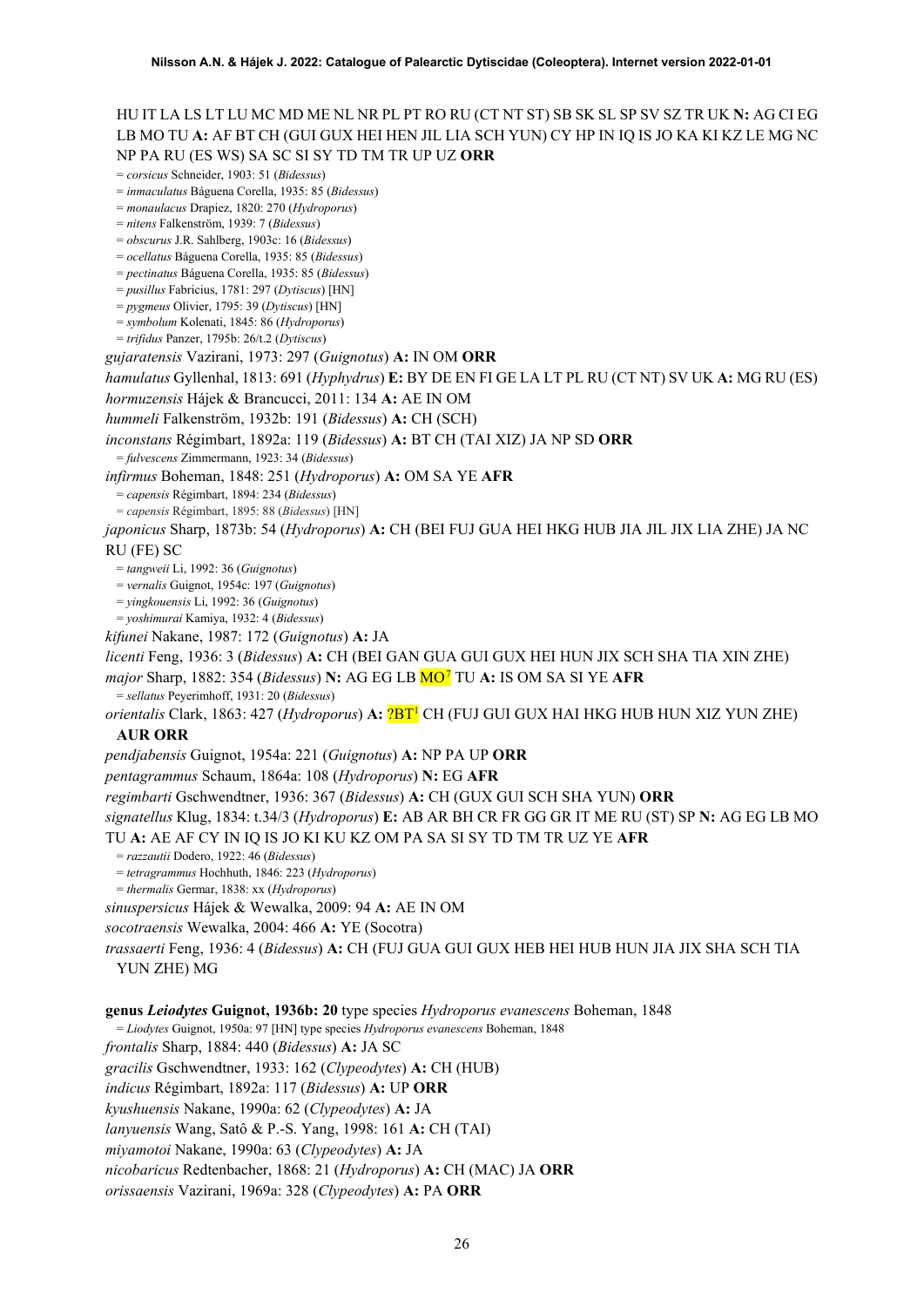HU IT LA LS LT LU MC MD ME NL NR PL PT RO RU (CT NT ST) SB SK SL SP SV SZ TR UK **N:** AG CI EG LB MO TU **A:** AF BT CH (GUI GUX HEI HEN JIL LIA SCH YUN) CY HP IN IQ IS JO KA KI KZ LE MG NC NP PA RU (ES WS) SA SC SI SY TD TM TR UP UZ **ORR**

= *corsicus* Schneider, 1903: 51 (*Bidessus*)
= *inmaculatus* Báguena Corella, 1935: 85 (*Bidessus*)
= *monaulacus* Drapiez, 1820: 270 (*Hydroporus*)
= *nitens* Falkenström, 1939: 7 (*Bidessus*)
= *obscurus* J.R. Sahlberg, 1903c: 16 (*Bidessus*)
= *ocellatus* Báguena Corella, 1935: 85 (*Bidessus*)
= *pectinatus* Báguena Corella, 1935: 85 (*Bidessus*)
= *pusillus* Fabricius, 1781: 297 (*Dytiscus*) [HN]
= *pygmeus* Olivier, 1795: 39 (*Dytiscus*) [HN]
= *symbolum* Kolenati, 1845: 86 (*Hydroporus*)
= *trifidus* Panzer, 1795b: 26/t.2 (*Dytiscus*)

*gujaratensis* Vazirani, 1973: 297 (*Guignotus*) **A:** IN OM **ORR**

*hamulatus* Gyllenhal, 1813: 691 (*Hyphydrus*) **E:** BY DE EN FI GE LA LT PL RU (CT NT) SV UK **A:** MG RU (ES)

*hormuzensis* Hájek & Brancucci, 2011: 134 **A:** AE IN OM

*hummeli* Falkenström, 1932b: 191 (*Bidessus*) **A:** CH (SCH)

*inconstans* Régimbart, 1892a: 119 (*Bidessus*) **A:** BT CH (TAI XIZ) JA NP SD **ORR**

= *fulvescens* Zimmermann, 1923: 34 (*Bidessus*)

*infirmus* Boheman, 1848: 251 (*Hydroporus*) **A:** OM SA YE **AFR**

= *capensis* Régimbart, 1894: 234 (*Bidessus*)
= *capensis* Régimbart, 1895: 88 (*Bidessus*) [HN]

*japonicus* Sharp, 1873b: 54 (*Hydroporus*) **A:** CH (BEI FUJ GUA HEI HKG HUB JIA JIL JIX LIA ZHE) JA NC RU (FE) SC

= *tangweii* Li, 1992: 36 (*Guignotus*)
= *vernalis* Guignot, 1954c: 197 (*Guignotus*)
= *yingkouensis* Li, 1992: 36 (*Guignotus*)
= *yoshimurai* Kamiya, 1932: 4 (*Bidessus*)

*kifunei* Nakane, 1987: 172 (*Guignotus*) **A:** JA

*licenti* Feng, 1936: 3 (*Bidessus*) **A:** CH (BEI GAN GUA GUI GUX HEI HUN JIX SCH SHA TIA XIN ZHE)

*major* Sharp, 1882: 354 (*Bidessus*) **N:** AG EG LB MO[7] TU **A:** IS OM SA SI YE **AFR**

= *sellatus* Peyerimhoff, 1931: 20 (*Bidessus*)

*orientalis* Clark, 1863: 427 (*Hydroporus*) **A:** ?BT[1] CH (FUJ GUI GUX HAI HKG HUB HUN XIZ YUN ZHE) **AUR ORR**

*pendjabensis* Guignot, 1954a: 221 (*Guignotus*) **A:** NP PA UP **ORR**

*pentagrammus* Schaum, 1864a: 108 (*Hydroporus*) **N:** EG **AFR**

*regimbarti* Gschwendtner, 1936: 367 (*Bidessus*) **A:** CH (GUX GUI SCH SHA YUN) **ORR**

*signatellus* Klug, 1834: t.34/3 (*Hydroporus*) **E:** AB AR BH CR FR GG GR IT ME RU (ST) SP **N:** AG EG LB MO TU **A:** AE AF CY IN IQ IS JO KI KU KZ OM PA SA SI SY TD TM TR UZ YE **AFR**

= *razzautii* Dodero, 1922: 46 (*Bidessus*)
= *tetragrammus* Hochhuth, 1846: 223 (*Hydroporus*)
= *thermalis* Germar, 1838: xx (*Hydroporus*)

*sinuspersicus* Hájek & Wewalka, 2009: 94 **A:** AE IN OM

*socotraensis* Wewalka, 2004: 466 **A:** YE (Socotra)

*trassaerti* Feng, 1936: 4 (*Bidessus*) **A:** CH (FUJ GUA GUI GUX HEB HEI HUB HUN JIA JIX SHA SCH TIA YUN ZHE) MG

**genus *Leiodytes* Guignot, 1936b: 20** type species *Hydroporus evanescens* Boheman, 1848

= *Liodytes* Guignot, 1950a: 97 [HN] type species *Hydroporus evanescens* Boheman, 1848

*frontalis* Sharp, 1884: 440 (*Bidessus*) **A:** JA SC

*gracilis* Gschwendtner, 1933: 162 (*Clypeodytes*) **A:** CH (HUB)

*indicus* Régimbart, 1892a: 117 (*Bidessus*) **A:** UP **ORR**

*kyushuensis* Nakane, 1990a: 62 (*Clypeodytes*) **A:** JA

*lanyuensis* Wang, Satô & P.-S. Yang, 1998: 161 **A:** CH (TAI)

*miyamotoi* Nakane, 1990a: 63 (*Clypeodytes*) **A:** JA

*nicobaricus* Redtenbacher, 1868: 21 (*Hydroporus*) **A:** CH (MAC) JA **ORR**

*orissaensis* Vazirani, 1969a: 328 (*Clypeodytes*) **A:** PA **ORR**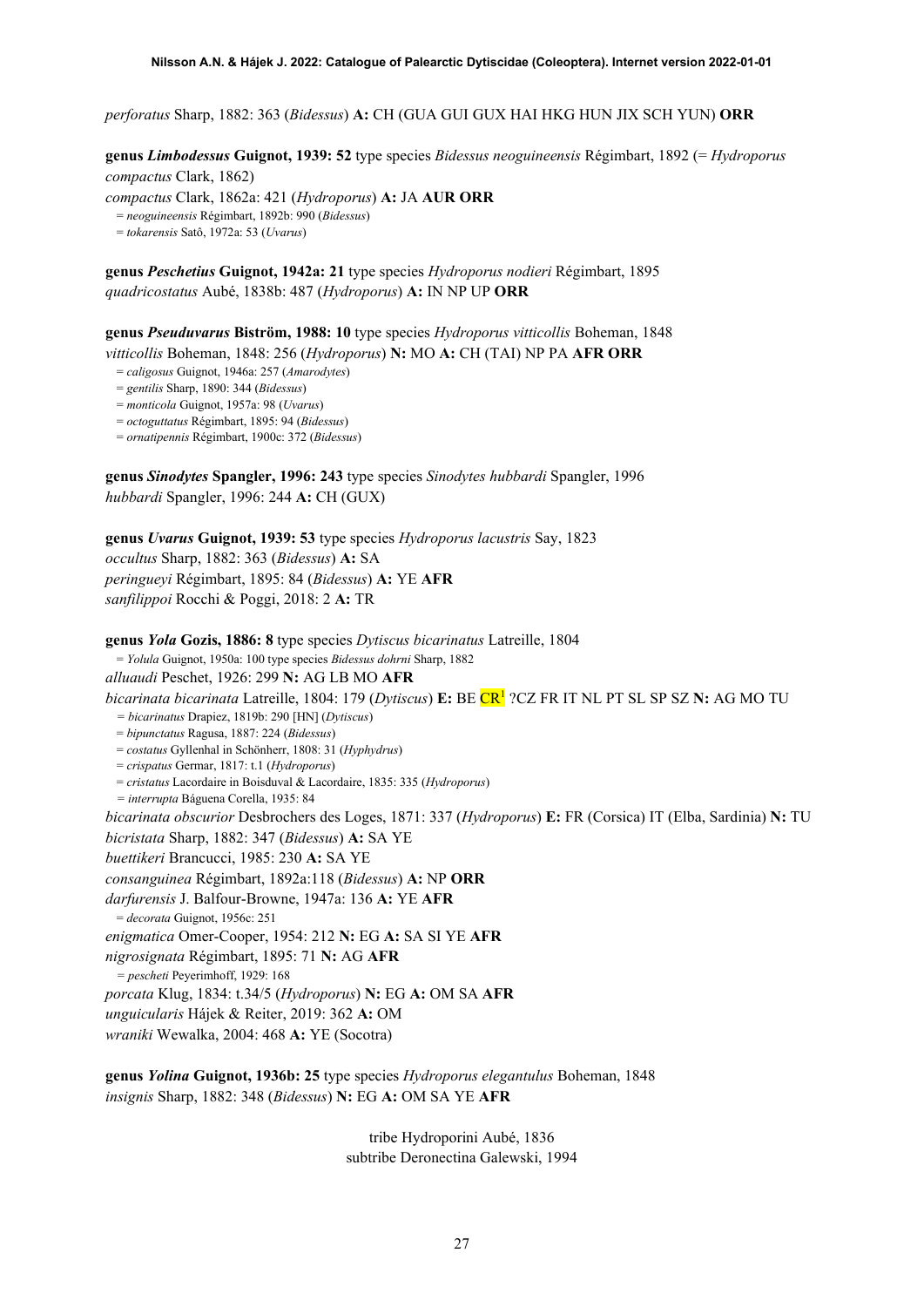*perforatus* Sharp, 1882: 363 (*Bidessus*) **A:** CH (GUA GUI GUX HAI HKG HUN JIX SCH YUN) **ORR**

**genus *Limbodessus* Guignot, 1939: 52** type species *Bidessus neoguineensis* Régimbart, 1892 (= *Hydroporus compactus* Clark, 1862)

*compactus* Clark, 1862a: 421 (*Hydroporus*) **A:** JA **AUR ORR**

= *neoguineensis* Régimbart, 1892b: 990 (*Bidessus*)

= *tokarensis* Satô, 1972a: 53 (*Uvarus*)

**genus *Peschetius* Guignot, 1942a: 21** type species *Hydroporus nodieri* Régimbart, 1895

*quadricostatus* Aubé, 1838b: 487 (*Hydroporus*) **A:** IN NP UP **ORR**

**genus *Pseuduvarus* Biström, 1988: 10** type species *Hydroporus vitticollis* Boheman, 1848

*vitticollis* Boheman, 1848: 256 (*Hydroporus*) **N:** MO **A:** CH (TAI) NP PA **AFR ORR**

= *caligosus* Guignot, 1946a: 257 (*Amarodytes*)

= *gentilis* Sharp, 1890: 344 (*Bidessus*)

= *monticola* Guignot, 1957a: 98 (*Uvarus*)

= *octoguttatus* Régimbart, 1895: 94 (*Bidessus*)

= *ornatipennis* Régimbart, 1900c: 372 (*Bidessus*)

**genus *Sinodytes* Spangler, 1996: 243** type species *Sinodytes hubbardi* Spangler, 1996

*hubbardi* Spangler, 1996: 244 **A:** CH (GUX)

**genus *Uvarus* Guignot, 1939: 53** type species *Hydroporus lacustris* Say, 1823

*occultus* Sharp, 1882: 363 (*Bidessus*) **A:** SA

*peringueyi* Régimbart, 1895: 84 (*Bidessus*) **A:** YE **AFR**

*sanfilippoi* Rocchi & Poggi, 2018: 2 **A:** TR

**genus *Yola* Gozis, 1886: 8** type species *Dytiscus bicarinatus* Latreille, 1804

= *Yolula* Guignot, 1950a: 100 type species *Bidessus dohrni* Sharp, 1882

*alluaudi* Peschet, 1926: 299 **N:** AG LB MO **AFR**

*bicarinata bicarinata* Latreille, 1804: 179 (*Dytiscus*) **E:** BE CR[1] ?CZ FR IT NL PT SL SP SZ **N:** AG MO TU

= *bicarinatus* Drapiez, 1819b: 290 [HN] (*Dytiscus*)

= *bipunctatus* Ragusa, 1887: 224 (*Bidessus*)

= *costatus* Gyllenhal in Schönherr, 1808: 31 (*Hyphydrus*)

= *crispatus* Germar, 1817: t.1 (*Hydroporus*)

= *cristatus* Lacordaire in Boisduval & Lacordaire, 1835: 335 (*Hydroporus*)

= *interrupta* Báguena Corella, 1935: 84

*bicarinata obscurior* Desbrochers des Loges, 1871: 337 (*Hydroporus*) **E:** FR (Corsica) IT (Elba, Sardinia) **N:** TU

*bicristata* Sharp, 1882: 347 (*Bidessus*) **A:** SA YE

*buettikeri* Brancucci, 1985: 230 **A:** SA YE

*consanguinea* Régimbart, 1892a:118 (*Bidessus*) **A:** NP **ORR**

*darfurensis* J. Balfour-Browne, 1947a: 136 **A:** YE **AFR**

= *decorata* Guignot, 1956c: 251

*enigmatica* Omer-Cooper, 1954: 212 **N:** EG **A:** SA SI YE **AFR**

*nigrosignata* Régimbart, 1895: 71 **N:** AG **AFR**

= *pescheti* Peyerimhoff, 1929: 168

*porcata* Klug, 1834: t.34/5 (*Hydroporus*) **N:** EG **A:** OM SA **AFR**

*unguicularis* Hájek & Reiter, 2019: 362 **A:** OM

*wraniki* Wewalka, 2004: 468 **A:** YE (Socotra)

**genus *Yolina* Guignot, 1936b: 25** type species *Hydroporus elegantulus* Boheman, 1848

*insignis* Sharp, 1882: 348 (*Bidessus*) **N:** EG **A:** OM SA YE **AFR**

tribe Hydroporini Aubé, 1836

subtribe Deronectina Galewski, 1994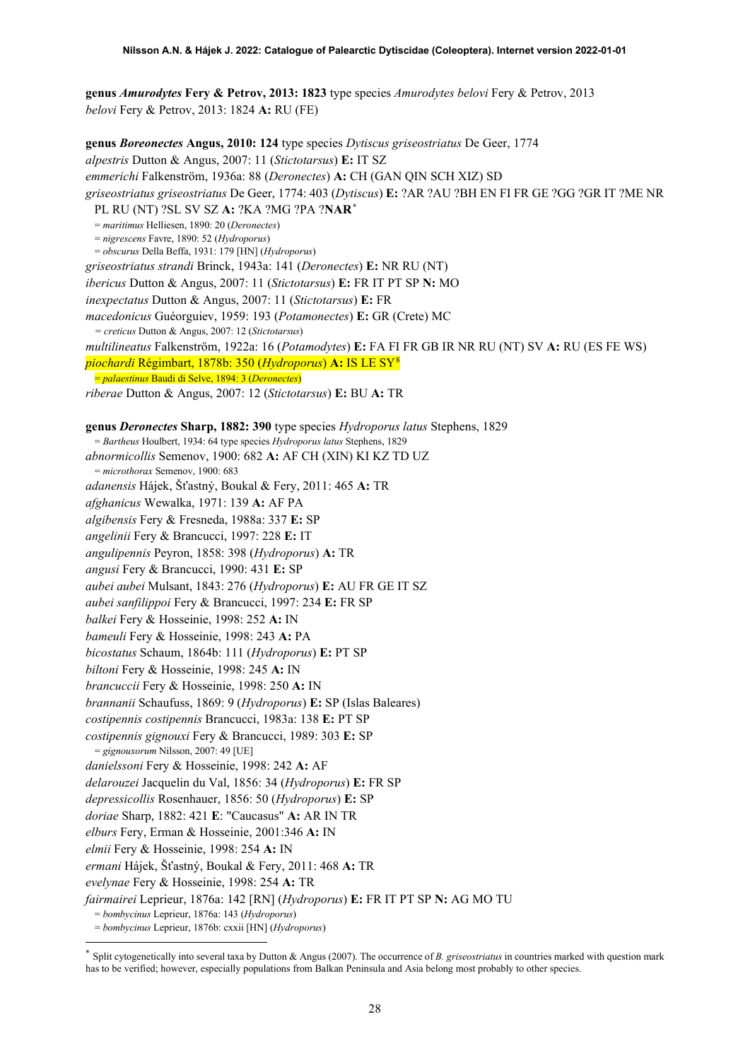**genus *Amurodytes* Fery & Petrov, 2013: 1823** type species *Amurodytes belovi* Fery & Petrov, 2013
*belovi* Fery & Petrov, 2013: 1824 **A:** RU (FE)

**genus *Boreonectes* Angus, 2010: 124** type species *Dytiscus griseostriatus* De Geer, 1774
*alpestris* Dutton & Angus, 2007: 11 (*Stictotarsus*) **E:** IT SZ
*emmerichi* Falkenström, 1936a: 88 (*Deronectes*) **A:** CH (GAN QIN SCH XIZ) SD
*griseostriatus griseostriatus* De Geer, 1774: 403 (*Dytiscus*) **E:** ?AR ?AU ?BH EN FI FR GE ?GG ?GR IT ?ME NR PL RU (NT) ?SL SV SZ **A:** ?KA ?MG ?PA ?**NAR**[*]
= *maritimus* Helliesen, 1890: 20 (*Deronectes*)
= *nigrescens* Favre, 1890: 52 (*Hydroporus*)
= *obscurus* Della Beffa, 1931: 179 [HN] (*Hydroporus*)
*griseostriatus strandi* Brinck, 1943a: 141 (*Deronectes*) **E:** NR RU (NT)
*ibericus* Dutton & Angus, 2007: 11 (*Stictotarsus*) **E:** FR IT PT SP **N:** MO
*inexpectatus* Dutton & Angus, 2007: 11 (*Stictotarsus*) **E:** FR
*macedonicus* Guéorguiev, 1959: 193 (*Potamonectes*) **E:** GR (Crete) MC
= *creticus* Dutton & Angus, 2007: 12 (*Stictotarsus*)
*multilineatus* Falkenström, 1922a: 16 (*Potamodytes*) **E:** FA FI FR GB IR NR RU (NT) SV **A:** RU (ES FE WS)
*piochardi* Régimbart, 1878b: 350 (*Hydroporus*) **A:** IS LE SY[8]
= *palaestinus* Baudi di Selve, 1894: 3 (*Deronectes*)
*riberae* Dutton & Angus, 2007: 12 (*Stictotarsus*) **E:** BU **A:** TR

**genus *Deronectes* Sharp, 1882: 390** type species *Hydroporus latus* Stephens, 1829
= *Bartheus* Houlbert, 1934: 64 type species *Hydroporus latus* Stephens, 1829
*abnormicollis* Semenov, 1900: 682 **A:** AF CH (XIN) KI KZ TD UZ
= *microthorax* Semenov, 1900: 683
*adanensis* Hájek, Šťastný, Boukal & Fery, 2011: 465 **A:** TR
*afghanicus* Wewalka, 1971: 139 **A:** AF PA
*algibensis* Fery & Fresneda, 1988a: 337 **E:** SP
*angelinii* Fery & Brancucci, 1997: 228 **E:** IT
*angulipennis* Peyron, 1858: 398 (*Hydroporus*) **A:** TR
*angusi* Fery & Brancucci, 1990: 431 **E:** SP
*aubei aubei* Mulsant, 1843: 276 (*Hydroporus*) **E:** AU FR GE IT SZ
*aubei sanfilippoi* Fery & Brancucci, 1997: 234 **E:** FR SP
*balkei* Fery & Hosseinie, 1998: 252 **A:** IN
*bameuli* Fery & Hosseinie, 1998: 243 **A:** PA
*bicostatus* Schaum, 1864b: 111 (*Hydroporus*) **E:** PT SP
*biltoni* Fery & Hosseinie, 1998: 245 **A:** IN
*brancuccii* Fery & Hosseinie, 1998: 250 **A:** IN
*brannanii* Schaufuss, 1869: 9 (*Hydroporus*) **E:** SP (Islas Baleares)
*costipennis costipennis* Brancucci, 1983a: 138 **E:** PT SP
*costipennis gignouxi* Fery & Brancucci, 1989: 303 **E:** SP
= *gignouxorum* Nilsson, 2007: 49 [UE]
*danielssoni* Fery & Hosseinie, 1998: 242 **A:** AF
*delarouzei* Jacquelin du Val, 1856: 34 (*Hydroporus*) **E:** FR SP
*depressicollis* Rosenhauer, 1856: 50 (*Hydroporus*) **E:** SP
*doriae* Sharp, 1882: 421 **E**: "Caucasus" **A:** AR IN TR
*elburs* Fery, Erman & Hosseinie, 2001:346 **A:** IN
*elmii* Fery & Hosseinie, 1998: 254 **A:** IN
*ermani* Hájek, Šťastný, Boukal & Fery, 2011: 468 **A:** TR
*evelynae* Fery & Hosseinie, 1998: 254 **A:** TR
*fairmairei* Leprieur, 1876a: 142 [RN] (*Hydroporus*) **E:** FR IT PT SP **N:** AG MO TU
= *bombycinus* Leprieur, 1876a: 143 (*Hydroporus*)
= *bombycinus* Leprieur, 1876b: cxxii [HN] (*Hydroporus*)

---

[*] Split cytogenetically into several taxa by Dutton & Angus (2007). The occurrence of *B. griseostriatus* in countries marked with question mark has to be verified; however, especially populations from Balkan Peninsula and Asia belong most probably to other species.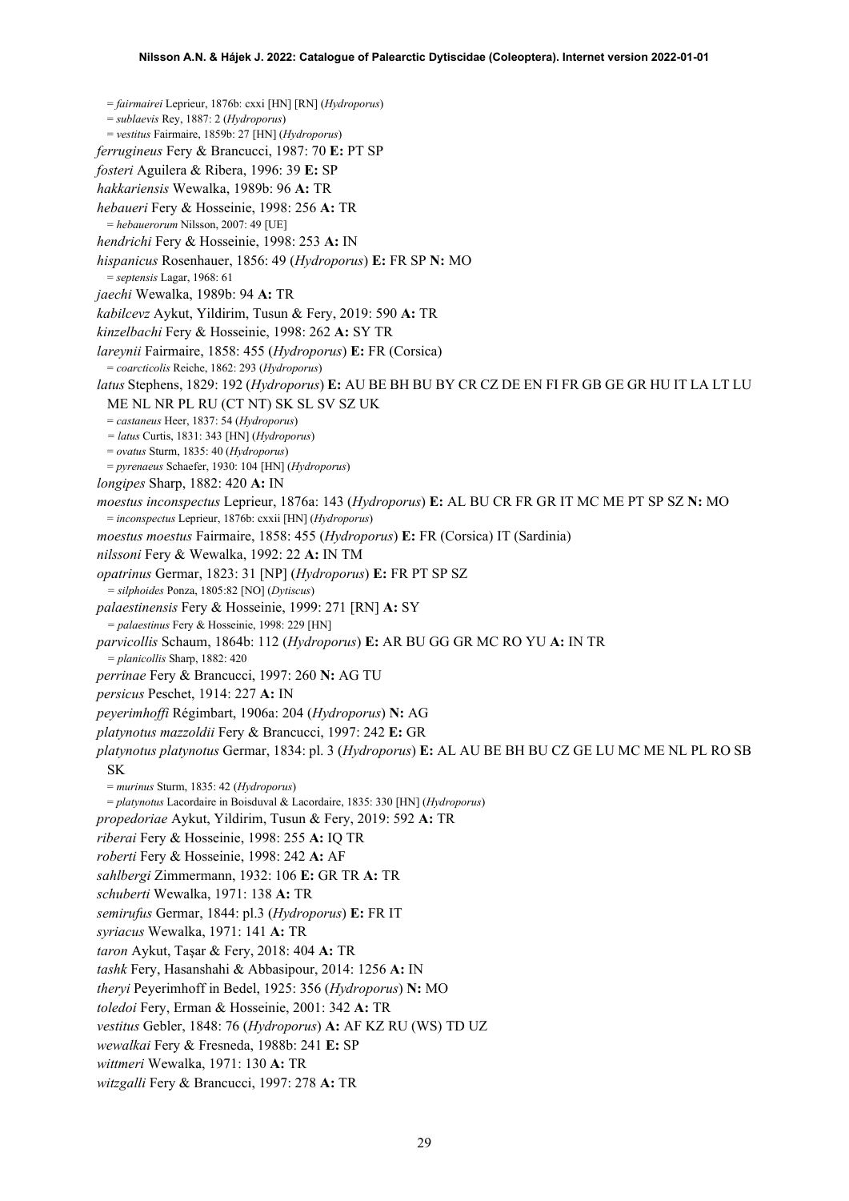= *fairmairei* Leprieur, 1876b: cxxi [HN] [RN] (*Hydroporus*)
= *sublaevis* Rey, 1887: 2 (*Hydroporus*)
= *vestitus* Fairmaire, 1859b: 27 [HN] (*Hydroporus*)

*ferrugineus* Fery & Brancucci, 1987: 70 **E:** PT SP

*fosteri* Aguilera & Ribera, 1996: 39 **E:** SP

*hakkariensis* Wewalka, 1989b: 96 **A:** TR

*hebaueri* Fery & Hosseinie, 1998: 256 **A:** TR
= *hebauerorum* Nilsson, 2007: 49 [UE]

*hendrichi* Fery & Hosseinie, 1998: 253 **A:** IN

*hispanicus* Rosenhauer, 1856: 49 (*Hydroporus*) **E:** FR SP **N:** MO
= *septensis* Lagar, 1968: 61

*jaechi* Wewalka, 1989b: 94 **A:** TR

*kabilcevz* Aykut, Yildirim, Tusun & Fery, 2019: 590 **A:** TR

*kinzelbachi* Fery & Hosseinie, 1998: 262 **A:** SY TR

*lareynii* Fairmaire, 1858: 455 (*Hydroporus*) **E:** FR (Corsica)
= *coarcticolis* Reiche, 1862: 293 (*Hydroporus*)

*latus* Stephens, 1829: 192 (*Hydroporus*) **E:** AU BE BH BU BY CR CZ DE EN FI FR GB GE GR HU IT LA LT LU ME NL NR PL RU (CT NT) SK SL SV SZ UK
= *castaneus* Heer, 1837: 54 (*Hydroporus*)
= *latus* Curtis, 1831: 343 [HN] (*Hydroporus*)
= *ovatus* Sturm, 1835: 40 (*Hydroporus*)
= *pyrenaeus* Schaefer, 1930: 104 [HN] (*Hydroporus*)

*longipes* Sharp, 1882: 420 **A:** IN

*moestus inconspectus* Leprieur, 1876a: 143 (*Hydroporus*) **E:** AL BU CR FR GR IT MC ME PT SP SZ **N:** MO
= *inconspectus* Leprieur, 1876b: cxxii [HN] (*Hydroporus*)

*moestus moestus* Fairmaire, 1858: 455 (*Hydroporus*) **E:** FR (Corsica) IT (Sardinia)

*nilssoni* Fery & Wewalka, 1992: 22 **A:** IN TM

*opatrinus* Germar, 1823: 31 [NP] (*Hydroporus*) **E:** FR PT SP SZ
= *silphoides* Ponza, 1805:82 [NO] (*Dytiscus*)

*palaestinensis* Fery & Hosseinie, 1999: 271 [RN] **A:** SY
= *palaestinus* Fery & Hosseinie, 1998: 229 [HN]

*parvicollis* Schaum, 1864b: 112 (*Hydroporus*) **E:** AR BU GG GR MC RO YU **A:** IN TR
= *planicollis* Sharp, 1882: 420

*perrinae* Fery & Brancucci, 1997: 260 **N:** AG TU

*persicus* Peschet, 1914: 227 **A:** IN

*peyerimhoffi* Régimbart, 1906a: 204 (*Hydroporus*) **N:** AG

*platynotus mazzoldii* Fery & Brancucci, 1997: 242 **E:** GR

*platynotus platynotus* Germar, 1834: pl. 3 (*Hydroporus*) **E:** AL AU BE BH BU CZ GE LU MC ME NL PL RO SB SK
= *murinus* Sturm, 1835: 42 (*Hydroporus*)
= *platynotus* Lacordaire in Boisduval & Lacordaire, 1835: 330 [HN] (*Hydroporus*)

*propedoriae* Aykut, Yildirim, Tusun & Fery, 2019: 592 **A:** TR

*riberai* Fery & Hosseinie, 1998: 255 **A:** IQ TR

*roberti* Fery & Hosseinie, 1998: 242 **A:** AF

*sahlbergi* Zimmermann, 1932: 106 **E:** GR TR **A:** TR

*schuberti* Wewalka, 1971: 138 **A:** TR

*semirufus* Germar, 1844: pl.3 (*Hydroporus*) **E:** FR IT

*syriacus* Wewalka, 1971: 141 **A:** TR

*taron* Aykut, Taşar & Fery, 2018: 404 **A:** TR

*tashk* Fery, Hasanshahi & Abbasipour, 2014: 1256 **A:** IN

*theryi* Peyerimhoff in Bedel, 1925: 356 (*Hydroporus*) **N:** MO

*toledoi* Fery, Erman & Hosseinie, 2001: 342 **A:** TR

*vestitus* Gebler, 1848: 76 (*Hydroporus*) **A:** AF KZ RU (WS) TD UZ

*wewalkai* Fery & Fresneda, 1988b: 241 **E:** SP

*wittmeri* Wewalka, 1971: 130 **A:** TR

*witzgalli* Fery & Brancucci, 1997: 278 **A:** TR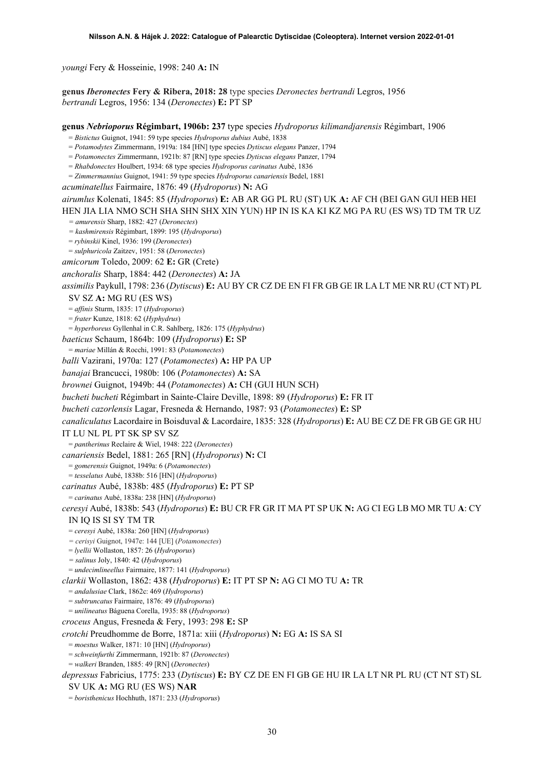*youngi* Fery & Hosseinie, 1998: 240 **A:** IN

**genus *Iberonectes* Fery & Ribera, 2018: 28** type species *Deronectes bertrandi* Legros, 1956
*bertrandi* Legros, 1956: 134 (*Deronectes*) **E:** PT SP

**genus *Nebrioporus* Régimbart, 1906b: 237** type species *Hydroporus kilimandjarensis* Régimbart, 1906
= *Bistictus* Guignot, 1941: 59 type species *Hydroporus dubius* Aubé, 1838
= *Potamodytes* Zimmermann, 1919a: 184 [HN] type species *Dytiscus elegans* Panzer, 1794
= *Potamonectes* Zimmermann, 1921b: 87 [RN] type species *Dytiscus elegans* Panzer, 1794
= *Rhabdonectes* Houlbert, 1934: 68 type species *Hydroporus carinatus* Aubé, 1836
= *Zimmermannius* Guignot, 1941: 59 type species *Hydroporus canariensis* Bedel, 1881
*acuminatellus* Fairmaire, 1876: 49 (*Hydroporus*) **N:** AG
*airumlus* Kolenati, 1845: 85 (*Hydroporus*) **E:** AB AR GG PL RU (ST) UK **A:** AF CH (BEI GAN GUI HEB HEI HEN JIA LIA NMO SCH SHA SHN SHX XIN YUN) HP IN IS KA KI KZ MG PA RU (ES WS) TD TM TR UZ
= *amurensis* Sharp, 1882: 427 (*Deronectes*)
= *kashmirensis* Régimbart, 1899: 195 (*Hydroporus*)
= *rybinskii* Kinel, 1936: 199 (*Deronectes*)
= *sulphuricola* Zaitzev, 1951: 58 (*Deronectes*)
*amicorum* Toledo, 2009: 62 **E:** GR (Crete)
*anchoralis* Sharp, 1884: 442 (*Deronectes*) **A:** JA
*assimilis* Paykull, 1798: 236 (*Dytiscus*) **E:** AU BY CR CZ DE EN FI FR GB GE IR LA LT ME NR RU (CT NT) PL SV SZ **A:** MG RU (ES WS)
= *affinis* Sturm, 1835: 17 (*Hydroporus*)
= *frater* Kunze, 1818: 62 (*Hyphydrus*)
= *hyperboreus* Gyllenhal in C.R. Sahlberg, 1826: 175 (*Hyphydrus*)
*baeticus* Schaum, 1864b: 109 (*Hydroporus*) **E:** SP
= *mariae* Millán & Rocchi, 1991: 83 (*Potamonectes*)
*balli* Vazirani, 1970a: 127 (*Potamonectes*) **A:** HP PA UP
*banajai* Brancucci, 1980b: 106 (*Potamonectes*) **A:** SA
*brownei* Guignot, 1949b: 44 (*Potamonectes*) **A:** CH (GUI HUN SCH)
*bucheti bucheti* Régimbart in Sainte-Claire Deville, 1898: 89 (*Hydroporus*) **E:** FR IT
*bucheti cazorlensis* Lagar, Fresneda & Hernando, 1987: 93 (*Potamonectes*) **E:** SP
*canaliculatus* Lacordaire in Boisduval & Lacordaire, 1835: 328 (*Hydroporus*) **E:** AU BE CZ DE FR GB GE GR HU IT LU NL PL PT SK SP SV SZ
= *pantherinus* Reclaire & Wiel, 1948: 222 (*Deronectes*)
*canariensis* Bedel, 1881: 265 [RN] (*Hydroporus*) **N:** CI
= *gomerensis* Guignot, 1949a: 6 (*Potamonectes*)
= *tesselatus* Aubé, 1838b: 516 [HN] (*Hydroporus*)
*carinatus* Aubé, 1838b: 485 (*Hydroporus*) **E:** PT SP
= *carinatus* Aubé, 1838a: 238 [HN] (*Hydroporus*)
*ceresyi* Aubé, 1838b: 543 (*Hydroporus*) **E:** BU CR FR GR IT MA PT SP UK **N:** AG CI EG LB MO MR TU **A**: CY IN IQ IS SI SY TM TR
= *ceresyi* Aubé, 1838a: 260 [HN] (*Hydroporus*)
= *cerisyi* Guignot, 1947e: 144 [UE] (*Potamonectes*)
= *lyellii* Wollaston, 1857: 26 (*Hydroporus*)
= *salinus* Joly, 1840: 42 (*Hydroporus*)
= *undecimlineellus* Fairmaire, 1877: 141 (*Hydroporus*)
*clarkii* Wollaston, 1862: 438 (*Hydroporus*) **E:** IT PT SP **N:** AG CI MO TU **A:** TR
= *andalusiae* Clark, 1862c: 469 (*Hydroporus*)
= *subtruncatus* Fairmaire, 1876: 49 (*Hydroporus*)
= *unilineatus* Báguena Corella, 1935: 88 (*Hydroporus*)
*croceus* Angus, Fresneda & Fery, 1993: 298 **E:** SP
*crotchi* Preudhomme de Borre, 1871a: xiii (*Hydroporus*) **N:** EG **A:** IS SA SI
= *moestus* Walker, 1871: 10 [HN] (*Hydroporus*)
= *schweinfurthi* Zimmermann, 1921b: 87 (*Deronectes*)
= *walkeri* Branden, 1885: 49 [RN] (*Deronectes*)
*depressus* Fabricius, 1775: 233 (*Dytiscus*) **E:** BY CZ DE EN FI GB GE HU IR LA LT NR PL RU (CT NT ST) SL SV UK **A:** MG RU (ES WS) **NAR**
= *boristhenicus* Hochhuth, 1871: 233 (*Hydroporus*)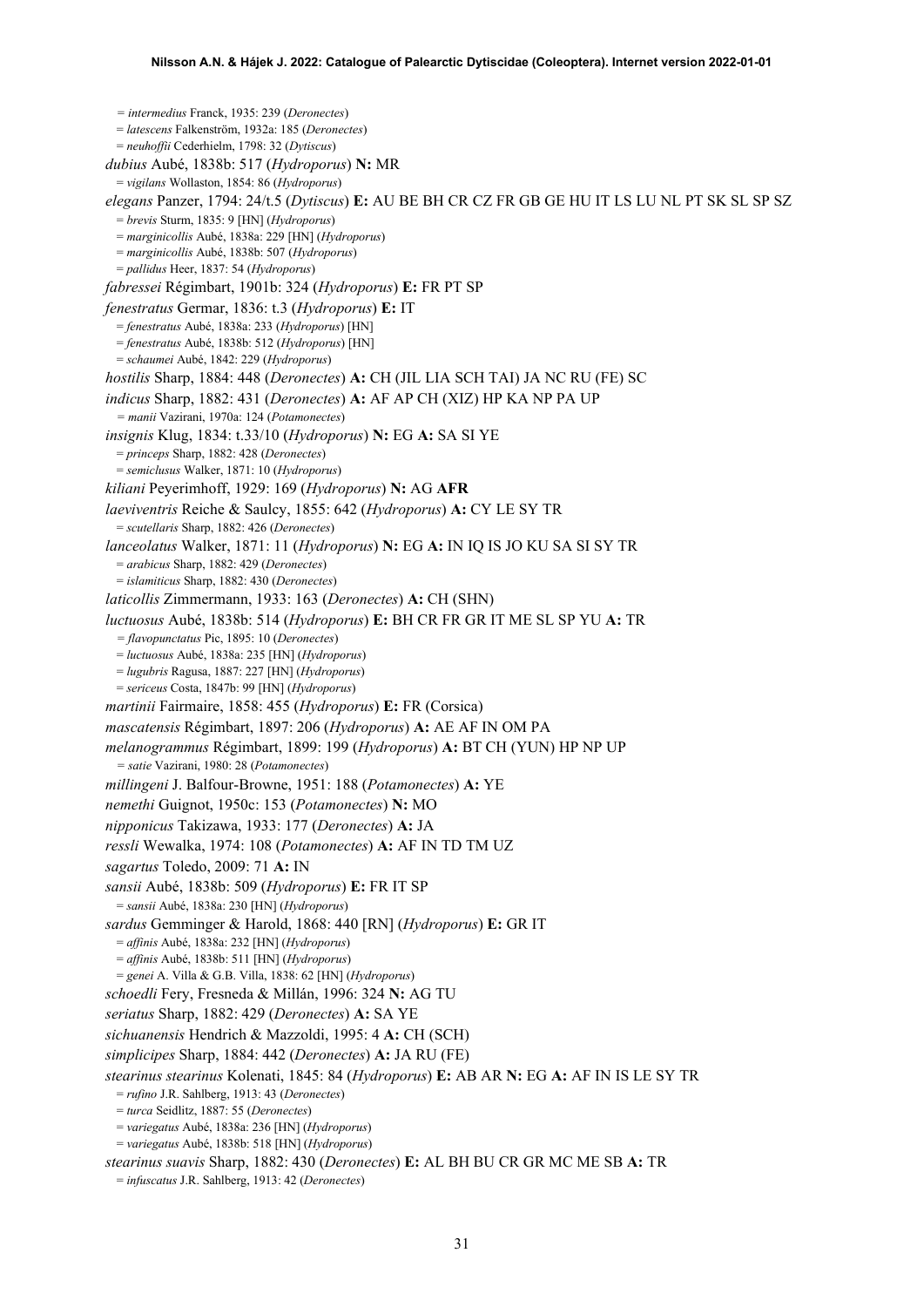= *intermedius* Franck, 1935: 239 (*Deronectes*)
= *latescens* Falkenström, 1932a: 185 (*Deronectes*)
= *neuhoffii* Cederhielm, 1798: 32 (*Dytiscus*)

*dubius* Aubé, 1838b: 517 (*Hydroporus*) **N:** MR
= *vigilans* Wollaston, 1854: 86 (*Hydroporus*)

*elegans* Panzer, 1794: 24/t.5 (*Dytiscus*) **E:** AU BE BH CR CZ FR GB GE HU IT LS LU NL PT SK SL SP SZ
= *brevis* Sturm, 1835: 9 [HN] (*Hydroporus*)
= *marginicollis* Aubé, 1838a: 229 [HN] (*Hydroporus*)
= *marginicollis* Aubé, 1838b: 507 (*Hydroporus*)
= *pallidus* Heer, 1837: 54 (*Hydroporus*)

*fabressei* Régimbart, 1901b: 324 (*Hydroporus*) **E:** FR PT SP

*fenestratus* Germar, 1836: t.3 (*Hydroporus*) **E:** IT
= *fenestratus* Aubé, 1838a: 233 (*Hydroporus*) [HN]
= *fenestratus* Aubé, 1838b: 512 (*Hydroporus*) [HN]
= *schaumei* Aubé, 1842: 229 (*Hydroporus*)

*hostilis* Sharp, 1884: 448 (*Deronectes*) **A:** CH (JIL LIA SCH TAI) JA NC RU (FE) SC

*indicus* Sharp, 1882: 431 (*Deronectes*) **A:** AF AP CH (XIZ) HP KA NP PA UP
= *manii* Vazirani, 1970a: 124 (*Potamonectes*)

*insignis* Klug, 1834: t.33/10 (*Hydroporus*) **N:** EG **A:** SA SI YE
= *princeps* Sharp, 1882: 428 (*Deronectes*)
= *semiclusus* Walker, 1871: 10 (*Hydroporus*)

*kiliani* Peyerimhoff, 1929: 169 (*Hydroporus*) **N:** AG **AFR**

*laeviventris* Reiche & Saulcy, 1855: 642 (*Hydroporus*) **A:** CY LE SY TR
= *scutellaris* Sharp, 1882: 426 (*Deronectes*)

*lanceolatus* Walker, 1871: 11 (*Hydroporus*) **N:** EG **A:** IN IQ IS JO KU SA SI SY TR
= *arabicus* Sharp, 1882: 429 (*Deronectes*)
= *islamiticus* Sharp, 1882: 430 (*Deronectes*)

*laticollis* Zimmermann, 1933: 163 (*Deronectes*) **A:** CH (SHN)

*luctuosus* Aubé, 1838b: 514 (*Hydroporus*) **E:** BH CR FR GR IT ME SL SP YU **A:** TR
= *flavopunctatus* Pic, 1895: 10 (*Deronectes*)
= *luctuosus* Aubé, 1838a: 235 [HN] (*Hydroporus*)
= *lugubris* Ragusa, 1887: 227 [HN] (*Hydroporus*)
= *sericeus* Costa, 1847b: 99 [HN] (*Hydroporus*)

*martinii* Fairmaire, 1858: 455 (*Hydroporus*) **E:** FR (Corsica)

*mascatensis* Régimbart, 1897: 206 (*Hydroporus*) **A:** AE AF IN OM PA

*melanogrammus* Régimbart, 1899: 199 (*Hydroporus*) **A:** BT CH (YUN) HP NP UP
= *satie* Vazirani, 1980: 28 (*Potamonectes*)

*millingeni* J. Balfour-Browne, 1951: 188 (*Potamonectes*) **A:** YE

*nemethi* Guignot, 1950c: 153 (*Potamonectes*) **N:** MO

*nipponicus* Takizawa, 1933: 177 (*Deronectes*) **A:** JA

*ressli* Wewalka, 1974: 108 (*Potamonectes*) **A:** AF IN TD TM UZ

*sagartus* Toledo, 2009: 71 **A:** IN

*sansii* Aubé, 1838b: 509 (*Hydroporus*) **E:** FR IT SP
= *sansii* Aubé, 1838a: 230 [HN] (*Hydroporus*)

*sardus* Gemminger & Harold, 1868: 440 [RN] (*Hydroporus*) **E:** GR IT
= *affinis* Aubé, 1838a: 232 [HN] (*Hydroporus*)
= *affinis* Aubé, 1838b: 511 [HN] (*Hydroporus*)
= *genei* A. Villa & G.B. Villa, 1838: 62 [HN] (*Hydroporus*)

*schoedli* Fery, Fresneda & Millán, 1996: 324 **N:** AG TU

*seriatus* Sharp, 1882: 429 (*Deronectes*) **A:** SA YE

*sichuanensis* Hendrich & Mazzoldi, 1995: 4 **A:** CH (SCH)

*simplicipes* Sharp, 1884: 442 (*Deronectes*) **A:** JA RU (FE)

*stearinus stearinus* Kolenati, 1845: 84 (*Hydroporus*) **E:** AB AR **N:** EG **A:** AF IN IS LE SY TR
= *rufino* J.R. Sahlberg, 1913: 43 (*Deronectes*)
= *turca* Seidlitz, 1887: 55 (*Deronectes*)
= *variegatus* Aubé, 1838a: 236 [HN] (*Hydroporus*)
= *variegatus* Aubé, 1838b: 518 [HN] (*Hydroporus*)

*stearinus suavis* Sharp, 1882: 430 (*Deronectes*) **E:** AL BH BU CR GR MC ME SB **A:** TR
= *infuscatus* J.R. Sahlberg, 1913: 42 (*Deronectes*)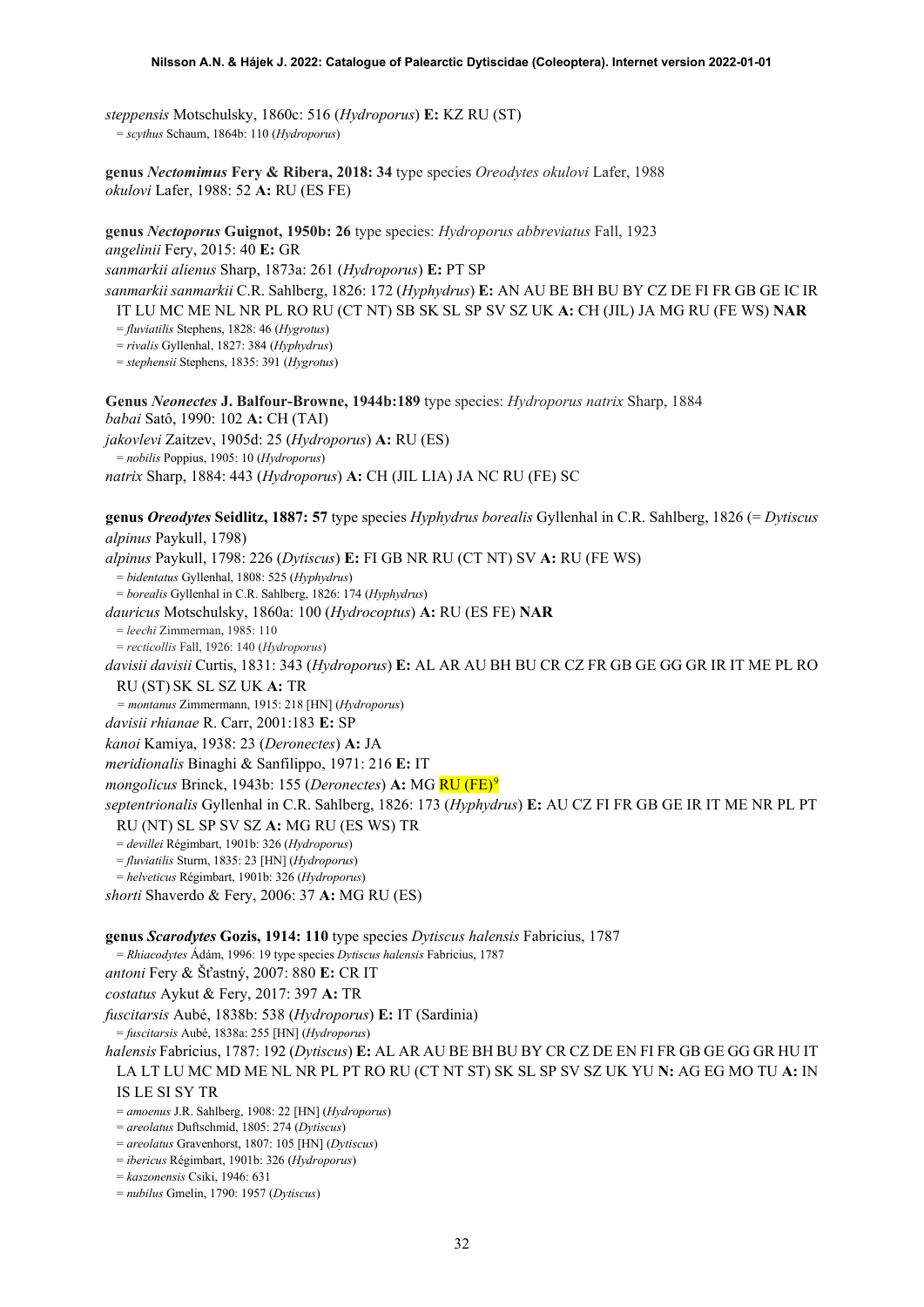*steppensis* Motschulsky, 1860c: 516 (*Hydroporus*) **E:** KZ RU (ST)
= *scythus* Schaum, 1864b: 110 (*Hydroporus*)

**genus *Nectomimus* Fery & Ribera, 2018: 34** type species *Oreodytes okulovi* Lafer, 1988
*okulovi* Lafer, 1988: 52 **A:** RU (ES FE)

**genus *Nectoporus* Guignot, 1950b: 26** type species: *Hydroporus abbreviatus* Fall, 1923
*angelinii* Fery, 2015: 40 **E:** GR
*sanmarkii alienus* Sharp, 1873a: 261 (*Hydroporus*) **E:** PT SP
*sanmarkii sanmarkii* C.R. Sahlberg, 1826: 172 (*Hyphydrus*) **E:** AN AU BE BH BU BY CZ DE FI FR GB GE IC IR IT LU MC ME NL NR PL RO RU (CT NT) SB SK SL SP SV SZ UK **A:** CH (JIL) JA MG RU (FE WS) **NAR**
= *fluviatilis* Stephens, 1828: 46 (*Hygrotus*)
= *rivalis* Gyllenhal, 1827: 384 (*Hyphydrus*)
= *stephensii* Stephens, 1835: 391 (*Hygrotus*)

**Genus *Neonectes* J. Balfour-Browne, 1944b:189** type species: *Hydroporus natrix* Sharp, 1884
*babai* Satô, 1990: 102 **A:** CH (TAI)
*jakovlevi* Zaitzev, 1905d: 25 (*Hydroporus*) **A:** RU (ES)
= *nobilis* Poppius, 1905: 10 (*Hydroporus*)
*natrix* Sharp, 1884: 443 (*Hydroporus*) **A:** CH (JIL LIA) JA NC RU (FE) SC

**genus *Oreodytes* Seidlitz, 1887: 57** type species *Hyphydrus borealis* Gyllenhal in C.R. Sahlberg, 1826 (= *Dytiscus alpinus* Paykull, 1798)
*alpinus* Paykull, 1798: 226 (*Dytiscus*) **E:** FI GB NR RU (CT NT) SV **A:** RU (FE WS)
= *bidentatus* Gyllenhal, 1808: 525 (*Hyphydrus*)
= *borealis* Gyllenhal in C.R. Sahlberg, 1826: 174 (*Hyphydrus*)
*dauricus* Motschulsky, 1860a: 100 (*Hydrocoptus*) **A:** RU (ES FE) **NAR**
= *leechi* Zimmerman, 1985: 110
= *recticollis* Fall, 1926: 140 (*Hydroporus*)
*davisii davisii* Curtis, 1831: 343 (*Hydroporus*) **E:** AL AR AU BH BU CR CZ FR GB GE GG GR IR IT ME PL RO RU (ST) SK SL SZ UK **A:** TR
= *montanus* Zimmermann, 1915: 218 [HN] (*Hydroporus*)
*davisii rhianae* R. Carr, 2001:183 **E:** SP
*kanoi* Kamiya, 1938: 23 (*Deronectes*) **A:** JA
*meridionalis* Binaghi & Sanfilippo, 1971: 216 **E:** IT
*mongolicus* Brinck, 1943b: 155 (*Deronectes*) **A:** MG RU (FE)[9]
*septentrionalis* Gyllenhal in C.R. Sahlberg, 1826: 173 (*Hyphydrus*) **E:** AU CZ FI FR GB GE IR IT ME NR PL PT RU (NT) SL SP SV SZ **A:** MG RU (ES WS) TR
= *devillei* Régimbart, 1901b: 326 (*Hydroporus*)
= *fluviatilis* Sturm, 1835: 23 [HN] (*Hydroporus*)
= *helveticus* Régimbart, 1901b: 326 (*Hydroporus*)
*shorti* Shaverdo & Fery, 2006: 37 **A:** MG RU (ES)

**genus *Scarodytes* Gozis, 1914: 110** type species *Dytiscus halensis* Fabricius, 1787
= *Rhiacodytes* Ádám, 1996: 19 type species *Dytiscus halensis* Fabricius, 1787
*antoni* Fery & Šťastný, 2007: 880 **E:** CR IT
*costatus* Aykut & Fery, 2017: 397 **A:** TR
*fuscitarsis* Aubé, 1838b: 538 (*Hydroporus*) **E:** IT (Sardinia)
= *fuscitarsis* Aubé, 1838a: 255 [HN] (*Hydroporus*)
*halensis* Fabricius, 1787: 192 (*Dytiscus*) **E:** AL AR AU BE BH BU BY CR CZ DE EN FI FR GB GE GG GR HU IT LA LT LU MC MD ME NL NR PL PT RO RU (CT NT ST) SK SL SP SV SZ UK YU **N:** AG EG MO TU **A:** IN IS LE SI SY TR
= *amoenus* J.R. Sahlberg, 1908: 22 [HN] (*Hydroporus*)
= *areolatus* Duftschmid, 1805: 274 (*Dytiscus*)
= *areolatus* Gravenhorst, 1807: 105 [HN] (*Dytiscus*)
= *ibericus* Régimbart, 1901b: 326 (*Hydroporus*)
= *kaszonensis* Csiki, 1946: 631
= *nubilus* Gmelin, 1790: 1957 (*Dytiscus*)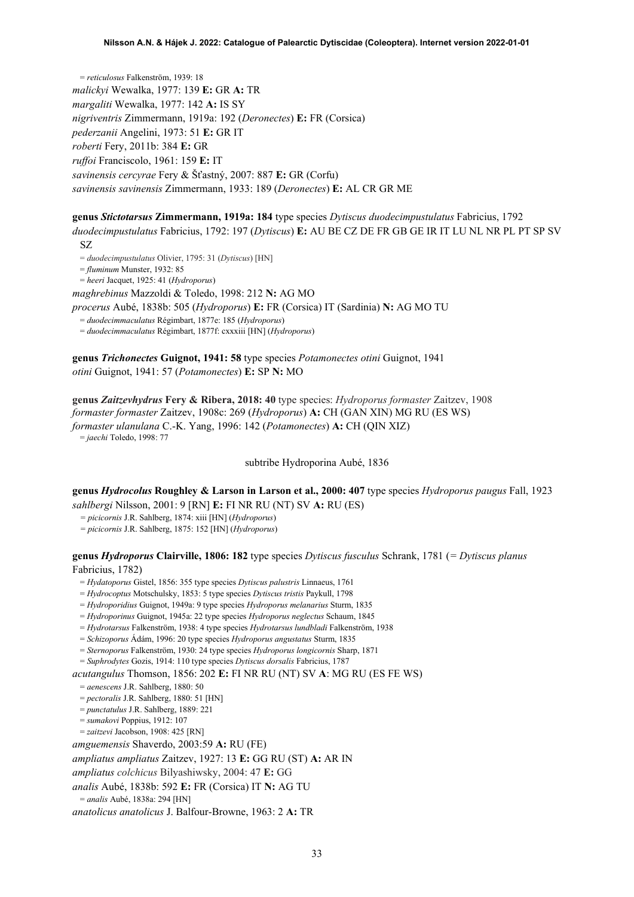= *reticulosus* Falkenström, 1939: 18

*malickyi* Wewalka, 1977: 139 **E:** GR **A:** TR

*margaliti* Wewalka, 1977: 142 **A:** IS SY

*nigriventris* Zimmermann, 1919a: 192 (*Deronectes*) **E:** FR (Corsica)

*pederzanii* Angelini, 1973: 51 **E:** GR IT

*roberti* Fery, 2011b: 384 **E:** GR

*ruffoi* Franciscolo, 1961: 159 **E:** IT

*savinensis cercyrae* Fery & Šťastný, 2007: 887 **E:** GR (Corfu)

*savinensis savinensis* Zimmermann, 1933: 189 (*Deronectes*) **E:** AL CR GR ME

**genus *Stictotarsus* Zimmermann, 1919a: 184** type species *Dytiscus duodecimpustulatus* Fabricius, 1792

*duodecimpustulatus* Fabricius, 1792: 197 (*Dytiscus*) **E:** AU BE CZ DE FR GB GE IR IT LU NL NR PL PT SP SV SZ

= *duodecimpustulatus* Olivier, 1795: 31 (*Dytiscus*) [HN]

= *fluminum* Munster, 1932: 85

= *heeri* Jacquet, 1925: 41 (*Hydroporus*)

*maghrebinus* Mazzoldi & Toledo, 1998: 212 **N:** AG MO

*procerus* Aubé, 1838b: 505 (*Hydroporus*) **E:** FR (Corsica) IT (Sardinia) **N:** AG MO TU

= *duodecimmaculatus* Régimbart, 1877e: 185 (*Hydroporus*)

= *duodecimmaculatus* Régimbart, 1877f: cxxxiii [HN] (*Hydroporus*)

**genus *Trichonectes* Guignot, 1941: 58** type species *Potamonectes otini* Guignot, 1941

*otini* Guignot, 1941: 57 (*Potamonectes*) **E:** SP **N:** MO

**genus *Zaitzevhydrus* Fery & Ribera, 2018: 40** type species: *Hydroporus formaster* Zaitzev, 1908

*formaster formaster* Zaitzev, 1908c: 269 (*Hydroporus*) **A:** CH (GAN XIN) MG RU (ES WS)

*formaster ulanulana* C.-K. Yang, 1996: 142 (*Potamonectes*) **A:** CH (QIN XIZ)

= *jaechi* Toledo, 1998: 77

subtribe Hydroporina Aubé, 1836

**genus *Hydrocolus* Roughley & Larson in Larson et al., 2000: 407** type species *Hydroporus paugus* Fall, 1923

*sahlbergi* Nilsson, 2001: 9 [RN] **E:** FI NR RU (NT) SV **A:** RU (ES)

= *picicornis* J.R. Sahlberg, 1874: xiii [HN] (*Hydroporus*)

= *picicornis* J.R. Sahlberg, 1875: 152 [HN] (*Hydroporus*)

**genus *Hydroporus* Clairville, 1806: 182** type species *Dytiscus fusculus* Schrank, 1781 (= *Dytiscus planus* Fabricius, 1782)

= *Hydatoporus* Gistel, 1856: 355 type species *Dytiscus palustris* Linnaeus, 1761

= *Hydrocoptus* Motschulsky, 1853: 5 type species *Dytiscus tristis* Paykull, 1798

= *Hydroporidius* Guignot, 1949a: 9 type species *Hydroporus melanarius* Sturm, 1835

= *Hydroporinus* Guignot, 1945a: 22 type species *Hydroporus neglectus* Schaum, 1845

= *Hydrotarsus* Falkenström, 1938: 4 type species *Hydrotarsus lundbladi* Falkenström, 1938

= *Schizoporus* Ádám, 1996: 20 type species *Hydroporus angustatus* Sturm, 1835

= *Sternoporus* Falkenström, 1930: 24 type species *Hydroporus longicornis* Sharp, 1871

= *Suphrodytes* Gozis, 1914: 110 type species *Dytiscus dorsalis* Fabricius, 1787

*acutangulus* Thomson, 1856: 202 **E:** FI NR RU (NT) SV **A**: MG RU (ES FE WS)

= *aenescens* J.R. Sahlberg, 1880: 50

= *pectoralis* J.R. Sahlberg, 1880: 51 [HN]

= *punctatulus* J.R. Sahlberg, 1889: 221

= *sumakovi* Poppius, 1912: 107

= *zaitzevi* Jacobson, 1908: 425 [RN]

*amguemensis* Shaverdo, 2003:59 **A:** RU (FE)

*ampliatus ampliatus* Zaitzev, 1927: 13 **E:** GG RU (ST) **A:** AR IN

*ampliatus colchicus* Bilyashiwsky, 2004: 47 **E:** GG

*analis* Aubé, 1838b: 592 **E:** FR (Corsica) IT **N:** AG TU

= *analis* Aubé, 1838a: 294 [HN]

*anatolicus anatolicus* J. Balfour-Browne, 1963: 2 **A:** TR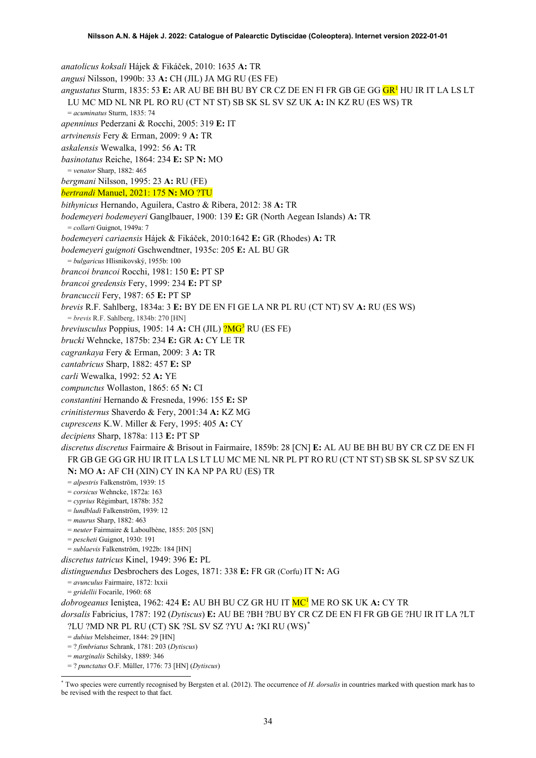*anatolicus koksali* Hájek & Fikáček, 2010: 1635 **A:** TR

*angusi* Nilsson, 1990b: 33 **A:** CH (JIL) JA MG RU (ES FE)

*angustatus* Sturm, 1835: 53 **E:** AR AU BE BH BU BY CR CZ DE EN FI FR GB GE GG GR[1] HU IR IT LA LS LT LU MC MD NL NR PL RO RU (CT NT ST) SB SK SL SV SZ UK **A:** IN KZ RU (ES WS) TR
= *acuminatus* Sturm, 1835: 74

*apenninus* Pederzani & Rocchi, 2005: 319 **E:** IT

*artvinensis* Fery & Erman, 2009: 9 **A:** TR

*askalensis* Wewalka, 1992: 56 **A:** TR

*basinotatus* Reiche, 1864: 234 **E:** SP **N:** MO
= *venator* Sharp, 1882: 465

*bergmani* Nilsson, 1995: 23 **A:** RU (FE)

*bertrandi* Manuel, 2021: 175 **N:** MO ?TU

*bithynicus* Hernando, Aguilera, Castro & Ribera, 2012: 38 **A:** TR

*bodemeyeri bodemeyeri* Ganglbauer, 1900: 139 **E:** GR (North Aegean Islands) **A:** TR
= *collarti* Guignot, 1949a: 7

*bodemeyeri cariaensis* Hájek & Fikáček, 2010:1642 **E:** GR (Rhodes) **A:** TR

*bodemeyeri guignoti* Gschwendtner, 1935c: 205 **E:** AL BU GR
= *bulgaricus* Hlisnikovský, 1955b: 100

*brancoi brancoi* Rocchi, 1981: 150 **E:** PT SP

*brancoi gredensis* Fery, 1999: 234 **E:** PT SP

*brancuccii* Fery, 1987: 65 **E:** PT SP

*brevis* R.F. Sahlberg, 1834a: 3 **E:** BY DE EN FI GE LA NR PL RU (CT NT) SV **A:** RU (ES WS)
= *brevis* R.F. Sahlberg, 1834b: 270 [HN]

*breviusculus* Poppius, 1905: 14 **A:** CH (JIL) ?MG[3] RU (ES FE)

*brucki* Wehncke, 1875b: 234 **E:** GR **A:** CY LE TR

*cagrankaya* Fery & Erman, 2009: 3 **A:** TR

*cantabricus* Sharp, 1882: 457 **E:** SP

*carli* Wewalka, 1992: 52 **A:** YE

*compunctus* Wollaston, 1865: 65 **N:** CI

*constantini* Hernando & Fresneda, 1996: 155 **E:** SP

*crinitisternus* Shaverdo & Fery, 2001:34 **A:** KZ MG

*cuprescens* K.W. Miller & Fery, 1995: 405 **A:** CY

*decipiens* Sharp, 1878a: 113 **E:** PT SP

*discretus discretus* Fairmaire & Brisout in Fairmaire, 1859b: 28 [CN] **E:** AL AU BE BH BU BY CR CZ DE EN FI FR GB GE GG GR HU IR IT LA LS LT LU MC ME NL NR PL PT RO RU (CT NT ST) SB SK SL SP SV SZ UK **N:** MO **A:** AF CH (XIN) CY IN KA NP PA RU (ES) TR
= *alpestris* Falkenström, 1939: 15
= *corsicus* Wehncke, 1872a: 163
= *cyprius* Régimbart, 1878b: 352
= *lundbladi* Falkenström, 1939: 12
= *maurus* Sharp, 1882: 463
= *neuter* Fairmaire & Laboulbène, 1855: 205 [SN]
= *pescheti* Guignot, 1930: 191
= *sublaevis* Falkenström, 1922b: 184 [HN]

*discretus tatricus* Kinel, 1949: 396 **E:** PL

*distinguendus* Desbrochers des Loges, 1871: 338 **E:** FR GR (Corfu) IT **N:** AG
= *avunculus* Fairmaire, 1872: lxxii
= *gridellii* Focarile, 1960: 68

*dobrogeanus* Ieniştea, 1962: 424 **E:** AU BH BU CZ GR HU IT MC[1] ME RO SK UK **A:** CY TR

*dorsalis* Fabricius, 1787: 192 (*Dytiscus*) **E:** AU BE ?BH ?BU BY CR CZ DE EN FI FR GB GE ?HU IR IT LA ?LT ?LU ?MD NR PL RU (CT) SK ?SL SV SZ ?YU **A:** ?KI RU (WS)*
= *dubius* Melsheimer, 1844: 29 [HN]
= ? *fimbriatus* Schrank, 1781: 203 (*Dytiscus*)
= *marginalis* Schilsky, 1889: 346
= ? *punctatus* O.F. Müller, 1776: 73 [HN] (*Dytiscus*)

---

* Two species were currently recognised by Bergsten et al. (2012). The occurrence of *H. dorsalis* in countries marked with question mark has to be revised with the respect to that fact.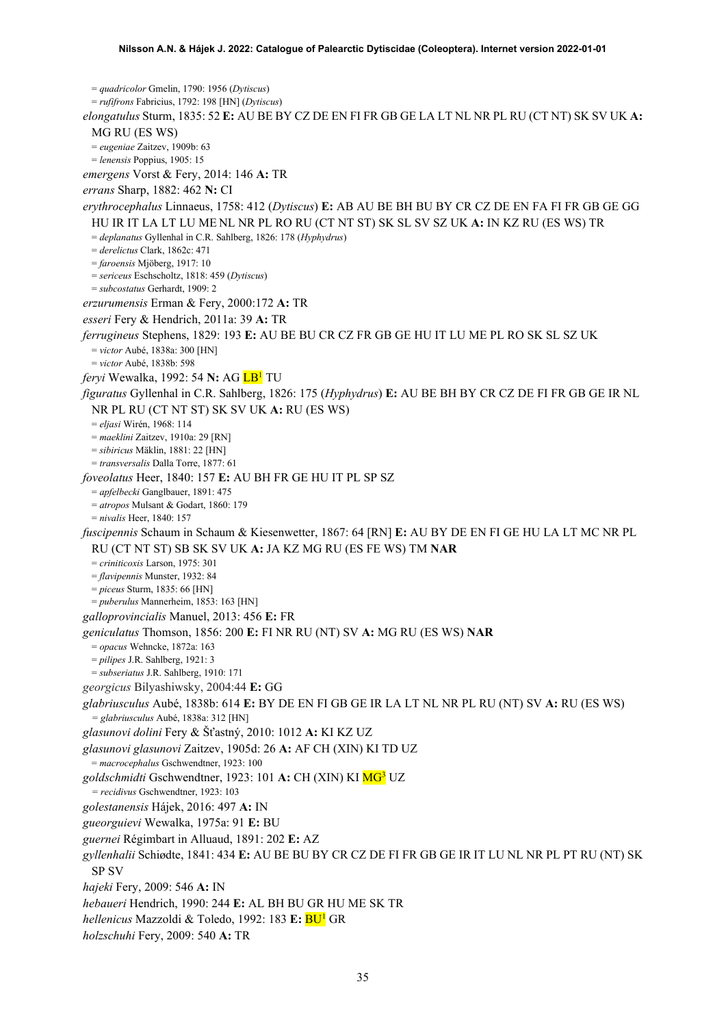= *quadricolor* Gmelin, 1790: 1956 (*Dytiscus*)
= *rufifrons* Fabricius, 1792: 198 [HN] (*Dytiscus*)

*elongatulus* Sturm, 1835: 52 **E:** AU BE BY CZ DE EN FI FR GB GE LA LT NL NR PL RU (CT NT) SK SV UK **A:** MG RU (ES WS)
= *eugeniae* Zaitzev, 1909b: 63
= *lenensis* Poppius, 1905: 15

*emergens* Vorst & Fery, 2014: 146 **A:** TR

*errans* Sharp, 1882: 462 **N:** CI

*erythrocephalus* Linnaeus, 1758: 412 (*Dytiscus*) **E:** AB AU BE BH BU BY CR CZ DE EN FA FI FR GB GE GG HU IR IT LA LT LU ME NL NR PL RO RU (CT NT ST) SK SL SV SZ UK **A:** IN KZ RU (ES WS) TR
= *deplanatus* Gyllenhal in C.R. Sahlberg, 1826: 178 (*Hyphydrus*)
= *derelictus* Clark, 1862c: 471
= *faroensis* Mjöberg, 1917: 10
= *sericeus* Eschscholtz, 1818: 459 (*Dytiscus*)
= *subcostatus* Gerhardt, 1909: 2

*erzurumensis* Erman & Fery, 2000:172 **A:** TR

*esseri* Fery & Hendrich, 2011a: 39 **A:** TR

*ferrugineus* Stephens, 1829: 193 **E:** AU BE BU CR CZ FR GB GE HU IT LU ME PL RO SK SL SZ UK
= *victor* Aubé, 1838a: 300 [HN]
= *victor* Aubé, 1838b: 598

*feryi* Wewalka, 1992: 54 **N:** AG LB[1] TU

*figuratus* Gyllenhal in C.R. Sahlberg, 1826: 175 (*Hyphydrus*) **E:** AU BE BH BY CR CZ DE FI FR GB GE IR NL NR PL RU (CT NT ST) SK SV UK **A:** RU (ES WS)
= *eljasi* Wirén, 1968: 114
= *maeklini* Zaitzev, 1910a: 29 [RN]
= *sibiricus* Mäklin, 1881: 22 [HN]
= *transversalis* Dalla Torre, 1877: 61

*foveolatus* Heer, 1840: 157 **E:** AU BH FR GE HU IT PL SP SZ
= *apfelbecki* Ganglbauer, 1891: 475
= *atropos* Mulsant & Godart, 1860: 179
= *nivalis* Heer, 1840: 157

*fuscipennis* Schaum in Schaum & Kiesenwetter, 1867: 64 [RN] **E:** AU BY DE EN FI GE HU LA LT MC NR PL RU (CT NT ST) SB SK SV UK **A:** JA KZ MG RU (ES FE WS) TM **NAR**
= *criniticoxis* Larson, 1975: 301
= *flavipennis* Munster, 1932: 84
= *piceus* Sturm, 1835: 66 [HN]
= *puberulus* Mannerheim, 1853: 163 [HN]

*galloprovincialis* Manuel, 2013: 456 **E:** FR

*geniculatus* Thomson, 1856: 200 **E:** FI NR RU (NT) SV **A:** MG RU (ES WS) **NAR**
= *opacus* Wehncke, 1872a: 163
= *pilipes* J.R. Sahlberg, 1921: 3
= *subseriatus* J.R. Sahlberg, 1910: 171

*georgicus* Bilyashiwsky, 2004:44 **E:** GG

*glabriusculus* Aubé, 1838b: 614 **E:** BY DE EN FI GB GE IR LA LT NL NR PL RU (NT) SV **A:** RU (ES WS)
= *glabriusculus* Aubé, 1838a: 312 [HN]

*glasunovi dolini* Fery & Šťastný, 2010: 1012 **A:** KI KZ UZ

*glasunovi glasunovi* Zaitzev, 1905d: 26 **A:** AF CH (XIN) KI TD UZ
= *macrocephalus* Gschwendtner, 1923: 100

*goldschmidti* Gschwendtner, 1923: 101 **A:** CH (XIN) KI MG[3] UZ
= *recidivus* Gschwendtner, 1923: 103

*golestanensis* Hájek, 2016: 497 **A:** IN

*gueorguievi* Wewalka, 1975a: 91 **E:** BU

*guernei* Régimbart in Alluaud, 1891: 202 **E:** AZ

*gyllenhalii* Schiødte, 1841: 434 **E:** AU BE BU BY CR CZ DE FI FR GB GE IR IT LU NL NR PL PT RU (NT) SK SP SV

*hajeki* Fery, 2009: 546 **A:** IN

*hebaueri* Hendrich, 1990: 244 **E:** AL BH BU GR HU ME SK TR

*hellenicus* Mazzoldi & Toledo, 1992: 183 **E:** BU[1] GR

*holzschuhi* Fery, 2009: 540 **A:** TR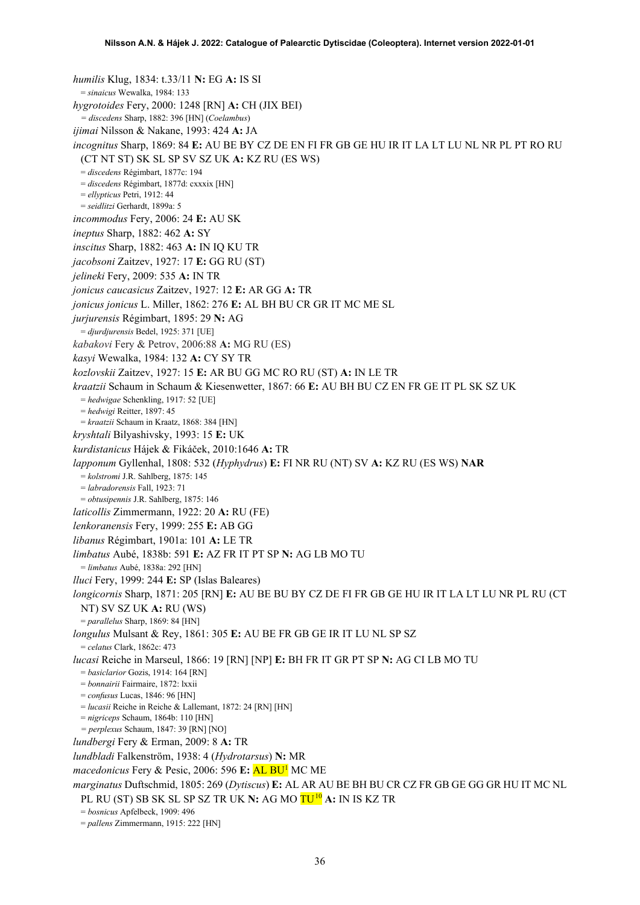*humilis* Klug, 1834: t.33/11 **N:** EG **A:** IS SI
 = *sinaicus* Wewalka, 1984: 133

*hygrotoides* Fery, 2000: 1248 [RN] **A:** CH (JIX BEI)
 = *discedens* Sharp, 1882: 396 [HN] (*Coelambus*)

*ijimai* Nilsson & Nakane, 1993: 424 **A:** JA

*incognitus* Sharp, 1869: 84 **E:** AU BE BY CZ DE EN FI FR GB GE HU IR IT LA LT LU NL NR PL PT RO RU (CT NT ST) SK SL SP SV SZ UK **A:** KZ RU (ES WS)
 = *discedens* Régimbart, 1877c: 194
 = *discedens* Régimbart, 1877d: cxxxix [HN]
 = *ellypticus* Petri, 1912: 44
 = *seidlitzi* Gerhardt, 1899a: 5

*incommodus* Fery, 2006: 24 **E:** AU SK

*ineptus* Sharp, 1882: 462 **A:** SY

*inscitus* Sharp, 1882: 463 **A:** IN IQ KU TR

*jacobsoni* Zaitzev, 1927: 17 **E:** GG RU (ST)

*jelineki* Fery, 2009: 535 **A:** IN TR

*jonicus caucasicus* Zaitzev, 1927: 12 **E:** AR GG **A:** TR

*jonicus jonicus* L. Miller, 1862: 276 **E:** AL BH BU CR GR IT MC ME SL

*jurjurensis* Régimbart, 1895: 29 **N:** AG
 = *djurdjurensis* Bedel, 1925: 371 [UE]

*kabakovi* Fery & Petrov, 2006:88 **A:** MG RU (ES)

*kasyi* Wewalka, 1984: 132 **A:** CY SY TR

*kozlovskii* Zaitzev, 1927: 15 **E:** AR BU GG MC RO RU (ST) **A:** IN LE TR

*kraatzii* Schaum in Schaum & Kiesenwetter, 1867: 66 **E:** AU BH BU CZ EN FR GE IT PL SK SZ UK
 = *hedwigae* Schenkling, 1917: 52 [UE]
 = *hedwigi* Reitter, 1897: 45
 = *kraatzii* Schaum in Kraatz, 1868: 384 [HN]

*kryshtali* Bilyashivsky, 1993: 15 **E:** UK

*kurdistanicus* Hájek & Fikáček, 2010:1646 **A:** TR

*lapponum* Gyllenhal, 1808: 532 (*Hyphydrus*) **E:** FI NR RU (NT) SV **A:** KZ RU (ES WS) **NAR**
 = *kolstromi* J.R. Sahlberg, 1875: 145
 = *labradorensis* Fall, 1923: 71
 = *obtusipennis* J.R. Sahlberg, 1875: 146

*laticollis* Zimmermann, 1922: 20 **A:** RU (FE)

*lenkoranensis* Fery, 1999: 255 **E:** AB GG

*libanus* Régimbart, 1901a: 101 **A:** LE TR

*limbatus* Aubé, 1838b: 591 **E:** AZ FR IT PT SP **N:** AG LB MO TU
 = *limbatus* Aubé, 1838a: 292 [HN]

*lluci* Fery, 1999: 244 **E:** SP (Islas Baleares)

*longicornis* Sharp, 1871: 205 [RN] **E:** AU BE BU BY CZ DE FI FR GB GE HU IR IT LA LT LU NR PL RU (CT NT) SV SZ UK **A:** RU (WS)
 = *parallelus* Sharp, 1869: 84 [HN]

*longulus* Mulsant & Rey, 1861: 305 **E:** AU BE FR GB GE IR IT LU NL SP SZ
 = *celatus* Clark, 1862c: 473

*lucasi* Reiche in Marseul, 1866: 19 [RN] [NP] **E:** BH FR IT GR PT SP **N:** AG CI LB MO TU
 = *basiclarior* Gozis, 1914: 164 [RN]
 = *bonnairii* Fairmaire, 1872: lxxii
 = *confusus* Lucas, 1846: 96 [HN]
 = *lucasii* Reiche in Reiche & Lallemant, 1872: 24 [RN] [HN]
 = *nigriceps* Schaum, 1864b: 110 [HN]
 = *perplexus* Schaum, 1847: 39 [RN] [NO]

*lundbergi* Fery & Erman, 2009: 8 **A:** TR

*lundbladi* Falkenström, 1938: 4 (*Hydrotarsus*) **N:** MR

*macedonicus* Fery & Pesic, 2006: 596 **E:** AL BU[1] MC ME

*marginatus* Duftschmid, 1805: 269 (*Dytiscus*) **E:** AL AR AU BE BH BU CR CZ FR GB GE GG GR HU IT MC NL PL RU (ST) SB SK SL SP SZ TR UK **N:** AG MO TU[10] **A:** IN IS KZ TR
 = *bosnicus* Apfelbeck, 1909: 496
 = *pallens* Zimmermann, 1915: 222 [HN]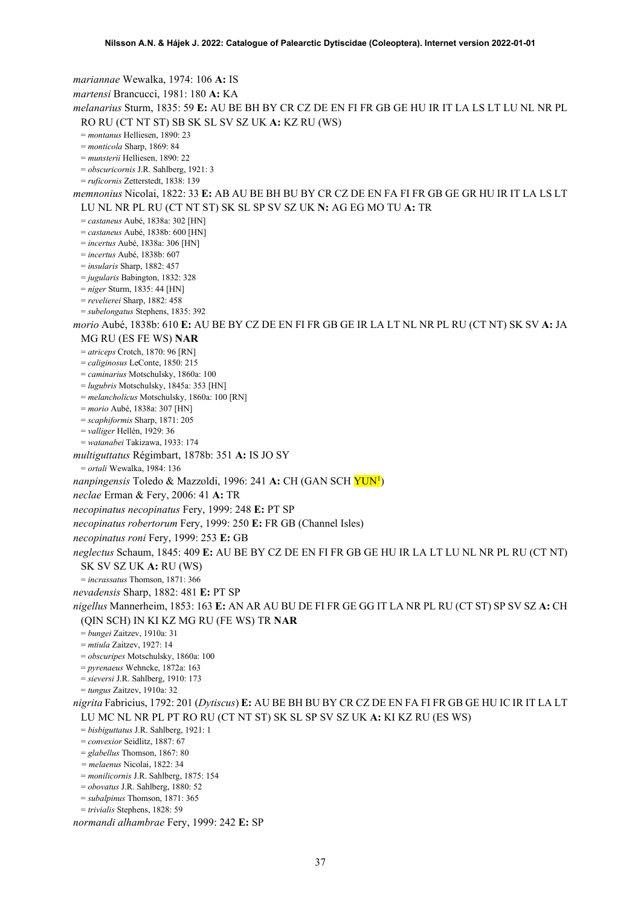*mariannae* Wewalka, 1974: 106 **A:** IS

*martensi* Brancucci, 1981: 180 **A:** KA

*melanarius* Sturm, 1835: 59 **E:** AU BE BH BY CR CZ DE EN FI FR GB GE HU IR IT LA LS LT LU NL NR PL RO RU (CT NT ST) SB SK SL SV SZ UK **A:** KZ RU (WS)

= *montanus* Helliesen, 1890: 23
= *monticola* Sharp, 1869: 84
= *munsterii* Helliesen, 1890: 22
= *obscuricornis* J.R. Sahlberg, 1921: 3
= *ruficornis* Zetterstedt, 1838: 139

*memnonius* Nicolai, 1822: 33 **E:** AB AU BE BH BU BY CR CZ DE EN FA FI FR GB GE GR HU IR IT LA LS LT LU NL NR PL RU (CT NT ST) SK SL SP SV SZ UK **N:** AG EG MO TU **A:** TR

= *castaneus* Aubé, 1838a: 302 [HN]
= *castaneus* Aubé, 1838b: 600 [HN]
= *incertus* Aubé, 1838a: 306 [HN]
= *incertus* Aubé, 1838b: 607
= *insularis* Sharp, 1882: 457
= *jugularis* Babington, 1832: 328
= *niger* Sturm, 1835: 44 [HN]
= *revelierei* Sharp, 1882: 458
= *subelongatus* Stephens, 1835: 392

*morio* Aubé, 1838b: 610 **E:** AU BE BY CZ DE EN FI FR GB GE IR LA LT NL NR PL RU (CT NT) SK SV **A:** JA MG RU (ES FE WS) **NAR**

= *atriceps* Crotch, 1870: 96 [RN]
= *caliginosus* LeConte, 1850: 215
= *caminarius* Motschulsky, 1860a: 100
= *lugubris* Motschulsky, 1845a: 353 [HN]
= *melancholicus* Motschulsky, 1860a: 100 [RN]
= *morio* Aubé, 1838a: 307 [HN]
= *scaphiformis* Sharp, 1871: 205
= *valliger* Hellén, 1929: 36
= *watanabei* Takizawa, 1933: 174

*multiguttatus* Régimbart, 1878b: 351 **A:** IS JO SY

= *ortali* Wewalka, 1984: 136

*nanpingensis* Toledo & Mazzoldi, 1996: 241 **A:** CH (GAN SCH YUN[1])

*neclae* Erman & Fery, 2006: 41 **A:** TR

*necopinatus necopinatus* Fery, 1999: 248 **E:** PT SP

*necopinatus robertorum* Fery, 1999: 250 **E:** FR GB (Channel Isles)

*necopinatus roni* Fery, 1999: 253 **E:** GB

*neglectus* Schaum, 1845: 409 **E:** AU BE BY CZ DE EN FI FR GB GE HU IR LA LT LU NL NR PL RU (CT NT) SK SV SZ UK **A:** RU (WS)

= *incrassatus* Thomson, 1871: 366

*nevadensis* Sharp, 1882: 481 **E:** PT SP

*nigellus* Mannerheim, 1853: 163 **E:** AN AR AU BU DE FI FR GE GG IT LA NR PL RU (CT ST) SP SV SZ **A:** CH (QIN SCH) IN KI KZ MG RU (FE WS) TR **NAR**

= *bungei* Zaitzev, 1910a: 31
= *mtiula* Zaitzev, 1927: 14
= *obscuripes* Motschulsky, 1860a: 100
= *pyrenaeus* Wehncke, 1872a: 163
= *sieversi* J.R. Sahlberg, 1910: 173
= *tungus* Zaitzev, 1910a: 32

*nigrita* Fabricius, 1792: 201 (*Dytiscus*) **E:** AU BE BH BU BY CR CZ DE EN FA FI FR GB GE HU IC IR IT LA LT LU MC NL NR PL PT RO RU (CT NT ST) SK SL SP SV SZ UK **A:** KI KZ RU (ES WS)

= *bisbiguttatus* J.R. Sahlberg, 1921: 1
= *convexior* Seidlitz, 1887: 67
= *glabellus* Thomson, 1867: 80
= *melaenus* Nicolai, 1822: 34
= *monilicornis* J.R. Sahlberg, 1875: 154
= *obovatus* J.R. Sahlberg, 1880: 52
= *subalpinus* Thomson, 1871: 365
= *trivialis* Stephens, 1828: 59

*normandi alhambrae* Fery, 1999: 242 **E:** SP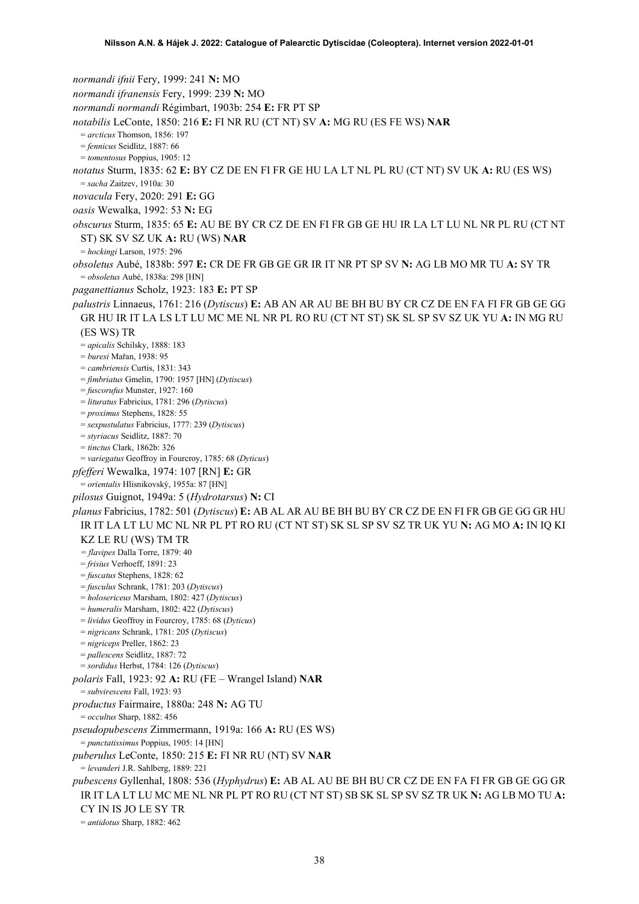*normandi ifnii* Fery, 1999: 241 **N:** MO

*normandi ifranensis* Fery, 1999: 239 **N:** MO

*normandi normandi* Régimbart, 1903b: 254 **E:** FR PT SP

*notabilis* LeConte, 1850: 216 **E:** FI NR RU (CT NT) SV **A:** MG RU (ES FE WS) **NAR**

= *arcticus* Thomson, 1856: 197

= *fennicus* Seidlitz, 1887: 66

= *tomentosus* Poppius, 1905: 12

*notatus* Sturm, 1835: 62 **E:** BY CZ DE EN FI FR GE HU LA LT NL PL RU (CT NT) SV UK **A:** RU (ES WS)

= *sacha* Zaitzev, 1910a: 30

*novacula* Fery, 2020: 291 **E:** GG

*oasis* Wewalka, 1992: 53 **N:** EG

*obscurus* Sturm, 1835: 65 **E:** AU BE BY CR CZ DE EN FI FR GB GE HU IR LA LT LU NL NR PL RU (CT NT ST) SK SV SZ UK **A:** RU (WS) **NAR**

= *hockingi* Larson, 1975: 296

*obsoletus* Aubé, 1838b: 597 **E:** CR DE FR GB GE GR IR IT NR PT SP SV **N:** AG LB MO MR TU **A:** SY TR

= *obsoletus* Aubé, 1838a: 298 [HN]

*paganettianus* Scholz, 1923: 183 **E:** PT SP

*palustris* Linnaeus, 1761: 216 (*Dytiscus*) **E:** AB AN AR AU BE BH BU BY CR CZ DE EN FA FI FR GB GE GG GR HU IR IT LA LS LT LU MC ME NL NR PL RO RU (CT NT ST) SK SL SP SV SZ UK YU **A:** IN MG RU (ES WS) TR

= *apicalis* Schilsky, 1888: 183

= *buresi* Mařan, 1938: 95

= *cambriensis* Curtis, 1831: 343

= *fimbriatus* Gmelin, 1790: 1957 [HN] (*Dytiscus*)

= *fuscorufus* Munster, 1927: 160

= *lituratus* Fabricius, 1781: 296 (*Dytiscus*)

= *proximus* Stephens, 1828: 55

= *sexpustulatus* Fabricius, 1777: 239 (*Dytiscus*)

= *styriacus* Seidlitz, 1887: 70

= *tinctus* Clark, 1862b: 326

= *variegatus* Geoffroy in Fourcroy, 1785: 68 (*Dyticus*)

*pfefferi* Wewalka, 1974: 107 [RN] **E:** GR

= *orientalis* Hlisnikovský, 1955a: 87 [HN]

*pilosus* Guignot, 1949a: 5 (*Hydrotarsus*) **N:** CI

*planus* Fabricius, 1782: 501 (*Dytiscus*) **E:** AB AL AR AU BE BH BU BY CR CZ DE EN FI FR GB GE GG GR HU IR IT LA LT LU MC NL NR PL PT RO RU (CT NT ST) SK SL SP SV SZ TR UK YU **N:** AG MO **A:** IN IQ KI KZ LE RU (WS) TM TR

= *flavipes* Dalla Torre, 1879: 40

= *frisius* Verhoeff, 1891: 23

= *fuscatus* Stephens, 1828: 62

= *fusculus* Schrank, 1781: 203 (*Dytiscus*)

= *holosericeus* Marsham, 1802: 427 (*Dytiscus*)

= *humeralis* Marsham, 1802: 422 (*Dytiscus*)

= *lividus* Geoffroy in Fourcroy, 1785: 68 (*Dyticus*)

= *nigricans* Schrank, 1781: 205 (*Dytiscus*)

= *nigriceps* Preller, 1862: 23

= *pallescens* Seidlitz, 1887: 72

= *sordidus* Herbst, 1784: 126 (*Dytiscus*)

*polaris* Fall, 1923: 92 **A:** RU (FE – Wrangel Island) **NAR**

= *subvirescens* Fall, 1923: 93

*productus* Fairmaire, 1880a: 248 **N:** AG TU

= *occultus* Sharp, 1882: 456

*pseudopubescens* Zimmermann, 1919a: 166 **A:** RU (ES WS)

= *punctatissimus* Poppius, 1905: 14 [HN]

*puberulus* LeConte, 1850: 215 **E:** FI NR RU (NT) SV **NAR**

= *levanderi* J.R. Sahlberg, 1889: 221

*pubescens* Gyllenhal, 1808: 536 (*Hyphydrus*) **E:** AB AL AU BE BH BU CR CZ DE EN FA FI FR GB GE GG GR IR IT LA LT LU MC ME NL NR PL PT RO RU (CT NT ST) SB SK SL SP SV SZ TR UK **N:** AG LB MO TU **A:** CY IN IS JO LE SY TR

= *antidotus* Sharp, 1882: 462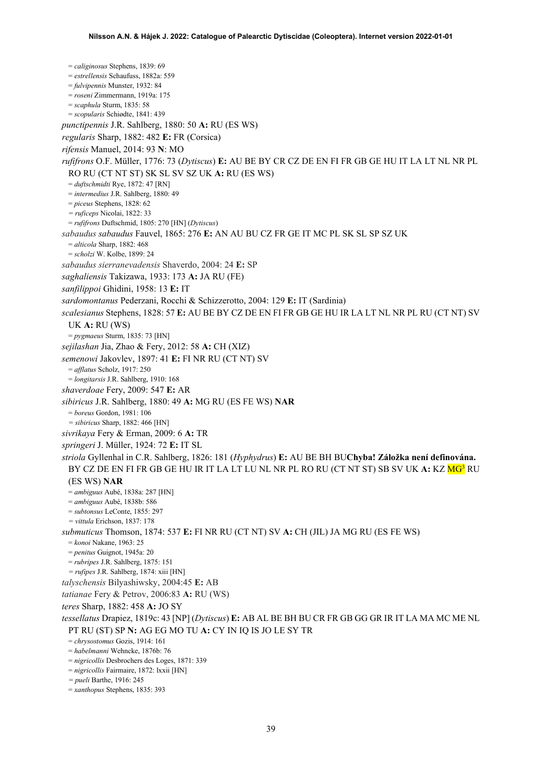= *caliginosus* Stephens, 1839: 69
= *estrellensis* Schaufuss, 1882a: 559
= *fulvipennis* Munster, 1932: 84
= *roseni* Zimmermann, 1919a: 175
= *scaphula* Sturm, 1835: 58
= *scopularis* Schiødte, 1841: 439

*punctipennis* J.R. Sahlberg, 1880: 50 **A:** RU (ES WS)

*regularis* Sharp, 1882: 482 **E:** FR (Corsica)

*rifensis* Manuel, 2014: 93 **N**: MO

*rufifrons* O.F. Müller, 1776: 73 (*Dytiscus*) **E:** AU BE BY CR CZ DE EN FI FR GB GE HU IT LA LT NL NR PL RO RU (CT NT ST) SK SL SV SZ UK **A:** RU (ES WS)
= *duftschmidti* Rye, 1872: 47 [RN]
= *intermedius* J.R. Sahlberg, 1880: 49
= *piceus* Stephens, 1828: 62
= *ruficeps* Nicolai, 1822: 33
= *rufifrons* Duftschmid, 1805: 270 [HN] (*Dytiscus*)

*sabaudus sabaudus* Fauvel, 1865: 276 **E:** AN AU BU CZ FR GE IT MC PL SK SL SP SZ UK
= *alticola* Sharp, 1882: 468
= *scholzi* W. Kolbe, 1899: 24

*sabaudus sierranevadensis* Shaverdo, 2004: 24 **E:** SP

*saghaliensis* Takizawa, 1933: 173 **A:** JA RU (FE)

*sanfilippoi* Ghidini, 1958: 13 **E:** IT

*sardomontanus* Pederzani, Rocchi & Schizzerotto, 2004: 129 **E:** IT (Sardinia)

*scalesianus* Stephens, 1828: 57 **E:** AU BE BY CZ DE EN FI FR GB GE HU IR LA LT NL NR PL RU (CT NT) SV UK **A:** RU (WS)
= *pygmaeus* Sturm, 1835: 73 [HN]

*sejilashan* Jia, Zhao & Fery, 2012: 58 **A:** CH (XIZ)

*semenowi* Jakovlev, 1897: 41 **E:** FI NR RU (CT NT) SV
= *afflatus* Scholz, 1917: 250
= *longitarsis* J.R. Sahlberg, 1910: 168

*shaverdoae* Fery, 2009: 547 **E:** AR

*sibiricus* J.R. Sahlberg, 1880: 49 **A:** MG RU (ES FE WS) **NAR**
= *boreus* Gordon, 1981: 106
= *sibiricus* Sharp, 1882: 466 [HN]

*sivrikaya* Fery & Erman, 2009: 6 **A:** TR

*springeri* J. Müller, 1924: 72 **E:** IT SL

*striola* Gyllenhal in C.R. Sahlberg, 1826: 181 (*Hyphydrus*) **E:** AU BE BH BU**Chyba! Záložka není definována.** BY CZ DE EN FI FR GB GE HU IR IT LA LT LU NL NR PL RO RU (CT NT ST) SB SV UK **A:** KZ MG[3] RU (ES WS) **NAR**
= *ambiguus* Aubé, 1838a: 287 [HN]
= *ambiguus* Aubé, 1838b: 586
= *subtonsus* LeConte, 1855: 297
= *vittula* Erichson, 1837: 178

*submuticus* Thomson, 1874: 537 **E:** FI NR RU (CT NT) SV **A:** CH (JIL) JA MG RU (ES FE WS)
= *konoi* Nakane, 1963: 25
= *penitus* Guignot, 1945a: 20
= *rubripes* J.R. Sahlberg, 1875: 151
= *rufipes* J.R. Sahlberg, 1874: xiii [HN]

*talyschensis* Bilyashiwsky, 2004:45 **E:** AB

*tatianae* Fery & Petrov, 2006:83 **A:** RU (WS)

*teres* Sharp, 1882: 458 **A:** JO SY

*tessellatus* Drapiez, 1819c: 43 [NP] (*Dytiscus*) **E:** AB AL BE BH BU CR FR GB GG GR IR IT LA MA MC ME NL PT RU (ST) SP **N:** AG EG MO TU **A:** CY IN IQ IS JO LE SY TR
= *chrysostomus* Gozis, 1914: 161
= *habelmanni* Wehncke, 1876b: 76
= *nigricollis* Desbrochers des Loges, 1871: 339
= *nigricollis* Fairmaire, 1872: lxxii [HN]
= *pueli* Barthe, 1916: 245
= *xanthopus* Stephens, 1835: 393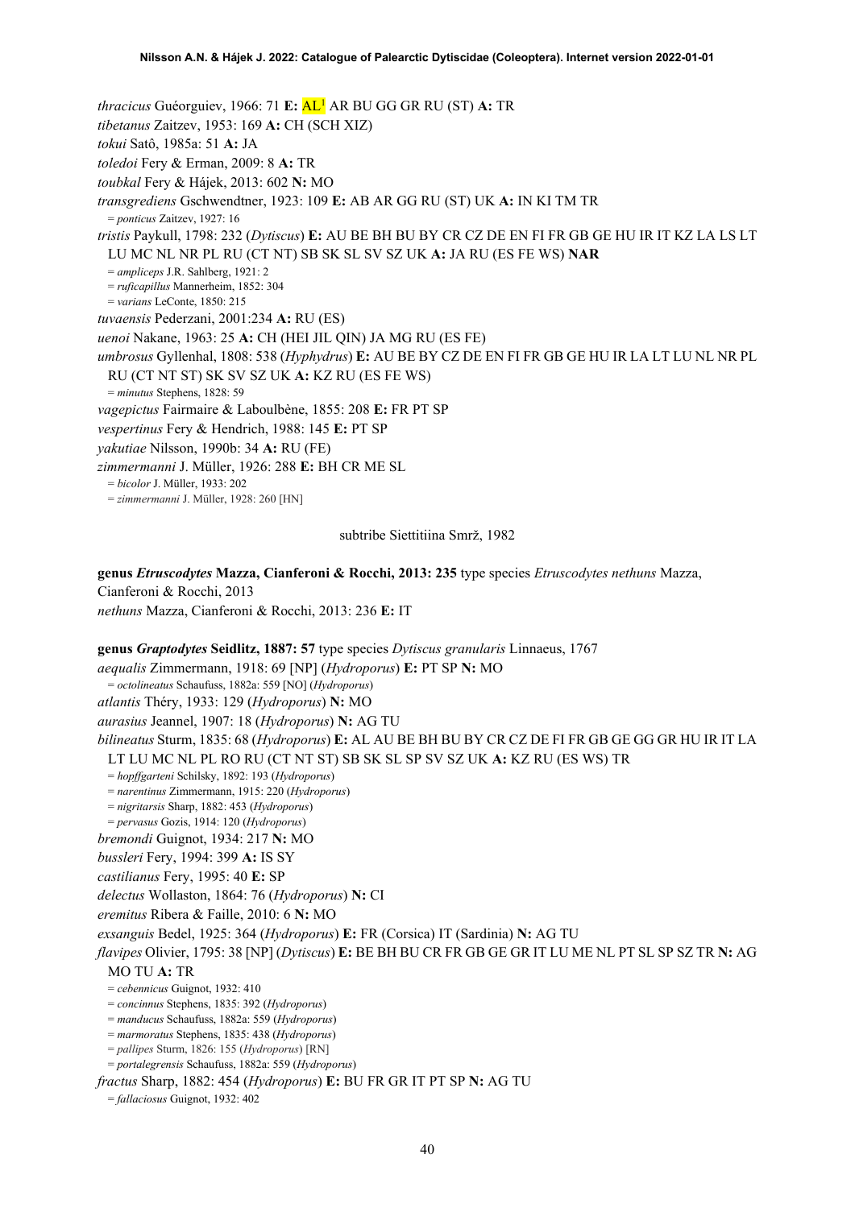*thracicus* Guéorguiev, 1966: 71 **E:** AL[1] AR BU GG GR RU (ST) **A:** TR

*tibetanus* Zaitzev, 1953: 169 **A:** CH (SCH XIZ)

*tokui* Satô, 1985a: 51 **A:** JA

*toledoi* Fery & Erman, 2009: 8 **A:** TR

*toubkal* Fery & Hájek, 2013: 602 **N:** MO

*transgrediens* Gschwendtner, 1923: 109 **E:** AB AR GG RU (ST) UK **A:** IN KI TM TR

= *ponticus* Zaitzev, 1927: 16

*tristis* Paykull, 1798: 232 (*Dytiscus*) **E:** AU BE BH BU BY CR CZ DE EN FI FR GB GE HU IR IT KZ LA LS LT LU MC NL NR PL RU (CT NT) SB SK SL SV SZ UK **A:** JA RU (ES FE WS) **NAR**

= *ampliceps* J.R. Sahlberg, 1921: 2

= *ruficapillus* Mannerheim, 1852: 304

= *varians* LeConte, 1850: 215

*tuvaensis* Pederzani, 2001:234 **A:** RU (ES)

*uenoi* Nakane, 1963: 25 **A:** CH (HEI JIL QIN) JA MG RU (ES FE)

*umbrosus* Gyllenhal, 1808: 538 (*Hyphydrus*) **E:** AU BE BY CZ DE EN FI FR GB GE HU IR LA LT LU NL NR PL RU (CT NT ST) SK SV SZ UK **A:** KZ RU (ES FE WS)

= *minutus* Stephens, 1828: 59

*vagepictus* Fairmaire & Laboulbène, 1855: 208 **E:** FR PT SP

*vespertinus* Fery & Hendrich, 1988: 145 **E:** PT SP

*yakutiae* Nilsson, 1990b: 34 **A:** RU (FE)

*zimmermanni* J. Müller, 1926: 288 **E:** BH CR ME SL

= *bicolor* J. Müller, 1933: 202

= *zimmermanni* J. Müller, 1928: 260 [HN]

subtribe Siettitiina Smrž, 1982

**genus *Etruscodytes* Mazza, Cianferoni & Rocchi, 2013: 235** type species *Etruscodytes nethuns* Mazza, Cianferoni & Rocchi, 2013

*nethuns* Mazza, Cianferoni & Rocchi, 2013: 236 **E:** IT

**genus *Graptodytes* Seidlitz, 1887: 57** type species *Dytiscus granularis* Linnaeus, 1767

*aequalis* Zimmermann, 1918: 69 [NP] (*Hydroporus*) **E:** PT SP **N:** MO

= *octolineatus* Schaufuss, 1882a: 559 [NO] (*Hydroporus*)

*atlantis* Théry, 1933: 129 (*Hydroporus*) **N:** MO

*aurasius* Jeannel, 1907: 18 (*Hydroporus*) **N:** AG TU

*bilineatus* Sturm, 1835: 68 (*Hydroporus*) **E:** AL AU BE BH BU BY CR CZ DE FI FR GB GE GG GR HU IR IT LA LT LU MC NL PL RO RU (CT NT ST) SB SK SL SP SV SZ UK **A:** KZ RU (ES WS) TR

= *hopffgarteni* Schilsky, 1892: 193 (*Hydroporus*)

= *narentinus* Zimmermann, 1915: 220 (*Hydroporus*)

= *nigritarsis* Sharp, 1882: 453 (*Hydroporus*)

= *pervasus* Gozis, 1914: 120 (*Hydroporus*)

*bremondi* Guignot, 1934: 217 **N:** MO

*bussleri* Fery, 1994: 399 **A:** IS SY

*castilianus* Fery, 1995: 40 **E:** SP

*delectus* Wollaston, 1864: 76 (*Hydroporus*) **N:** CI

*eremitus* Ribera & Faille, 2010: 6 **N:** MO

*exsanguis* Bedel, 1925: 364 (*Hydroporus*) **E:** FR (Corsica) IT (Sardinia) **N:** AG TU

*flavipes* Olivier, 1795: 38 [NP] (*Dytiscus*) **E:** BE BH BU CR FR GB GE GR IT LU ME NL PT SL SP SZ TR **N:** AG MO TU **A:** TR

= *cebennicus* Guignot, 1932: 410

= *concinnus* Stephens, 1835: 392 (*Hydroporus*)

= *manducus* Schaufuss, 1882a: 559 (*Hydroporus*)

= *marmoratus* Stephens, 1835: 438 (*Hydroporus*)

= *pallipes* Sturm, 1826: 155 (*Hydroporus*) [RN]

= *portalegrensis* Schaufuss, 1882a: 559 (*Hydroporus*)

*fractus* Sharp, 1882: 454 (*Hydroporus*) **E:** BU FR GR IT PT SP **N:** AG TU

= *fallaciosus* Guignot, 1932: 402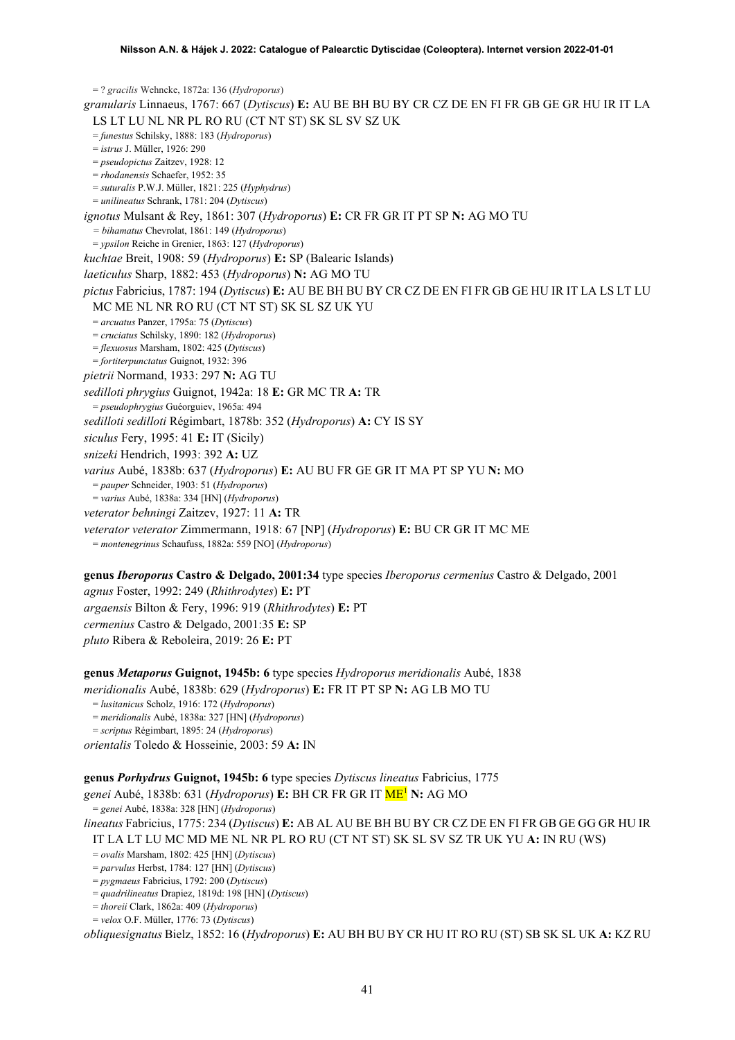= ? *gracilis* Wehncke, 1872a: 136 (*Hydroporus*)

*granularis* Linnaeus, 1767: 667 (*Dytiscus*) **E:** AU BE BH BU BY CR CZ DE EN FI FR GB GE GR HU IR IT LA LS LT LU NL NR PL RO RU (CT NT ST) SK SL SV SZ UK

= *funestus* Schilsky, 1888: 183 (*Hydroporus*)
= *istrus* J. Müller, 1926: 290
= *pseudopictus* Zaitzev, 1928: 12
= *rhodanensis* Schaefer, 1952: 35
= *suturalis* P.W.J. Müller, 1821: 225 (*Hyphydrus*)
= *unilineatus* Schrank, 1781: 204 (*Dytiscus*)

*ignotus* Mulsant & Rey, 1861: 307 (*Hydroporus*) **E:** CR FR GR IT PT SP **N:** AG MO TU

= *bihamatus* Chevrolat, 1861: 149 (*Hydroporus*)
= *ypsilon* Reiche in Grenier, 1863: 127 (*Hydroporus*)

*kuchtae* Breit, 1908: 59 (*Hydroporus*) **E:** SP (Balearic Islands)

*laeticulus* Sharp, 1882: 453 (*Hydroporus*) **N:** AG MO TU

*pictus* Fabricius, 1787: 194 (*Dytiscus*) **E:** AU BE BH BU BY CR CZ DE EN FI FR GB GE HU IR IT LA LS LT LU MC ME NL NR RO RU (CT NT ST) SK SL SZ UK YU

= *arcuatus* Panzer, 1795a: 75 (*Dytiscus*)
= *cruciatus* Schilsky, 1890: 182 (*Hydroporus*)
= *flexuosus* Marsham, 1802: 425 (*Dytiscus*)
= *fortiterpunctatus* Guignot, 1932: 396

*pietrii* Normand, 1933: 297 **N:** AG TU

*sedilloti phrygius* Guignot, 1942a: 18 **E:** GR MC TR **A:** TR

= *pseudophrygius* Guéorguiev, 1965a: 494

*sedilloti sedilloti* Régimbart, 1878b: 352 (*Hydroporus*) **A:** CY IS SY

*siculus* Fery, 1995: 41 **E:** IT (Sicily)

*snizeki* Hendrich, 1993: 392 **A:** UZ

*varius* Aubé, 1838b: 637 (*Hydroporus*) **E:** AU BU FR GE GR IT MA PT SP YU **N:** MO

= *pauper* Schneider, 1903: 51 (*Hydroporus*)
= *varius* Aubé, 1838a: 334 [HN] (*Hydroporus*)

*veterator behningi* Zaitzev, 1927: 11 **A:** TR

*veterator veterator* Zimmermann, 1918: 67 [NP] (*Hydroporus*) **E:** BU CR GR IT MC ME

= *montenegrinus* Schaufuss, 1882a: 559 [NO] (*Hydroporus*)

**genus *Iberoporus* Castro & Delgado, 2001:34** type species *Iberoporus cermenius* Castro & Delgado, 2001

*agnus* Foster, 1992: 249 (*Rhithrodytes*) **E:** PT

*argaensis* Bilton & Fery, 1996: 919 (*Rhithrodytes*) **E:** PT

*cermenius* Castro & Delgado, 2001:35 **E:** SP

*pluto* Ribera & Reboleira, 2019: 26 **E:** PT

**genus *Metaporus* Guignot, 1945b: 6** type species *Hydroporus meridionalis* Aubé, 1838

*meridionalis* Aubé, 1838b: 629 (*Hydroporus*) **E:** FR IT PT SP **N:** AG LB MO TU

= *lusitanicus* Scholz, 1916: 172 (*Hydroporus*)
= *meridionalis* Aubé, 1838a: 327 [HN] (*Hydroporus*)
= *scriptus* Régimbart, 1895: 24 (*Hydroporus*)

*orientalis* Toledo & Hosseinie, 2003: 59 **A:** IN

**genus *Porhydrus* Guignot, 1945b: 6** type species *Dytiscus lineatus* Fabricius, 1775

*genei* Aubé, 1838b: 631 (*Hydroporus*) **E:** BH CR FR GR IT ME[1] **N:** AG MO

= *genei* Aubé, 1838a: 328 [HN] (*Hydroporus*)

*lineatus* Fabricius, 1775: 234 (*Dytiscus*) **E:** AB AL AU BE BH BU BY CR CZ DE EN FI FR GB GE GG GR HU IR IT LA LT LU MC MD ME NL NR PL RO RU (CT NT ST) SK SL SV SZ TR UK YU **A:** IN RU (WS)

= *ovalis* Marsham, 1802: 425 [HN] (*Dytiscus*)
= *parvulus* Herbst, 1784: 127 [HN] (*Dytiscus*)
= *pygmaeus* Fabricius, 1792: 200 (*Dytiscus*)
= *quadrilineatus* Drapiez, 1819d: 198 [HN] (*Dytiscus*)
= *thoreii* Clark, 1862a: 409 (*Hydroporus*)
= *velox* O.F. Müller, 1776: 73 (*Dytiscus*)

*obliquesignatus* Bielz, 1852: 16 (*Hydroporus*) **E:** AU BH BU BY CR HU IT RO RU (ST) SB SK SL UK **A:** KZ RU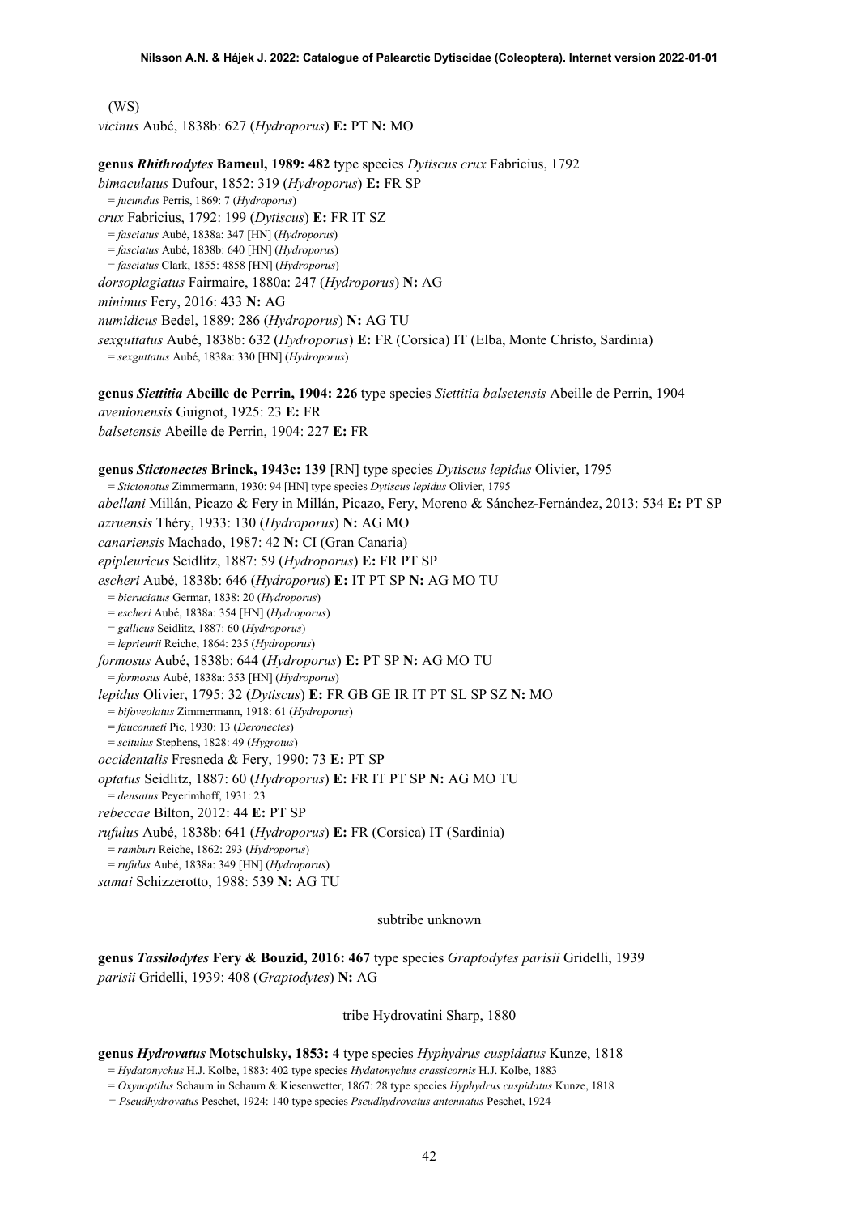(WS)

*vicinus* Aubé, 1838b: 627 (*Hydroporus*) **E:** PT **N:** MO

**genus *Rhithrodytes* Bameul, 1989: 482** type species *Dytiscus crux* Fabricius, 1792

*bimaculatus* Dufour, 1852: 319 (*Hydroporus*) **E:** FR SP

= *jucundus* Perris, 1869: 7 (*Hydroporus*)

*crux* Fabricius, 1792: 199 (*Dytiscus*) **E:** FR IT SZ

= *fasciatus* Aubé, 1838a: 347 [HN] (*Hydroporus*)

= *fasciatus* Aubé, 1838b: 640 [HN] (*Hydroporus*)

= *fasciatus* Clark, 1855: 4858 [HN] (*Hydroporus*)

*dorsoplagiatus* Fairmaire, 1880a: 247 (*Hydroporus*) **N:** AG

*minimus* Fery, 2016: 433 **N:** AG

*numidicus* Bedel, 1889: 286 (*Hydroporus*) **N:** AG TU

*sexguttatus* Aubé, 1838b: 632 (*Hydroporus*) **E:** FR (Corsica) IT (Elba, Monte Christo, Sardinia)

= *sexguttatus* Aubé, 1838a: 330 [HN] (*Hydroporus*)

**genus *Siettitia* Abeille de Perrin, 1904: 226** type species *Siettitia balsetensis* Abeille de Perrin, 1904

*avenionensis* Guignot, 1925: 23 **E:** FR

*balsetensis* Abeille de Perrin, 1904: 227 **E:** FR

**genus *Stictonectes* Brinck, 1943c: 139** [RN] type species *Dytiscus lepidus* Olivier, 1795

= *Stictonotus* Zimmermann, 1930: 94 [HN] type species *Dytiscus lepidus* Olivier, 1795

*abellani* Millán, Picazo & Fery in Millán, Picazo, Fery, Moreno & Sánchez-Fernández, 2013: 534 **E:** PT SP

*azruensis* Théry, 1933: 130 (*Hydroporus*) **N:** AG MO

*canariensis* Machado, 1987: 42 **N:** CI (Gran Canaria)

*epipleuricus* Seidlitz, 1887: 59 (*Hydroporus*) **E:** FR PT SP

*escheri* Aubé, 1838b: 646 (*Hydroporus*) **E:** IT PT SP **N:** AG MO TU

= *bicruciatus* Germar, 1838: 20 (*Hydroporus*)

= *escheri* Aubé, 1838a: 354 [HN] (*Hydroporus*)

= *gallicus* Seidlitz, 1887: 60 (*Hydroporus*)

= *leprieurii* Reiche, 1864: 235 (*Hydroporus*)

*formosus* Aubé, 1838b: 644 (*Hydroporus*) **E:** PT SP **N:** AG MO TU

= *formosus* Aubé, 1838a: 353 [HN] (*Hydroporus*)

*lepidus* Olivier, 1795: 32 (*Dytiscus*) **E:** FR GB GE IR IT PT SL SP SZ **N:** MO

= *bifoveolatus* Zimmermann, 1918: 61 (*Hydroporus*)

= *fauconneti* Pic, 1930: 13 (*Deronectes*)

= *scitulus* Stephens, 1828: 49 (*Hygrotus*)

*occidentalis* Fresneda & Fery, 1990: 73 **E:** PT SP

*optatus* Seidlitz, 1887: 60 (*Hydroporus*) **E:** FR IT PT SP **N:** AG MO TU

= *densatus* Peyerimhoff, 1931: 23

*rebeccae* Bilton, 2012: 44 **E:** PT SP

*rufulus* Aubé, 1838b: 641 (*Hydroporus*) **E:** FR (Corsica) IT (Sardinia)

= *ramburi* Reiche, 1862: 293 (*Hydroporus*)

= *rufulus* Aubé, 1838a: 349 [HN] (*Hydroporus*)

*samai* Schizzerotto, 1988: 539 **N:** AG TU

subtribe unknown

**genus *Tassilodytes* Fery & Bouzid, 2016: 467** type species *Graptodytes parisii* Gridelli, 1939

*parisii* Gridelli, 1939: 408 (*Graptodytes*) **N:** AG

tribe Hydrovatini Sharp, 1880

**genus *Hydrovatus* Motschulsky, 1853: 4** type species *Hyphydrus cuspidatus* Kunze, 1818

= *Hydatonychus* H.J. Kolbe, 1883: 402 type species *Hydatonychus crassicornis* H.J. Kolbe, 1883

= *Oxynoptilus* Schaum in Schaum & Kiesenwetter, 1867: 28 type species *Hyphydrus cuspidatus* Kunze, 1818

= *Pseudhydrovatus* Peschet, 1924: 140 type species *Pseudhydrovatus antennatus* Peschet, 1924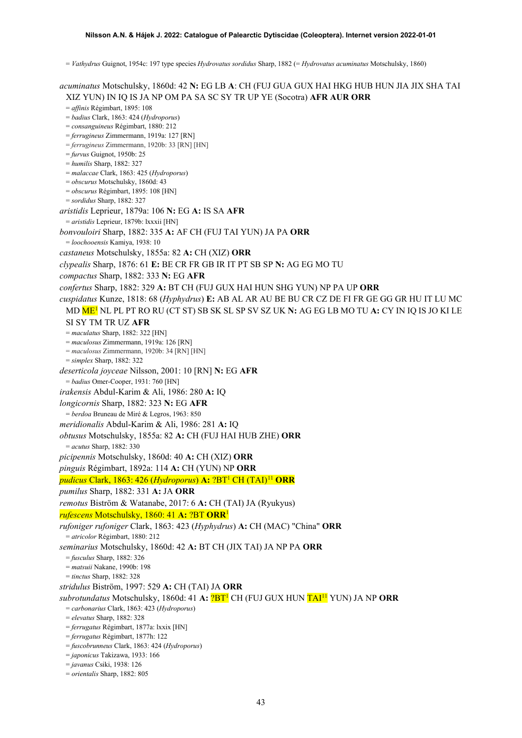= *Vathydrus* Guignot, 1954c: 197 type species *Hydrovatus sordidus* Sharp, 1882 (= *Hydrovatus acuminatus* Motschulsky, 1860)

*acuminatus* Motschulsky, 1860d: 42 **N:** EG LB **A**: CH (FUJ GUA GUX HAI HKG HUB HUN JIA JIX SHA TAI XIZ YUN) IN IQ IS JA NP OM PA SA SC SY TR UP YE (Socotra) **AFR AUR ORR**
= *affinis* Régimbart, 1895: 108
= *badius* Clark, 1863: 424 (*Hydroporus*)
= *consanguineus* Régimbart, 1880: 212
= *ferrugineus* Zimmermann, 1919a: 127 [RN]
= *ferrugineus* Zimmermann, 1920b: 33 [RN] [HN]
= *furvus* Guignot, 1950b: 25
= *humilis* Sharp, 1882: 327
= *malaccae* Clark, 1863: 425 (*Hydroporus*)
= *obscurus* Motschulsky, 1860d: 43
= *obscurus* Régimbart, 1895: 108 [HN]
= *sordidus* Sharp, 1882: 327

*aristidis* Leprieur, 1879a: 106 **N:** EG **A:** IS SA **AFR**
= *aristidis* Leprieur, 1879b: lxxxii [HN]

*bonvouloiri* Sharp, 1882: 335 **A:** AF CH (FUJ TAI YUN) JA PA **ORR**
= *loochooensis* Kamiya, 1938: 10

*castaneus* Motschulsky, 1855a: 82 **A:** CH (XIZ) **ORR**

*clypealis* Sharp, 1876: 61 **E:** BE CR FR GB IR IT PT SB SP **N:** AG EG MO TU

*compactus* Sharp, 1882: 333 **N:** EG **AFR**

*confertus* Sharp, 1882: 329 **A:** BT CH (FUJ GUX HAI HUN SHG YUN) NP PA UP **ORR**

*cuspidatus* Kunze, 1818: 68 (*Hyphydrus*) **E:** AB AL AR AU BE BU CR CZ DE FI FR GE GG GR HU IT LU MC MD ME[1] NL PL PT RO RU (CT ST) SB SK SL SP SV SZ UK **N:** AG EG LB MO TU **A:** CY IN IQ IS JO KI LE SI SY TM TR UZ **AFR**
= *maculatus* Sharp, 1882: 322 [HN]
= *maculosus* Zimmermann, 1919a: 126 [RN]
= *maculosus* Zimmermann, 1920b: 34 [RN] [HN]
= *simplex* Sharp, 1882: 322

*deserticola joyceae* Nilsson, 2001: 10 [RN] **N:** EG **AFR**
= *badius* Omer-Cooper, 1931: 760 [HN]

*irakensis* Abdul-Karim & Ali, 1986: 280 **A:** IQ

*longicornis* Sharp, 1882: 323 **N:** EG **AFR**
= *berdoa* Bruneau de Miré & Legros, 1963: 850

*meridionalis* Abdul-Karim & Ali, 1986: 281 **A:** IQ

*obtusus* Motschulsky, 1855a: 82 **A:** CH (FUJ HAI HUB ZHE) **ORR**
= *acutus* Sharp, 1882: 330

*picipennis* Motschulsky, 1860d: 40 **A:** CH (XIZ) **ORR**

*pinguis* Régimbart, 1892a: 114 **A:** CH (YUN) NP **ORR**

*pudicus* Clark, 1863: 426 (*Hydroporus*) **A:** ?BT[1] CH (TAI)[11] **ORR**

*pumilus* Sharp, 1882: 331 **A:** JA **ORR**

*remotus* Biström & Watanabe, 2017: 6 **A:** CH (TAI) JA (Ryukyus)

*rufescens* Motschulsky, 1860: 41 **A:** ?BT **ORR**[1]

*rufoniger rufoniger* Clark, 1863: 423 (*Hyphydrus*) **A:** CH (MAC) "China" **ORR**
= *atricolor* Régimbart, 1880: 212

*seminarius* Motschulsky, 1860d: 42 **A:** BT CH (JIX TAI) JA NP PA **ORR**
= *fusculus* Sharp, 1882: 326
= *matsuii* Nakane, 1990b: 198
= *tinctus* Sharp, 1882: 328

*stridulus* Biström, 1997: 529 **A:** CH (TAI) JA **ORR**

*subrotundatus* Motschulsky, 1860d: 41 **A:** ?BT[1] CH (FUJ GUX HUN TAI[11] YUN) JA NP **ORR**
= *carbonarius* Clark, 1863: 423 (*Hydroporus*)
= *elevatus* Sharp, 1882: 328
= *ferrugatus* Régimbart, 1877a: lxxix [HN]
= *ferrugatus* Régimbart, 1877h: 122
= *fuscobrunneus* Clark, 1863: 424 (*Hydroporus*)
= *japonicus* Takizawa, 1933: 166
= *javanus* Csiki, 1938: 126
= *orientalis* Sharp, 1882: 805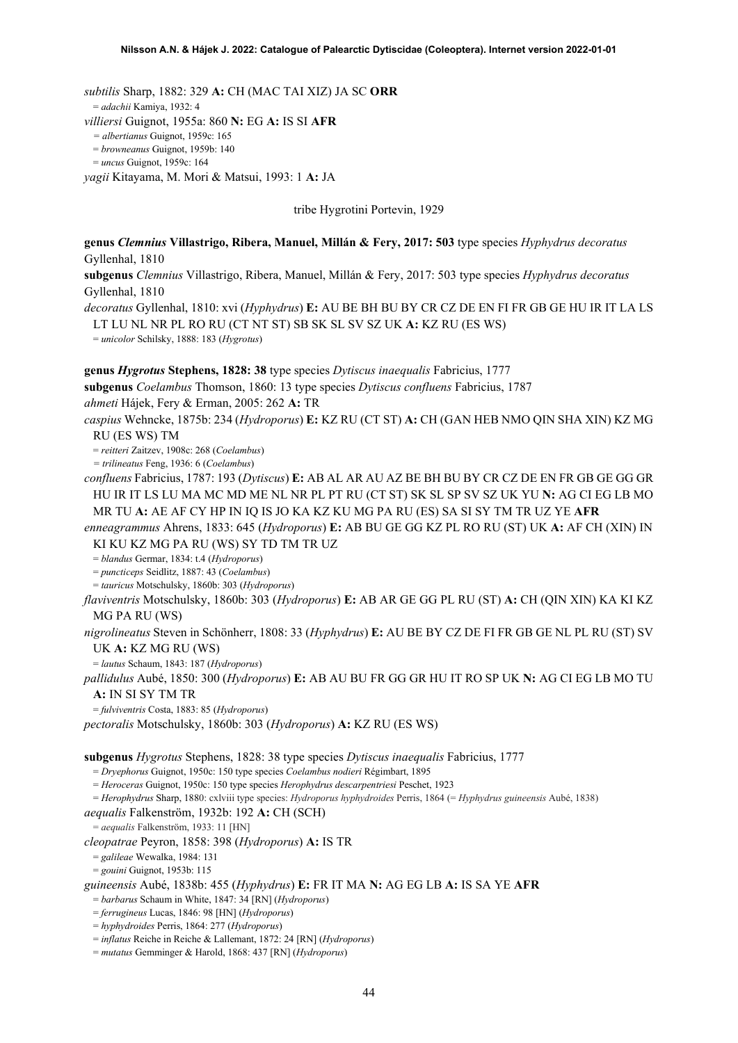*subtilis* Sharp, 1882: 329 **A:** CH (MAC TAI XIZ) JA SC **ORR**
= *adachii* Kamiya, 1932: 4

*villiersi* Guignot, 1955a: 860 **N:** EG **A:** IS SI **AFR**
= *albertianus* Guignot, 1959c: 165
= *browneanus* Guignot, 1959b: 140
= *uncus* Guignot, 1959c: 164

*yagii* Kitayama, M. Mori & Matsui, 1993: 1 **A:** JA

tribe Hygrotini Portevin, 1929

**genus *Clemnius* Villastrigo, Ribera, Manuel, Millán & Fery, 2017: 503** type species *Hyphydrus decoratus* Gyllenhal, 1810

**subgenus** *Clemnius* Villastrigo, Ribera, Manuel, Millán & Fery, 2017: 503 type species *Hyphydrus decoratus* Gyllenhal, 1810

*decoratus* Gyllenhal, 1810: xvi (*Hyphydrus*) **E:** AU BE BH BU BY CR CZ DE EN FI FR GB GE HU IR IT LA LS LT LU NL NR PL RO RU (CT NT ST) SB SK SL SV SZ UK **A:** KZ RU (ES WS)
= *unicolor* Schilsky, 1888: 183 (*Hygrotus*)

**genus *Hygrotus* Stephens, 1828: 38** type species *Dytiscus inaequalis* Fabricius, 1777

**subgenus** *Coelambus* Thomson, 1860: 13 type species *Dytiscus confluens* Fabricius, 1787

*ahmeti* Hájek, Fery & Erman, 2005: 262 **A:** TR

*caspius* Wehncke, 1875b: 234 (*Hydroporus*) **E:** KZ RU (CT ST) **A:** CH (GAN HEB NMO QIN SHA XIN) KZ MG RU (ES WS) TM
= *reitteri* Zaitzev, 1908c: 268 (*Coelambus*)
= *trilineatus* Feng, 1936: 6 (*Coelambus*)

*confluens* Fabricius, 1787: 193 (*Dytiscus*) **E:** AB AL AR AU AZ BE BH BU BY CR CZ DE EN FR GB GE GG GR HU IR IT LS LU MA MC MD ME NL NR PL PT RU (CT ST) SK SL SP SV SZ UK YU **N:** AG CI EG LB MO MR TU **A:** AE AF CY HP IN IQ IS JO KA KZ KU MG PA RU (ES) SA SI SY TM TR UZ YE **AFR**

*enneagrammus* Ahrens, 1833: 645 (*Hydroporus*) **E:** AB BU GE GG KZ PL RO RU (ST) UK **A:** AF CH (XIN) IN KI KU KZ MG PA RU (WS) SY TD TM TR UZ
= *blandus* Germar, 1834: t.4 (*Hydroporus*)
= *puncticeps* Seidlitz, 1887: 43 (*Coelambus*)
= *tauricus* Motschulsky, 1860b: 303 (*Hydroporus*)

*flaviventris* Motschulsky, 1860b: 303 (*Hydroporus*) **E:** AB AR GE GG PL RU (ST) **A:** CH (QIN XIN) KA KI KZ MG PA RU (WS)

*nigrolineatus* Steven in Schönherr, 1808: 33 (*Hyphydrus*) **E:** AU BE BY CZ DE FI FR GB GE NL PL RU (ST) SV UK **A:** KZ MG RU (WS)
= *lautus* Schaum, 1843: 187 (*Hydroporus*)

*pallidulus* Aubé, 1850: 300 (*Hydroporus*) **E:** AB AU BU FR GG GR HU IT RO SP UK **N:** AG CI EG LB MO TU **A:** IN SI SY TM TR
= *fulviventris* Costa, 1883: 85 (*Hydroporus*)

*pectoralis* Motschulsky, 1860b: 303 (*Hydroporus*) **A:** KZ RU (ES WS)

**subgenus** *Hygrotus* Stephens, 1828: 38 type species *Dytiscus inaequalis* Fabricius, 1777
= *Dryephorus* Guignot, 1950c: 150 type species *Coelambus nodieri* Régimbart, 1895
= *Heroceras* Guignot, 1950c: 150 type species *Herophydrus descarpentriesi* Peschet, 1923
= *Herophydrus* Sharp, 1880: cxlviii type species: *Hydroporus hyphydroides* Perris, 1864 (= *Hyphydrus guineensis* Aubé, 1838)

*aequalis* Falkenström, 1932b: 192 **A:** CH (SCH)
= *aequalis* Falkenström, 1933: 11 [HN]

*cleopatrae* Peyron, 1858: 398 (*Hydroporus*) **A:** IS TR
= *galileae* Wewalka, 1984: 131
= *gouini* Guignot, 1953b: 115

*guineensis* Aubé, 1838b: 455 (*Hyphydrus*) **E:** FR IT MA **N:** AG EG LB **A:** IS SA YE **AFR**
= *barbarus* Schaum in White, 1847: 34 [RN] (*Hydroporus*)
= *ferrugineus* Lucas, 1846: 98 [HN] (*Hydroporus*)
= *hyphydroides* Perris, 1864: 277 (*Hydroporus*)
= *inflatus* Reiche in Reiche & Lallemant, 1872: 24 [RN] (*Hydroporus*)
= *mutatus* Gemminger & Harold, 1868: 437 [RN] (*Hydroporus*)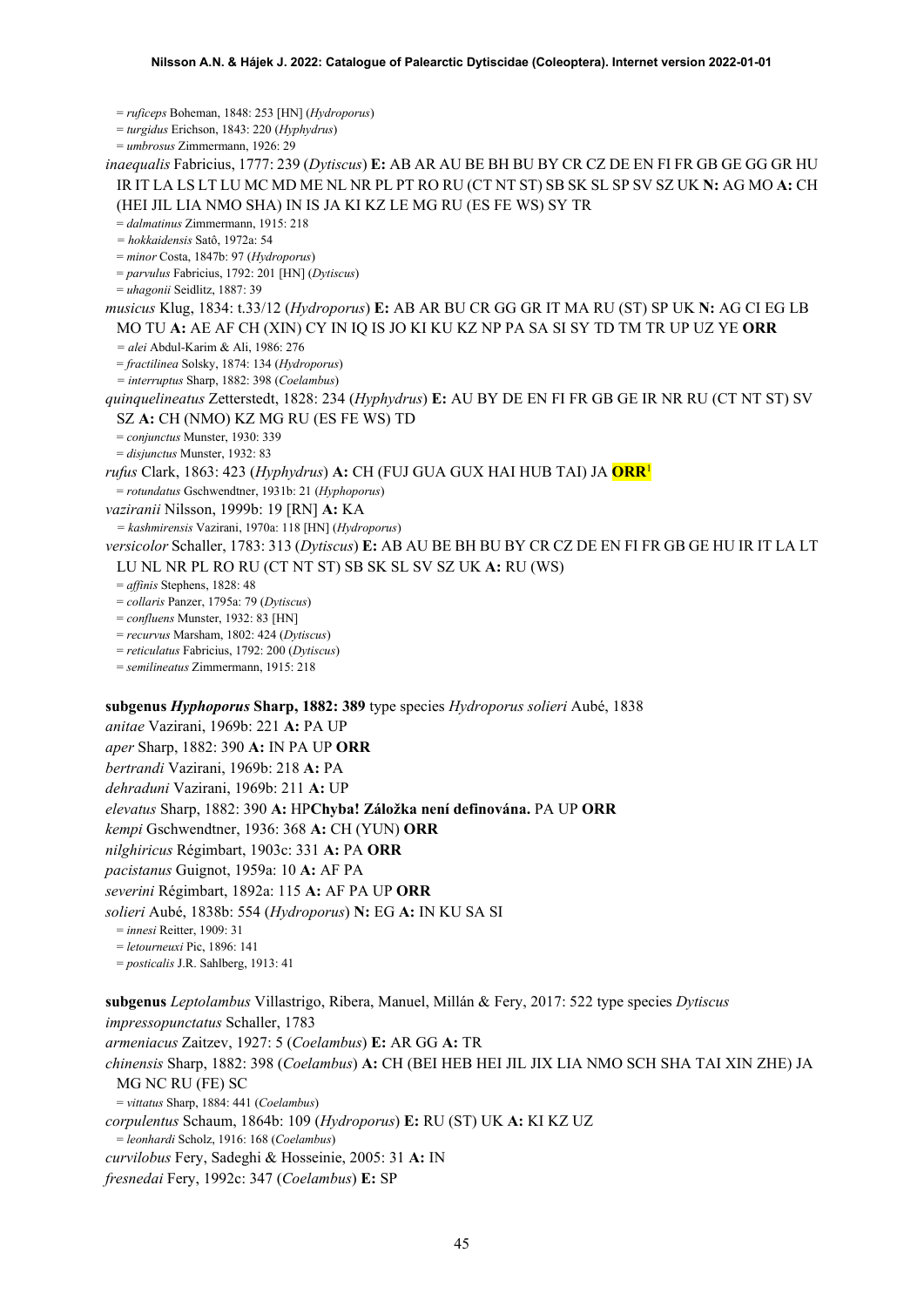= *ruficeps* Boheman, 1848: 253 [HN] (*Hydroporus*)
= *turgidus* Erichson, 1843: 220 (*Hyphydrus*)
= *umbrosus* Zimmermann, 1926: 29

*inaequalis* Fabricius, 1777: 239 (*Dytiscus*) **E:** AB AR AU BE BH BU BY CR CZ DE EN FI FR GB GE GG GR HU IR IT LA LS LT LU MC MD ME NL NR PL PT RO RU (CT NT ST) SB SK SL SP SV SZ UK **N:** AG MO **A:** CH (HEI JIL LIA NMO SHA) IN IS JA KI KZ LE MG RU (ES FE WS) SY TR
= *dalmatinus* Zimmermann, 1915: 218
= *hokkaidensis* Satô, 1972a: 54
= *minor* Costa, 1847b: 97 (*Hydroporus*)
= *parvulus* Fabricius, 1792: 201 [HN] (*Dytiscus*)
= *uhagonii* Seidlitz, 1887: 39

*musicus* Klug, 1834: t.33/12 (*Hydroporus*) **E:** AB AR BU CR GG GR IT MA RU (ST) SP UK **N:** AG CI EG LB MO TU **A:** AE AF CH (XIN) CY IN IQ IS JO KI KU KZ NP PA SA SI SY TD TM TR UP UZ YE **ORR**
= *alei* Abdul-Karim & Ali, 1986: 276
= *fractilinea* Solsky, 1874: 134 (*Hydroporus*)
= *interruptus* Sharp, 1882: 398 (*Coelambus*)

*quinquelineatus* Zetterstedt, 1828: 234 (*Hyphydrus*) **E:** AU BY DE EN FI FR GB GE IR NR RU (CT NT ST) SV SZ **A:** CH (NMO) KZ MG RU (ES FE WS) TD
= *conjunctus* Munster, 1930: 339
= *disjunctus* Munster, 1932: 83

*rufus* Clark, 1863: 423 (*Hyphydrus*) **A:** CH (FUJ GUA GUX HAI HUB TAI) JA **ORR**[1]
= *rotundatus* Gschwendtner, 1931b: 21 (*Hyphoporus*)

*vaziranii* Nilsson, 1999b: 19 [RN] **A:** KA
= *kashmirensis* Vazirani, 1970a: 118 [HN] (*Hydroporus*)

*versicolor* Schaller, 1783: 313 (*Dytiscus*) **E:** AB AU BE BH BU BY CR CZ DE EN FI FR GB GE HU IR IT LA LT LU NL NR PL RO RU (CT NT ST) SB SK SL SV SZ UK **A:** RU (WS)
= *affinis* Stephens, 1828: 48
= *collaris* Panzer, 1795a: 79 (*Dytiscus*)
= *confluens* Munster, 1932: 83 [HN]
= *recurvus* Marsham, 1802: 424 (*Dytiscus*)
= *reticulatus* Fabricius, 1792: 200 (*Dytiscus*)
= *semilineatus* Zimmermann, 1915: 218

**subgenus *Hyphoporus* Sharp, 1882: 389** type species *Hydroporus solieri* Aubé, 1838

*anitae* Vazirani, 1969b: 221 **A:** PA UP

*aper* Sharp, 1882: 390 **A:** IN PA UP **ORR**

*bertrandi* Vazirani, 1969b: 218 **A:** PA

*dehraduni* Vazirani, 1969b: 211 **A:** UP

*elevatus* Sharp, 1882: 390 **A:** HP**Chyba! Záložka není definována.** PA UP **ORR**

*kempi* Gschwendtner, 1936: 368 **A:** CH (YUN) **ORR**

*nilghiricus* Régimbart, 1903c: 331 **A:** PA **ORR**

*pacistanus* Guignot, 1959a: 10 **A:** AF PA

*severini* Régimbart, 1892a: 115 **A:** AF PA UP **ORR**

*solieri* Aubé, 1838b: 554 (*Hydroporus*) **N:** EG **A:** IN KU SA SI
= *innesi* Reitter, 1909: 31
= *letourneuxi* Pic, 1896: 141
= *posticalis* J.R. Sahlberg, 1913: 41

**subgenus *Leptolambus* Villastrigo, Ribera, Manuel, Millán & Fery, 2017: 522** type species *Dytiscus impressopunctatus* Schaller, 1783

*armeniacus* Zaitzev, 1927: 5 (*Coelambus*) **E:** AR GG **A:** TR

*chinensis* Sharp, 1882: 398 (*Coelambus*) **A:** CH (BEI HEB HEI JIL JIX LIA NMO SCH SHA TAI XIN ZHE) JA MG NC RU (FE) SC
= *vittatus* Sharp, 1884: 441 (*Coelambus*)

*corpulentus* Schaum, 1864b: 109 (*Hydroporus*) **E:** RU (ST) UK **A:** KI KZ UZ
= *leonhardi* Scholz, 1916: 168 (*Coelambus*)

*curvilobus* Fery, Sadeghi & Hosseinie, 2005: 31 **A:** IN

*fresnedai* Fery, 1992c: 347 (*Coelambus*) **E:** SP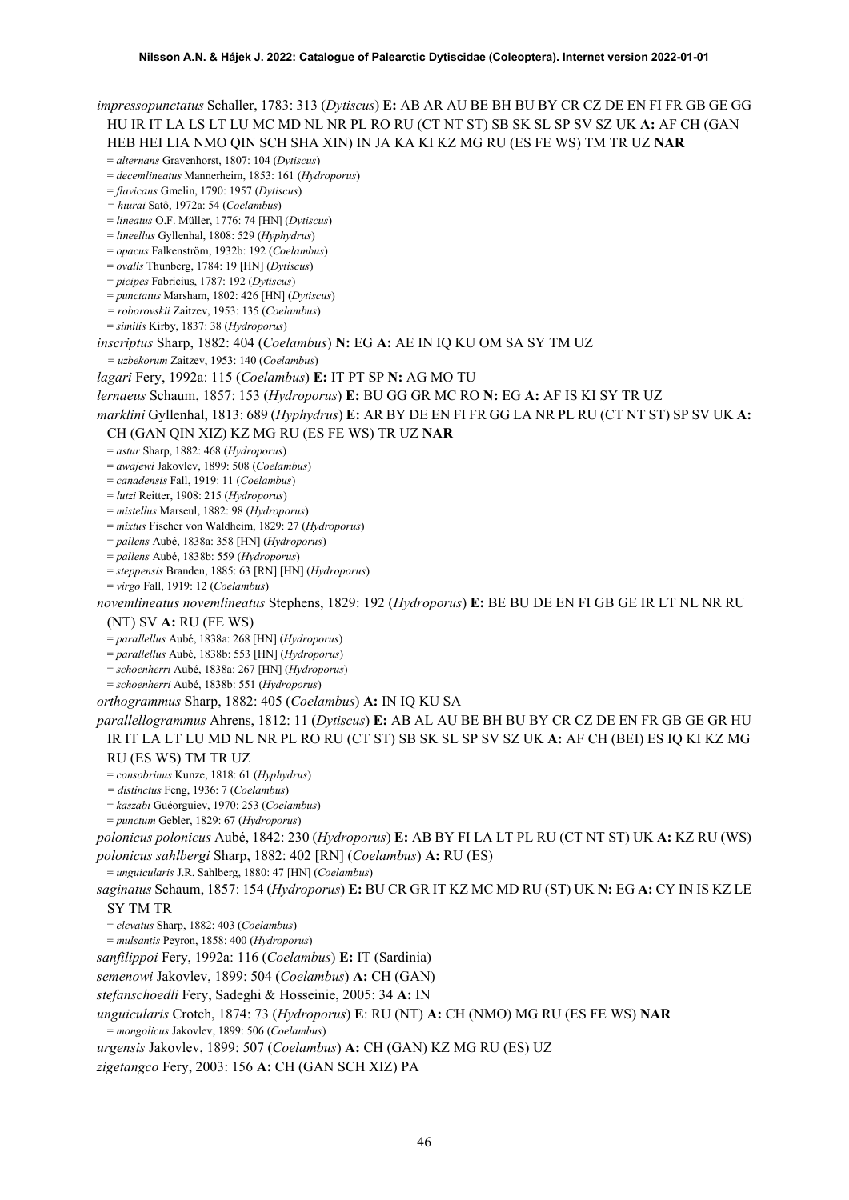*impressopunctatus* Schaller, 1783: 313 (*Dytiscus*) **E:** AB AR AU BE BH BU BY CR CZ DE EN FI FR GB GE GG HU IR IT LA LS LT LU MC MD NL NR PL RO RU (CT NT ST) SB SK SL SP SV SZ UK **A:** AF CH (GAN HEB HEI LIA NMO QIN SCH SHA XIN) IN JA KA KI KZ MG RU (ES FE WS) TM TR UZ **NAR**

= *alternans* Gravenhorst, 1807: 104 (*Dytiscus*)
= *decemlineatus* Mannerheim, 1853: 161 (*Hydroporus*)
= *flavicans* Gmelin, 1790: 1957 (*Dytiscus*)
= *hiurai* Satô, 1972a: 54 (*Coelambus*)
= *lineatus* O.F. Müller, 1776: 74 [HN] (*Dytiscus*)
= *lineellus* Gyllenhal, 1808: 529 (*Hyphydrus*)
= *opacus* Falkenström, 1932b: 192 (*Coelambus*)
= *ovalis* Thunberg, 1784: 19 [HN] (*Dytiscus*)
= *picipes* Fabricius, 1787: 192 (*Dytiscus*)
= *punctatus* Marsham, 1802: 426 [HN] (*Dytiscus*)
= *roborovskii* Zaitzev, 1953: 135 (*Coelambus*)
= *similis* Kirby, 1837: 38 (*Hydroporus*)

*inscriptus* Sharp, 1882: 404 (*Coelambus*) **N:** EG **A:** AE IN IQ KU OM SA SY TM UZ

= *uzbekorum* Zaitzev, 1953: 140 (*Coelambus*)

*lagari* Fery, 1992a: 115 (*Coelambus*) **E:** IT PT SP **N:** AG MO TU

*lernaeus* Schaum, 1857: 153 (*Hydroporus*) **E:** BU GG GR MC RO **N:** EG **A:** AF IS KI SY TR UZ

*marklini* Gyllenhal, 1813: 689 (*Hyphydrus*) **E:** AR BY DE EN FI FR GG LA NR PL RU (CT NT ST) SP SV UK **A:** CH (GAN QIN XIZ) KZ MG RU (ES FE WS) TR UZ **NAR**

= *astur* Sharp, 1882: 468 (*Hydroporus*)
= *awajewi* Jakovlev, 1899: 508 (*Coelambus*)
= *canadensis* Fall, 1919: 11 (*Coelambus*)
= *lutzi* Reitter, 1908: 215 (*Hydroporus*)
= *mistellus* Marseul, 1882: 98 (*Hydroporus*)
= *mixtus* Fischer von Waldheim, 1829: 27 (*Hydroporus*)
= *pallens* Aubé, 1838a: 358 [HN] (*Hydroporus*)
= *pallens* Aubé, 1838b: 559 (*Hydroporus*)
= *steppensis* Branden, 1885: 63 [RN] [HN] (*Hydroporus*)
= *virgo* Fall, 1919: 12 (*Coelambus*)

*novemlineatus novemlineatus* Stephens, 1829: 192 (*Hydroporus*) **E:** BE BU DE EN FI GB GE IR LT NL NR RU (NT) SV **A:** RU (FE WS)

= *parallellus* Aubé, 1838a: 268 [HN] (*Hydroporus*)
= *parallellus* Aubé, 1838b: 553 [HN] (*Hydroporus*)
= *schoenherri* Aubé, 1838a: 267 [HN] (*Hydroporus*)
= *schoenherri* Aubé, 1838b: 551 (*Hydroporus*)

*orthogrammus* Sharp, 1882: 405 (*Coelambus*) **A:** IN IQ KU SA

*parallellogrammus* Ahrens, 1812: 11 (*Dytiscus*) **E:** AB AL AU BE BH BU BY CR CZ DE EN FR GB GE GR HU IR IT LA LT LU MD NL NR PL RO RU (CT ST) SB SK SL SP SV SZ UK **A:** AF CH (BEI) ES IQ KI KZ MG RU (ES WS) TM TR UZ

= *consobrinus* Kunze, 1818: 61 (*Hyphydrus*)
= *distinctus* Feng, 1936: 7 (*Coelambus*)
= *kaszabi* Guéorguiev, 1970: 253 (*Coelambus*)
= *punctum* Gebler, 1829: 67 (*Hydroporus*)

*polonicus polonicus* Aubé, 1842: 230 (*Hydroporus*) **E:** AB BY FI LA LT PL RU (CT NT ST) UK **A:** KZ RU (WS)

*polonicus sahlbergi* Sharp, 1882: 402 [RN] (*Coelambus*) **A:** RU (ES)

= *unguicularis* J.R. Sahlberg, 1880: 47 [HN] (*Coelambus*)

*saginatus* Schaum, 1857: 154 (*Hydroporus*) **E:** BU CR GR IT KZ MC MD RU (ST) UK **N:** EG **A:** CY IN IS KZ LE SY TM TR

= *elevatus* Sharp, 1882: 403 (*Coelambus*)
= *mulsantis* Peyron, 1858: 400 (*Hydroporus*)

*sanfilippoi* Fery, 1992a: 116 (*Coelambus*) **E:** IT (Sardinia)

*semenowi* Jakovlev, 1899: 504 (*Coelambus*) **A:** CH (GAN)

*stefanschoedli* Fery, Sadeghi & Hosseinie, 2005: 34 **A:** IN

*unguicularis* Crotch, 1874: 73 (*Hydroporus*) **E**: RU (NT) **A:** CH (NMO) MG RU (ES FE WS) **NAR**

= *mongolicus* Jakovlev, 1899: 506 (*Coelambus*)

*urgensis* Jakovlev, 1899: 507 (*Coelambus*) **A:** CH (GAN) KZ MG RU (ES) UZ

*zigetangco* Fery, 2003: 156 **A:** CH (GAN SCH XIZ) PA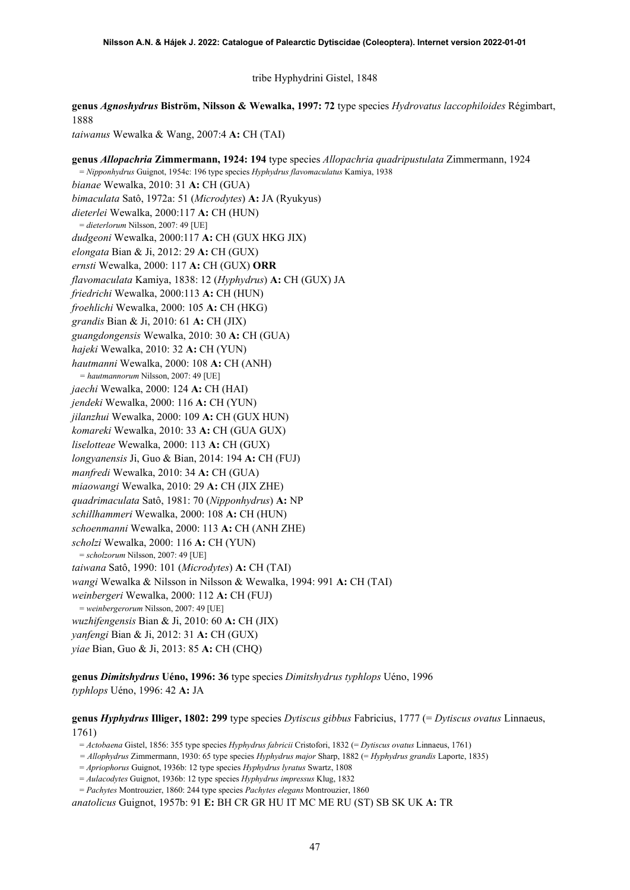tribe Hyphydrini Gistel, 1848

**genus *Agnoshydrus* Biström, Nilsson & Wewalka, 1997: 72** type species *Hydrovatus laccophiloides* Régimbart, 1888

*taiwanus* Wewalka & Wang, 2007:4 **A:** CH (TAI)

**genus *Allopachria* Zimmermann, 1924: 194** type species *Allopachria quadripustulata* Zimmermann, 1924

= *Nipponhydrus* Guignot, 1954c: 196 type species *Hyphydrus flavomaculatus* Kamiya, 1938

*bianae* Wewalka, 2010: 31 **A:** CH (GUA)

*bimaculata* Satô, 1972a: 51 (*Microdytes*) **A:** JA (Ryukyus)

*dieterlei* Wewalka, 2000:117 **A:** CH (HUN)

= *dieterlorum* Nilsson, 2007: 49 [UE]

*dudgeoni* Wewalka, 2000:117 **A:** CH (GUX HKG JIX)

*elongata* Bian & Ji, 2012: 29 **A:** CH (GUX)

*ernsti* Wewalka, 2000: 117 **A:** CH (GUX) **ORR**

*flavomaculata* Kamiya, 1838: 12 (*Hyphydrus*) **A:** CH (GUX) JA

*friedrichi* Wewalka, 2000:113 **A:** CH (HUN)

*froehlichi* Wewalka, 2000: 105 **A:** CH (HKG)

*grandis* Bian & Ji, 2010: 61 **A:** CH (JIX)

*guangdongensis* Wewalka, 2010: 30 **A:** CH (GUA)

*hajeki* Wewalka, 2010: 32 **A:** CH (YUN)

*hautmanni* Wewalka, 2000: 108 **A:** CH (ANH)

= *hautmannorum* Nilsson, 2007: 49 [UE]

*jaechi* Wewalka, 2000: 124 **A:** CH (HAI)

*jendeki* Wewalka, 2000: 116 **A:** CH (YUN)

*jilanzhui* Wewalka, 2000: 109 **A:** CH (GUX HUN)

*komareki* Wewalka, 2010: 33 **A:** CH (GUA GUX)

*liselotteae* Wewalka, 2000: 113 **A:** CH (GUX)

*longyanensis* Ji, Guo & Bian, 2014: 194 **A:** CH (FUJ)

*manfredi* Wewalka, 2010: 34 **A:** CH (GUA)

*miaowangi* Wewalka, 2010: 29 **A:** CH (JIX ZHE)

*quadrimaculata* Satô, 1981: 70 (*Nipponhydrus*) **A:** NP

*schillhammeri* Wewalka, 2000: 108 **A:** CH (HUN)

*schoenmanni* Wewalka, 2000: 113 **A:** CH (ANH ZHE)

*scholzi* Wewalka, 2000: 116 **A:** CH (YUN)

= *scholzorum* Nilsson, 2007: 49 [UE]

*taiwana* Satô, 1990: 101 (*Microdytes*) **A:** CH (TAI)

*wangi* Wewalka & Nilsson in Nilsson & Wewalka, 1994: 991 **A:** CH (TAI)

*weinbergeri* Wewalka, 2000: 112 **A:** CH (FUJ)

= *weinbergerorum* Nilsson, 2007: 49 [UE]

*wuzhifengensis* Bian & Ji, 2010: 60 **A:** CH (JIX)

*yanfengi* Bian & Ji, 2012: 31 **A:** CH (GUX)

*yiae* Bian, Guo & Ji, 2013: 85 **A:** CH (CHQ)

**genus *Dimitshydrus* Uéno, 1996: 36** type species *Dimitshydrus typhlops* Uéno, 1996

*typhlops* Uéno, 1996: 42 **A:** JA

**genus *Hyphydrus* Illiger, 1802: 299** type species *Dytiscus gibbus* Fabricius, 1777 (= *Dytiscus ovatus* Linnaeus, 1761)

= *Actobaena* Gistel, 1856: 355 type species *Hyphydrus fabricii* Cristofori, 1832 (= *Dytiscus ovatus* Linnaeus, 1761)

= *Allophydrus* Zimmermann, 1930: 65 type species *Hyphydrus major* Sharp, 1882 (= *Hyphydrus grandis* Laporte, 1835)

= *Apriophorus* Guignot, 1936b: 12 type species *Hyphydrus lyratus* Swartz, 1808

= *Aulacodytes* Guignot, 1936b: 12 type species *Hyphydrus impressus* Klug, 1832

= *Pachytes* Montrouzier, 1860: 244 type species *Pachytes elegans* Montrouzier, 1860

*anatolicus* Guignot, 1957b: 91 **E:** BH CR GR HU IT MC ME RU (ST) SB SK UK **A:** TR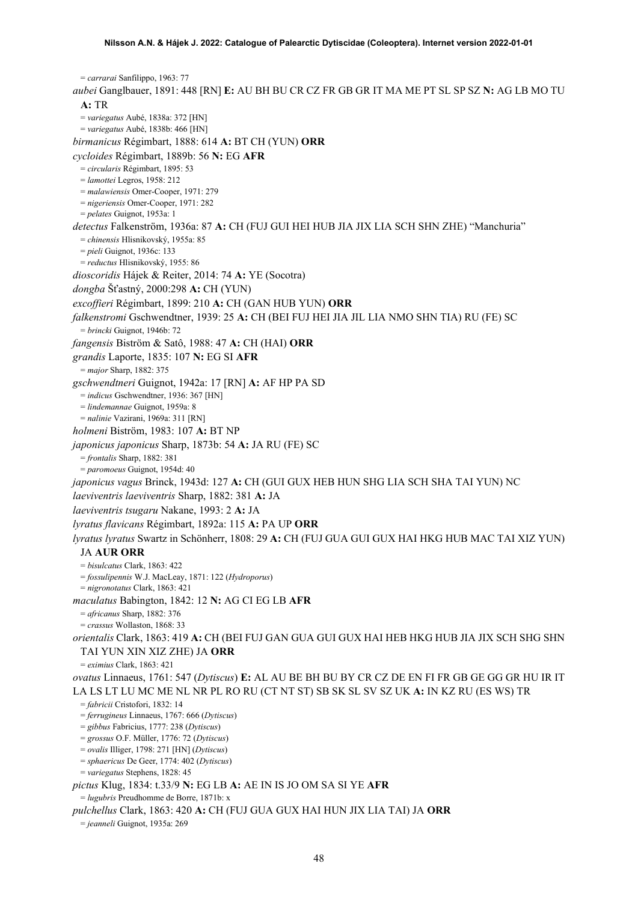= *carrarai* Sanfilippo, 1963: 77

*aubei* Ganglbauer, 1891: 448 [RN] **E:** AU BH BU CR CZ FR GB GR IT MA ME PT SL SP SZ **N:** AG LB MO TU **A:** TR

= *variegatus* Aubé, 1838a: 372 [HN]

= *variegatus* Aubé, 1838b: 466 [HN]

*birmanicus* Régimbart, 1888: 614 **A:** BT CH (YUN) **ORR**

*cycloides* Régimbart, 1889b: 56 **N:** EG **AFR**

= *circularis* Régimbart, 1895: 53

= *lamottei* Legros, 1958: 212

= *malawiensis* Omer-Cooper, 1971: 279

= *nigeriensis* Omer-Cooper, 1971: 282

= *pelates* Guignot, 1953a: 1

*detectus* Falkenström, 1936a: 87 **A:** CH (FUJ GUI HEI HUB JIA JIX LIA SCH SHN ZHE) "Manchuria"

= *chinensis* Hlisnikovský, 1955a: 85

= *pieli* Guignot, 1936c: 133

= *reductus* Hlisnikovský, 1955: 86

*dioscoridis* Hájek & Reiter, 2014: 74 **A:** YE (Socotra)

*dongba* Šťastný, 2000:298 **A:** CH (YUN)

*excoffieri* Régimbart, 1899: 210 **A:** CH (GAN HUB YUN) **ORR**

*falkenstromi* Gschwendtner, 1939: 25 **A:** CH (BEI FUJ HEI JIA JIL LIA NMO SHN TIA) RU (FE) SC

= *brincki* Guignot, 1946b: 72

*fangensis* Biström & Satô, 1988: 47 **A:** CH (HAI) **ORR**

*grandis* Laporte, 1835: 107 **N:** EG SI **AFR**

= *major* Sharp, 1882: 375

*gschwendtneri* Guignot, 1942a: 17 [RN] **A:** AF HP PA SD

= *indicus* Gschwendtner, 1936: 367 [HN]

= *lindemannae* Guignot, 1959a: 8

= *nalinie* Vazirani, 1969a: 311 [RN]

*holmeni* Biström, 1983: 107 **A:** BT NP

*japonicus japonicus* Sharp, 1873b: 54 **A:** JA RU (FE) SC

= *frontalis* Sharp, 1882: 381

= *paromoeus* Guignot, 1954d: 40

*japonicus vagus* Brinck, 1943d: 127 **A:** CH (GUI GUX HEB HUN SHG LIA SCH SHA TAI YUN) NC

*laeviventris laeviventris* Sharp, 1882: 381 **A:** JA

*laeviventris tsugaru* Nakane, 1993: 2 **A:** JA

*lyratus flavicans* Régimbart, 1892a: 115 **A:** PA UP **ORR**

*lyratus lyratus* Swartz in Schönherr, 1808: 29 **A:** CH (FUJ GUA GUI GUX HAI HKG HUB MAC TAI XIZ YUN) JA **AUR ORR**

= *bisulcatus* Clark, 1863: 422

= *fossulipennis* W.J. MacLeay, 1871: 122 (*Hydroporus*)

= *nigronotatus* Clark, 1863: 421

*maculatus* Babington, 1842: 12 **N:** AG CI EG LB **AFR**

= *africanus* Sharp, 1882: 376

= *crassus* Wollaston, 1868: 33

*orientalis* Clark, 1863: 419 **A:** CH (BEI FUJ GAN GUA GUI GUX HAI HEB HKG HUB JIA JIX SCH SHG SHN TAI YUN XIN XIZ ZHE) JA **ORR**

= *eximius* Clark, 1863: 421

*ovatus* Linnaeus, 1761: 547 (*Dytiscus*) **E:** AL AU BE BH BU BY CR CZ DE EN FI FR GB GE GG GR HU IR IT LA LS LT LU MC ME NL NR PL RO RU (CT NT ST) SB SK SL SV SZ UK **A:** IN KZ RU (ES WS) TR

= *fabricii* Cristofori, 1832: 14

= *ferrugineus* Linnaeus, 1767: 666 (*Dytiscus*)

= *gibbus* Fabricius, 1777: 238 (*Dytiscus*)

= *grossus* O.F. Müller, 1776: 72 (*Dytiscus*)

= *ovalis* Illiger, 1798: 271 [HN] (*Dytiscus*)

= *sphaericus* De Geer, 1774: 402 (*Dytiscus*)

= *variegatus* Stephens, 1828: 45

*pictus* Klug, 1834: t.33/9 **N:** EG LB **A:** AE IN IS JO OM SA SI YE **AFR**

= *lugubris* Preudhomme de Borre, 1871b: x

*pulchellus* Clark, 1863: 420 **A:** CH (FUJ GUA GUX HAI HUN JIX LIA TAI) JA **ORR**

= *jeanneli* Guignot, 1935a: 269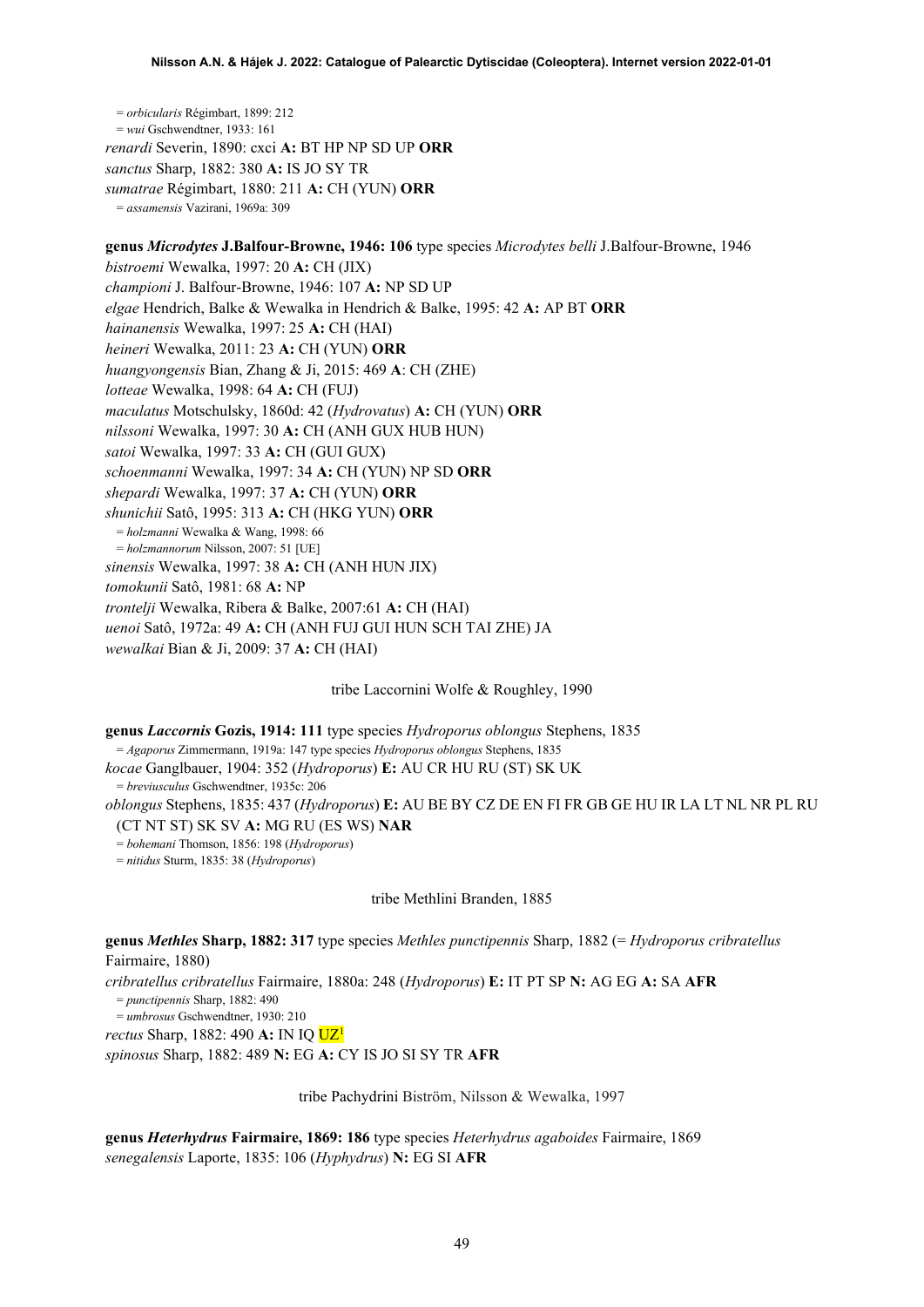= *orbicularis* Régimbart, 1899: 212
= *wui* Gschwendtner, 1933: 161
*renardi* Severin, 1890: cxci **A:** BT HP NP SD UP **ORR**
*sanctus* Sharp, 1882: 380 **A:** IS JO SY TR
*sumatrae* Régimbart, 1880: 211 **A:** CH (YUN) **ORR**
= *assamensis* Vazirani, 1969a: 309

**genus *Microdytes* J.Balfour-Browne, 1946: 106** type species *Microdytes belli* J.Balfour-Browne, 1946
*bistroemi* Wewalka, 1997: 20 **A:** CH (JIX)
*championi* J. Balfour-Browne, 1946: 107 **A:** NP SD UP
*elgae* Hendrich, Balke & Wewalka in Hendrich & Balke, 1995: 42 **A:** AP BT **ORR**
*hainanensis* Wewalka, 1997: 25 **A:** CH (HAI)
*heineri* Wewalka, 2011: 23 **A:** CH (YUN) **ORR**
*huangyongensis* Bian, Zhang & Ji, 2015: 469 **A**: CH (ZHE)
*lotteae* Wewalka, 1998: 64 **A:** CH (FUJ)
*maculatus* Motschulsky, 1860d: 42 (*Hydrovatus*) **A:** CH (YUN) **ORR**
*nilssoni* Wewalka, 1997: 30 **A:** CH (ANH GUX HUB HUN)
*satoi* Wewalka, 1997: 33 **A:** CH (GUI GUX)
*schoenmanni* Wewalka, 1997: 34 **A:** CH (YUN) NP SD **ORR**
*shepardi* Wewalka, 1997: 37 **A:** CH (YUN) **ORR**
*shunichii* Satô, 1995: 313 **A:** CH (HKG YUN) **ORR**
= *holzmanni* Wewalka & Wang, 1998: 66
= *holzmannorum* Nilsson, 2007: 51 [UE]
*sinensis* Wewalka, 1997: 38 **A:** CH (ANH HUN JIX)
*tomokunii* Satô, 1981: 68 **A:** NP
*trontelji* Wewalka, Ribera & Balke, 2007:61 **A:** CH (HAI)
*uenoi* Satô, 1972a: 49 **A:** CH (ANH FUJ GUI HUN SCH TAI ZHE) JA
*wewalkai* Bian & Ji, 2009: 37 **A:** CH (HAI)

tribe Laccornini Wolfe & Roughley, 1990

**genus *Laccornis* Gozis, 1914: 111** type species *Hydroporus oblongus* Stephens, 1835
= *Agaporus* Zimmermann, 1919a: 147 type species *Hydroporus oblongus* Stephens, 1835
*kocae* Ganglbauer, 1904: 352 (*Hydroporus*) **E:** AU CR HU RU (ST) SK UK
= *breviusculus* Gschwendtner, 1935c: 206
*oblongus* Stephens, 1835: 437 (*Hydroporus*) **E:** AU BE BY CZ DE EN FI FR GB GE HU IR LA LT NL NR PL RU (CT NT ST) SK SV **A:** MG RU (ES WS) **NAR**
= *bohemani* Thomson, 1856: 198 (*Hydroporus*)
= *nitidus* Sturm, 1835: 38 (*Hydroporus*)

tribe Methlini Branden, 1885

**genus *Methles* Sharp, 1882: 317** type species *Methles punctipennis* Sharp, 1882 (= *Hydroporus cribratellus* Fairmaire, 1880)
*cribratellus cribratellus* Fairmaire, 1880a: 248 (*Hydroporus*) **E:** IT PT SP **N:** AG EG **A:** SA **AFR**
= *punctipennis* Sharp, 1882: 490
= *umbrosus* Gschwendtner, 1930: 210
*rectus* Sharp, 1882: 490 **A:** IN IQ UZ[1]
*spinosus* Sharp, 1882: 489 **N:** EG **A:** CY IS JO SI SY TR **AFR**

tribe Pachydrini Biström, Nilsson & Wewalka, 1997

**genus *Heterhydrus* Fairmaire, 1869: 186** type species *Heterhydrus agaboides* Fairmaire, 1869
*senegalensis* Laporte, 1835: 106 (*Hyphydrus*) **N:** EG SI **AFR**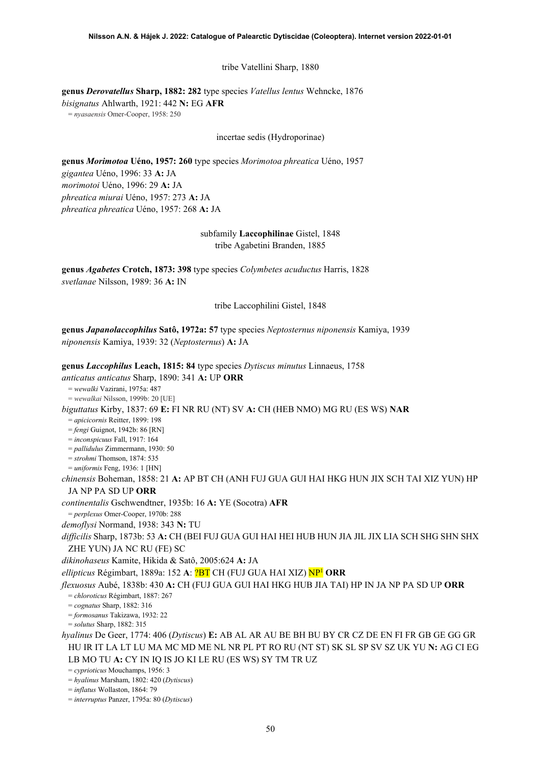tribe Vatellini Sharp, 1880

**genus *Derovatellus* Sharp, 1882: 282** type species *Vatellus lentus* Wehncke, 1876
*bisignatus* Ahlwarth, 1921: 442 **N:** EG **AFR**
= *nyasaensis* Omer-Cooper, 1958: 250

incertae sedis (Hydroporinae)

**genus *Morimotoa* Uéno, 1957: 260** type species *Morimotoa phreatica* Uéno, 1957
*gigantea* Uéno, 1996: 33 **A:** JA
*morimotoi* Uéno, 1996: 29 **A:** JA
*phreatica miurai* Uéno, 1957: 273 **A:** JA
*phreatica phreatica* Uéno, 1957: 268 **A:** JA

subfamily **Laccophilinae** Gistel, 1848
tribe Agabetini Branden, 1885

**genus *Agabetes* Crotch, 1873: 398** type species *Colymbetes acuductus* Harris, 1828
*svetlanae* Nilsson, 1989: 36 **A:** IN

tribe Laccophilini Gistel, 1848

**genus *Japanolaccophilus* Satô, 1972a: 57** type species *Neptosternus niponensis* Kamiya, 1939
*niponensis* Kamiya, 1939: 32 (*Neptosternus*) **A:** JA

**genus *Laccophilus* Leach, 1815: 84** type species *Dytiscus minutus* Linnaeus, 1758
*anticatus anticatus* Sharp, 1890: 341 **A:** UP **ORR**
= *wewalki* Vazirani, 1975a: 487
= *wewalkai* Nilsson, 1999b: 20 [UE]
*biguttatus* Kirby, 1837: 69 **E:** FI NR RU (NT) SV **A:** CH (HEB NMO) MG RU (ES WS) **NAR**
= *apicicornis* Reitter, 1899: 198
= *fengi* Guignot, 1942b: 86 [RN]
= *inconspicuus* Fall, 1917: 164
= *pallidulus* Zimmermann, 1930: 50
= *strohmi* Thomson, 1874: 535
= *uniformis* Feng, 1936: 1 [HN]
*chinensis* Boheman, 1858: 21 **A:** AP BT CH (ANH FUJ GUA GUI HAI HKG HUN JIX SCH TAI XIZ YUN) HP JA NP PA SD UP **ORR**
*continentalis* Gschwendtner, 1935b: 16 **A:** YE (Socotra) **AFR**
= *perplexus* Omer-Cooper, 1970b: 288
*demoflysi* Normand, 1938: 343 **N:** TU
*difficilis* Sharp, 1873b: 53 **A:** CH (BEI FUJ GUA GUI HAI HEI HUB HUN JIA JIL JIX LIA SCH SHG SHN SHX ZHE YUN) JA NC RU (FE) SC
*dikinohaseus* Kamite, Hikida & Satô, 2005:624 **A:** JA
*ellipticus* Régimbart, 1889a: 152 **A**: ?BT CH (FUJ GUA HAI XIZ) NP[1] **ORR**
*flexuosus* Aubé, 1838b: 430 **A:** CH (FUJ GUA GUI HAI HKG HUB JIA TAI) HP IN JA NP PA SD UP **ORR**
= *chloroticus* Régimbart, 1887: 267
= *cognatus* Sharp, 1882: 316
= *formosanus* Takizawa, 1932: 22
= *solutus* Sharp, 1882: 315
*hyalinus* De Geer, 1774: 406 (*Dytiscus*) **E:** AB AL AR AU BE BH BU BY CR CZ DE EN FI FR GB GE GG GR HU IR IT LA LT LU MA MC MD ME NL NR PL PT RO RU (NT ST) SK SL SP SV SZ UK YU **N:** AG CI EG LB MO TU **A:** CY IN IQ IS JO KI LE RU (ES WS) SY TM TR UZ
= *cyprioticus* Mouchamps, 1956: 3
= *hyalinus* Marsham, 1802: 420 (*Dytiscus*)
= *inflatus* Wollaston, 1864: 79
= *interruptus* Panzer, 1795a: 80 (*Dytiscus*)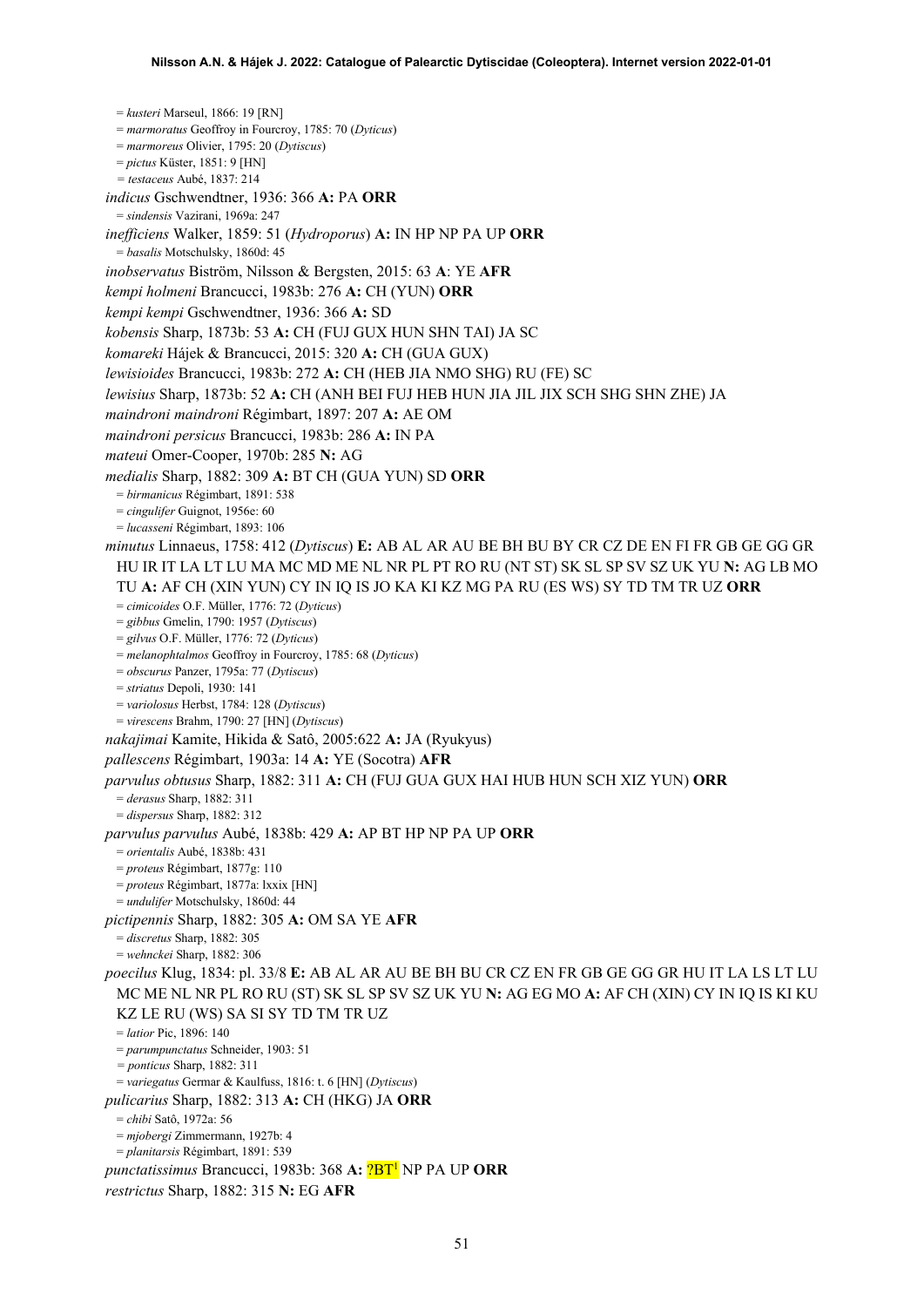= *kusteri* Marseul, 1866: 19 [RN]
= *marmoratus* Geoffroy in Fourcroy, 1785: 70 (*Dyticus*)
= *marmoreus* Olivier, 1795: 20 (*Dytiscus*)
= *pictus* Küster, 1851: 9 [HN]
= *testaceus* Aubé, 1837: 214

*indicus* Gschwendtner, 1936: 366 **A:** PA **ORR**
= *sindensis* Vazirani, 1969a: 247

*inefficiens* Walker, 1859: 51 (*Hydroporus*) **A:** IN HP NP PA UP **ORR**
= *basalis* Motschulsky, 1860d: 45

*inobservatus* Biström, Nilsson & Bergsten, 2015: 63 **A**: YE **AFR**

*kempi holmeni* Brancucci, 1983b: 276 **A:** CH (YUN) **ORR**

*kempi kempi* Gschwendtner, 1936: 366 **A:** SD

*kobensis* Sharp, 1873b: 53 **A:** CH (FUJ GUX HUN SHN TAI) JA SC

*komareki* Hájek & Brancucci, 2015: 320 **A:** CH (GUA GUX)

*lewisioides* Brancucci, 1983b: 272 **A:** CH (HEB JIA NMO SHG) RU (FE) SC

*lewisius* Sharp, 1873b: 52 **A:** CH (ANH BEI FUJ HEB HUN JIA JIL JIX SCH SHG SHN ZHE) JA

*maindroni maindroni* Régimbart, 1897: 207 **A:** AE OM

*maindroni persicus* Brancucci, 1983b: 286 **A:** IN PA

*mateui* Omer-Cooper, 1970b: 285 **N:** AG

*medialis* Sharp, 1882: 309 **A:** BT CH (GUA YUN) SD **ORR**
= *birmanicus* Régimbart, 1891: 538
= *cingulifer* Guignot, 1956e: 60
= *lucasseni* Régimbart, 1893: 106

*minutus* Linnaeus, 1758: 412 (*Dytiscus*) **E:** AB AL AR AU BE BH BU BY CR CZ DE EN FI FR GB GE GG GR HU IR IT LA LT LU MA MC MD ME NL NR PL PT RO RU (NT ST) SK SL SP SV SZ UK YU **N:** AG LB MO TU **A:** AF CH (XIN YUN) CY IN IQ IS JO KA KI KZ MG PA RU (ES WS) SY TD TM TR UZ **ORR**
= *cimicoides* O.F. Müller, 1776: 72 (*Dyticus*)
= *gibbus* Gmelin, 1790: 1957 (*Dytiscus*)
= *gilvus* O.F. Müller, 1776: 72 (*Dyticus*)
= *melanophtalmos* Geoffroy in Fourcroy, 1785: 68 (*Dyticus*)
= *obscurus* Panzer, 1795a: 77 (*Dytiscus*)
= *striatus* Depoli, 1930: 141
= *variolosus* Herbst, 1784: 128 (*Dytiscus*)
= *virescens* Brahm, 1790: 27 [HN] (*Dytiscus*)

*nakajimai* Kamite, Hikida & Satô, 2005:622 **A:** JA (Ryukyus)

*pallescens* Régimbart, 1903a: 14 **A:** YE (Socotra) **AFR**

*parvulus obtusus* Sharp, 1882: 311 **A:** CH (FUJ GUA GUX HAI HUB HUN SCH XIZ YUN) **ORR**
= *derasus* Sharp, 1882: 311
= *dispersus* Sharp, 1882: 312

*parvulus parvulus* Aubé, 1838b: 429 **A:** AP BT HP NP PA UP **ORR**
= *orientalis* Aubé, 1838b: 431
= *proteus* Régimbart, 1877g: 110
= *proteus* Régimbart, 1877a: lxxix [HN]
= *undulifer* Motschulsky, 1860d: 44

*pictipennis* Sharp, 1882: 305 **A:** OM SA YE **AFR**
= *discretus* Sharp, 1882: 305
= *wehnckei* Sharp, 1882: 306

*poecilus* Klug, 1834: pl. 33/8 **E:** AB AL AR AU BE BH BU CR CZ EN FR GB GE GG GR HU IT LA LS LT LU MC ME NL NR PL RO RU (ST) SK SL SP SV SZ UK YU **N:** AG EG MO **A:** AF CH (XIN) CY IN IQ IS KI KU KZ LE RU (WS) SA SI SY TD TM TR UZ
= *latior* Pic, 1896: 140
= *parumpunctatus* Schneider, 1903: 51
= *ponticus* Sharp, 1882: 311
= *variegatus* Germar & Kaulfuss, 1816: t. 6 [HN] (*Dytiscus*)

*pulicarius* Sharp, 1882: 313 **A:** CH (HKG) JA **ORR**
= *chibi* Satô, 1972a: 56
= *mjobergi* Zimmermann, 1927b: 4
= *planitarsis* Régimbart, 1891: 539

*punctatissimus* Brancucci, 1983b: 368 **A:** ?BT[1] NP PA UP **ORR**

*restrictus* Sharp, 1882: 315 **N:** EG **AFR**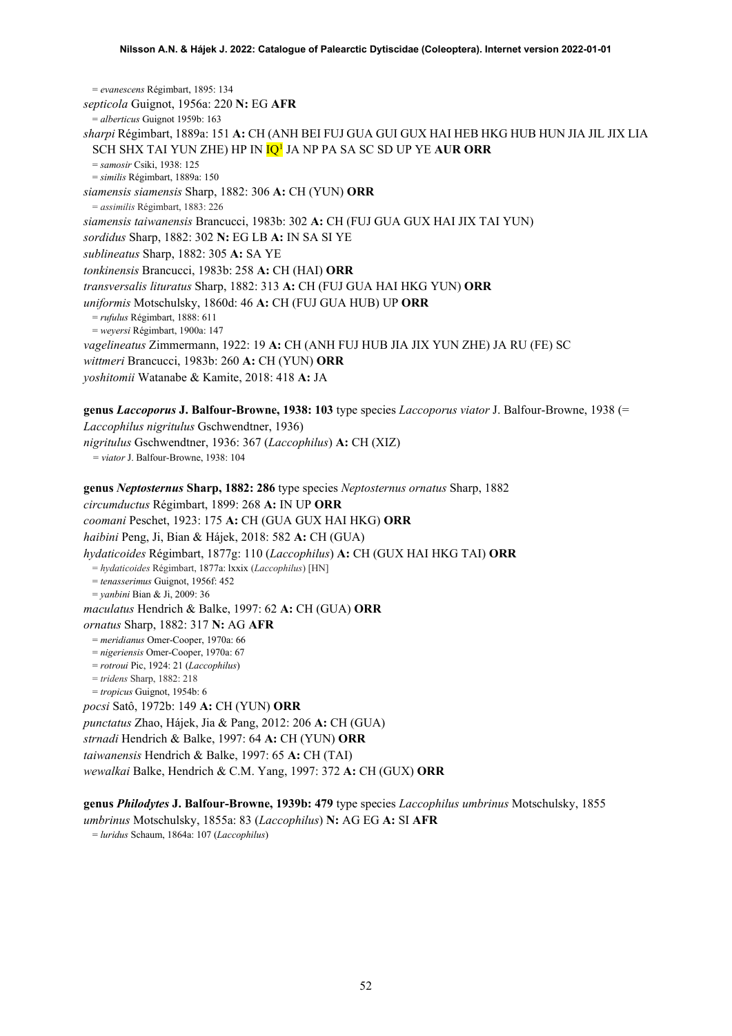= *evanescens* Régimbart, 1895: 134

*septicola* Guignot, 1956a: 220 **N:** EG **AFR**

= *alberticus* Guignot 1959b: 163

*sharpi* Régimbart, 1889a: 151 **A:** CH (ANH BEI FUJ GUA GUI GUX HAI HEB HKG HUB HUN JIA JIL JIX LIA SCH SHX TAI YUN ZHE) HP IN IQ[!] JA NP PA SA SC SD UP YE **AUR ORR**

= *samosir* Csiki, 1938: 125

= *similis* Régimbart, 1889a: 150

*siamensis siamensis* Sharp, 1882: 306 **A:** CH (YUN) **ORR**

= *assimilis* Régimbart, 1883: 226

*siamensis taiwanensis* Brancucci, 1983b: 302 **A:** CH (FUJ GUA GUX HAI JIX TAI YUN)

*sordidus* Sharp, 1882: 302 **N:** EG LB **A:** IN SA SI YE

*sublineatus* Sharp, 1882: 305 **A:** SA YE

*tonkinensis* Brancucci, 1983b: 258 **A:** CH (HAI) **ORR**

*transversalis lituratus* Sharp, 1882: 313 **A:** CH (FUJ GUA HAI HKG YUN) **ORR**

*uniformis* Motschulsky, 1860d: 46 **A:** CH (FUJ GUA HUB) UP **ORR**

= *rufulus* Régimbart, 1888: 611

= *weyersi* Régimbart, 1900a: 147

*vagelineatus* Zimmermann, 1922: 19 **A:** CH (ANH FUJ HUB JIA JIX YUN ZHE) JA RU (FE) SC

*wittmeri* Brancucci, 1983b: 260 **A:** CH (YUN) **ORR**

*yoshitomii* Watanabe & Kamite, 2018: 418 **A:** JA

**genus *Laccoporus* J. Balfour-Browne, 1938: 103** type species *Laccoporus viator* J. Balfour-Browne, 1938 (= *Laccophilus nigritulus* Gschwendtner, 1936)

*nigritulus* Gschwendtner, 1936: 367 (*Laccophilus*) **A:** CH (XIZ)

= *viator* J. Balfour-Browne, 1938: 104

**genus *Neptosternus* Sharp, 1882: 286** type species *Neptosternus ornatus* Sharp, 1882

*circumductus* Régimbart, 1899: 268 **A:** IN UP **ORR**

*coomani* Peschet, 1923: 175 **A:** CH (GUA GUX HAI HKG) **ORR**

*haibini* Peng, Ji, Bian & Hájek, 2018: 582 **A:** CH (GUA)

*hydaticoides* Régimbart, 1877g: 110 (*Laccophilus*) **A:** CH (GUX HAI HKG TAI) **ORR**

= *hydaticoides* Régimbart, 1877a: lxxix (*Laccophilus*) [HN]

= *tenasserimus* Guignot, 1956f: 452

= *yanbini* Bian & Ji, 2009: 36

*maculatus* Hendrich & Balke, 1997: 62 **A:** CH (GUA) **ORR**

*ornatus* Sharp, 1882: 317 **N:** AG **AFR**

= *meridianus* Omer-Cooper, 1970a: 66

= *nigeriensis* Omer-Cooper, 1970a: 67

= *rotroui* Pic, 1924: 21 (*Laccophilus*)

= *tridens* Sharp, 1882: 218

= *tropicus* Guignot, 1954b: 6

*pocsi* Satô, 1972b: 149 **A:** CH (YUN) **ORR**

*punctatus* Zhao, Hájek, Jia & Pang, 2012: 206 **A:** CH (GUA)

*strnadi* Hendrich & Balke, 1997: 64 **A:** CH (YUN) **ORR**

*taiwanensis* Hendrich & Balke, 1997: 65 **A:** CH (TAI)

*wewalkai* Balke, Hendrich & C.M. Yang, 1997: 372 **A:** CH (GUX) **ORR**

**genus *Philodytes* J. Balfour-Browne, 1939b: 479** type species *Laccophilus umbrinus* Motschulsky, 1855

*umbrinus* Motschulsky, 1855a: 83 (*Laccophilus*) **N:** AG EG **A:** SI **AFR**

= *luridus* Schaum, 1864a: 107 (*Laccophilus*)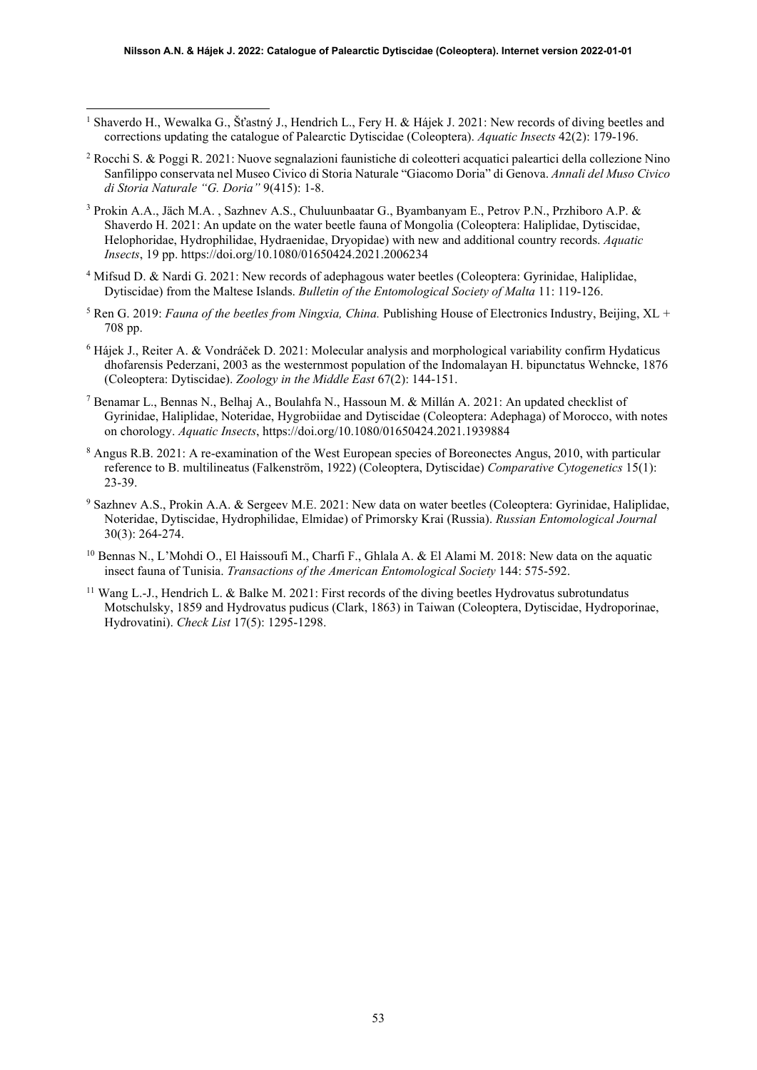[1] Shaverdo H., Wewalka G., Šťastný J., Hendrich L., Fery H. & Hájek J. 2021: New records of diving beetles and corrections updating the catalogue of Palearctic Dytiscidae (Coleoptera). *Aquatic Insects* 42(2): 179-196.

[2] Rocchi S. & Poggi R. 2021: Nuove segnalazioni faunistiche di coleotteri acquatici paleartici della collezione Nino Sanfilippo conservata nel Museo Civico di Storia Naturale "Giacomo Doria" di Genova. *Annali del Muso Civico di Storia Naturale "G. Doria"* 9(415): 1-8.

[3] Prokin A.A., Jäch M.A. , Sazhnev A.S., Chuluunbaatar G., Byambanyam E., Petrov P.N., Przhiboro A.P. & Shaverdo H. 2021: An update on the water beetle fauna of Mongolia (Coleoptera: Haliplidae, Dytiscidae, Helophoridae, Hydrophilidae, Hydraenidae, Dryopidae) with new and additional country records. *Aquatic Insects*, 19 pp. https://doi.org/10.1080/01650424.2021.2006234

[4] Mifsud D. & Nardi G. 2021: New records of adephagous water beetles (Coleoptera: Gyrinidae, Haliplidae, Dytiscidae) from the Maltese Islands. *Bulletin of the Entomological Society of Malta* 11: 119-126.

[5] Ren G. 2019: *Fauna of the beetles from Ningxia, China.* Publishing House of Electronics Industry, Beijing, XL + 708 pp.

[6] Hájek J., Reiter A. & Vondráček D. 2021: Molecular analysis and morphological variability confirm Hydaticus dhofarensis Pederzani, 2003 as the westernmost population of the Indomalayan H. bipunctatus Wehncke, 1876 (Coleoptera: Dytiscidae). *Zoology in the Middle East* 67(2): 144-151.

[7] Benamar L., Bennas N., Belhaj A., Boulahfa N., Hassoun M. & Millán A. 2021: An updated checklist of Gyrinidae, Haliplidae, Noteridae, Hygrobiidae and Dytiscidae (Coleoptera: Adephaga) of Morocco, with notes on chorology. *Aquatic Insects*, https://doi.org/10.1080/01650424.2021.1939884

[8] Angus R.B. 2021: A re-examination of the West European species of Boreonectes Angus, 2010, with particular reference to B. multilineatus (Falkenström, 1922) (Coleoptera, Dytiscidae) *Comparative Cytogenetics* 15(1): 23-39.

[9] Sazhnev A.S., Prokin A.A. & Sergeev M.E. 2021: New data on water beetles (Coleoptera: Gyrinidae, Haliplidae, Noteridae, Dytiscidae, Hydrophilidae, Elmidae) of Primorsky Krai (Russia). *Russian Entomological Journal* 30(3): 264-274.

[10] Bennas N., L'Mohdi O., El Haissoufi M., Charfi F., Ghlala A. & El Alami M. 2018: New data on the aquatic insect fauna of Tunisia. *Transactions of the American Entomological Society* 144: 575-592.

[11] Wang L.-J., Hendrich L. & Balke M. 2021: First records of the diving beetles Hydrovatus subrotundatus Motschulsky, 1859 and Hydrovatus pudicus (Clark, 1863) in Taiwan (Coleoptera, Dytiscidae, Hydroporinae, Hydrovatini). *Check List* 17(5): 1295-1298.